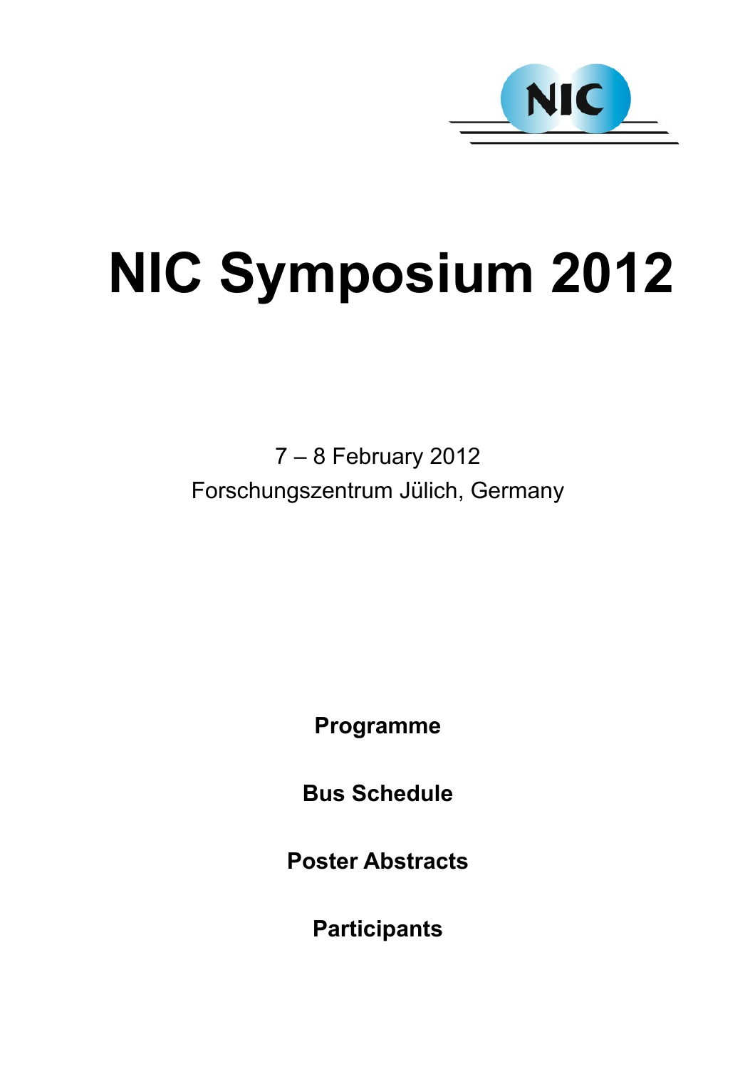NIC

# NIC Symposium 2012

7 – 8 February 2012

Forschungszentrum Jülich, Germany

**Programme**

**Bus Schedule**

**Poster Abstracts**

**Participants**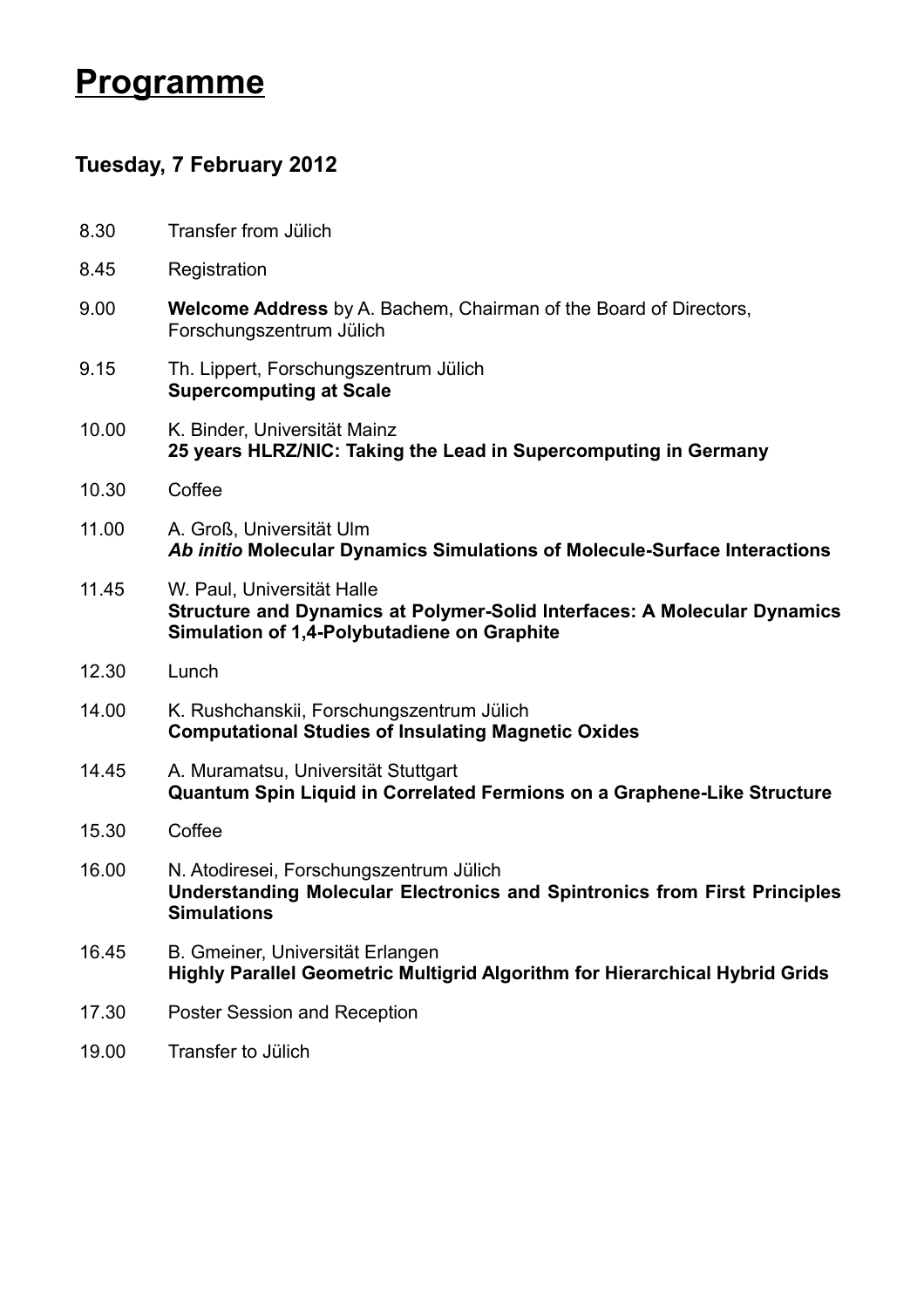# Programme

## Tuesday, 7 February 2012

| | |
|---|---|
| 8.30 | Transfer from Jülich |
| 8.45 | Registration |
| 9.00 | **Welcome Address** by A. Bachem, Chairman of the Board of Directors, Forschungszentrum Jülich |
| 9.15 | Th. Lippert, Forschungszentrum Jülich<br>**Supercomputing at Scale** |
| 10.00 | K. Binder, Universität Mainz<br>**25 years HLRZ/NIC: Taking the Lead in Supercomputing in Germany** |
| 10.30 | Coffee |
| 11.00 | A. Groß, Universität Ulm<br>***Ab initio* Molecular Dynamics Simulations of Molecule-Surface Interactions** |
| 11.45 | W. Paul, Universität Halle<br>**Structure and Dynamics at Polymer-Solid Interfaces: A Molecular Dynamics Simulation of 1,4-Polybutadiene on Graphite** |
| 12.30 | Lunch |
| 14.00 | K. Rushchanskii, Forschungszentrum Jülich<br>**Computational Studies of Insulating Magnetic Oxides** |
| 14.45 | A. Muramatsu, Universität Stuttgart<br>**Quantum Spin Liquid in Correlated Fermions on a Graphene-Like Structure** |
| 15.30 | Coffee |
| 16.00 | N. Atodiresei, Forschungszentrum Jülich<br>**Understanding Molecular Electronics and Spintronics from First Principles Simulations** |
| 16.45 | B. Gmeiner, Universität Erlangen<br>**Highly Parallel Geometric Multigrid Algorithm for Hierarchical Hybrid Grids** |
| 17.30 | Poster Session and Reception |
| 19.00 | Transfer to Jülich |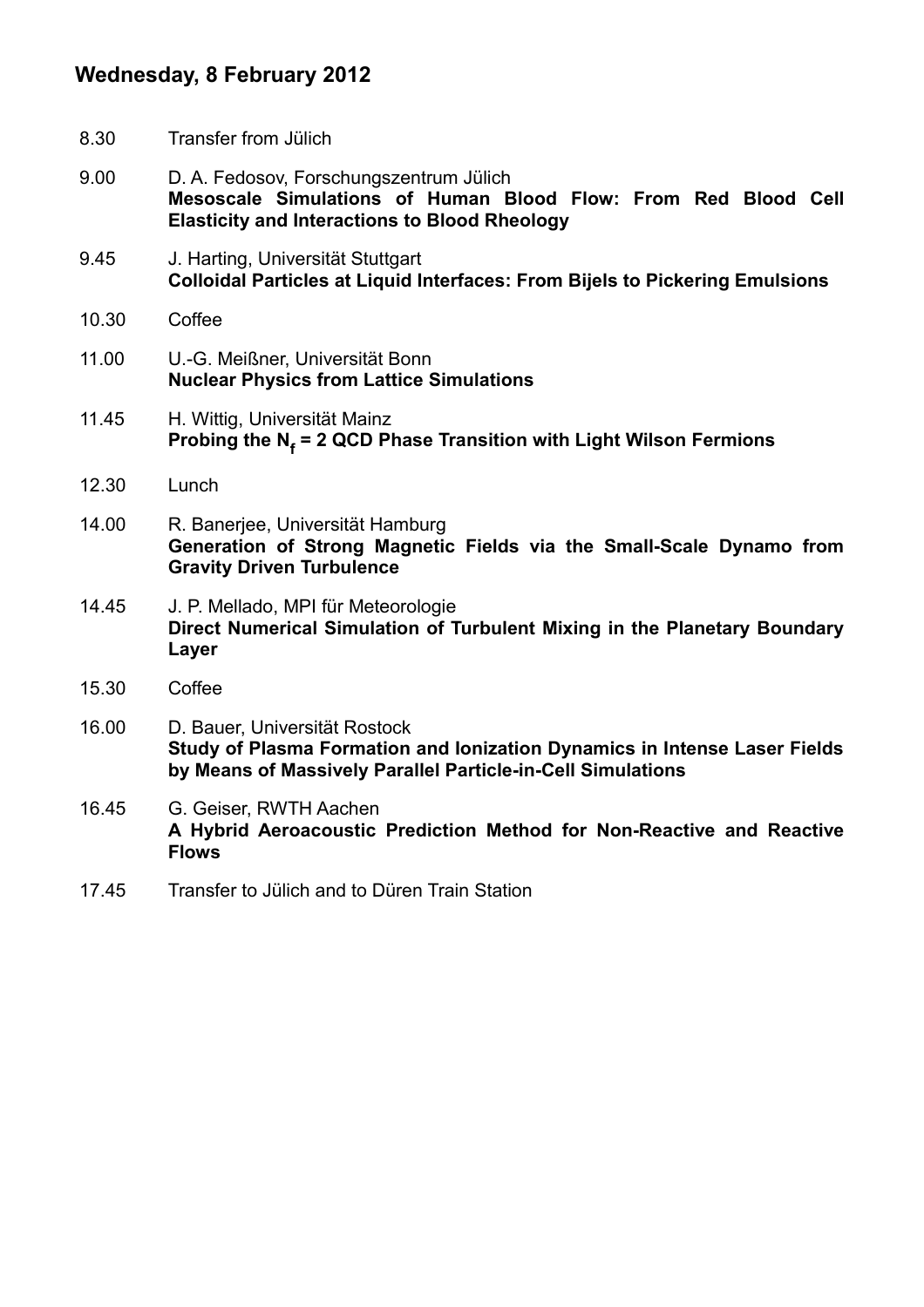## Wednesday, 8 February 2012

8.30 Transfer from Jülich

9.00 D. A. Fedosov, Forschungszentrum Jülich
**Mesoscale Simulations of Human Blood Flow: From Red Blood Cell Elasticity and Interactions to Blood Rheology**

9.45 J. Harting, Universität Stuttgart
**Colloidal Particles at Liquid Interfaces: From Bijels to Pickering Emulsions**

10.30 Coffee

11.00 U.-G. Meißner, Universität Bonn
**Nuclear Physics from Lattice Simulations**

11.45 H. Wittig, Universität Mainz
**Probing the $N_f = 2$ QCD Phase Transition with Light Wilson Fermions**

12.30 Lunch

14.00 R. Banerjee, Universität Hamburg
**Generation of Strong Magnetic Fields via the Small-Scale Dynamo from Gravity Driven Turbulence**

14.45 J. P. Mellado, MPI für Meteorologie
**Direct Numerical Simulation of Turbulent Mixing in the Planetary Boundary Layer**

15.30 Coffee

16.00 D. Bauer, Universität Rostock
**Study of Plasma Formation and Ionization Dynamics in Intense Laser Fields by Means of Massively Parallel Particle-in-Cell Simulations**

16.45 G. Geiser, RWTH Aachen
**A Hybrid Aeroacoustic Prediction Method for Non-Reactive and Reactive Flows**

17.45 Transfer to Jülich and to Düren Train Station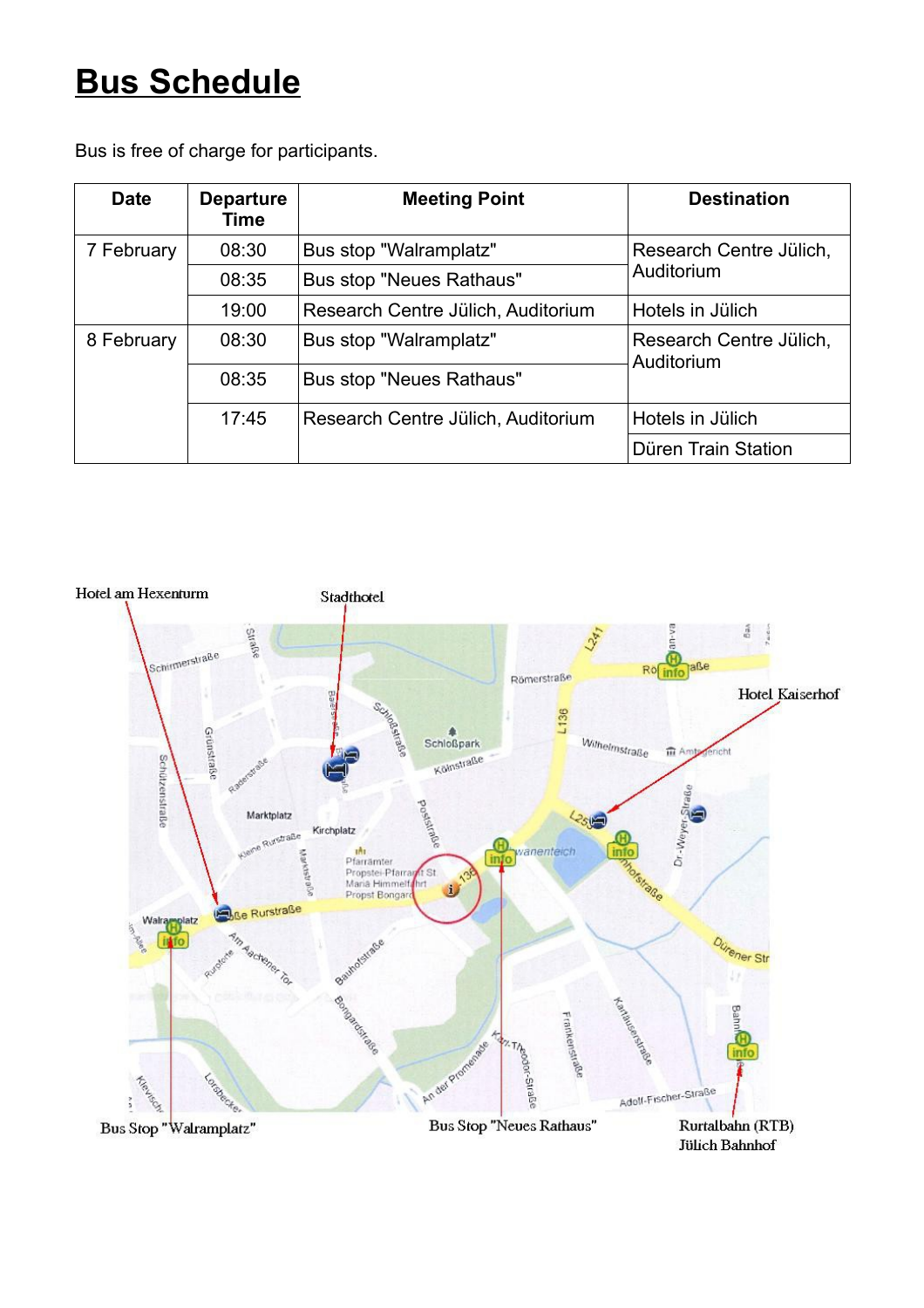# Bus Schedule

Bus is free of charge for participants.

| Date | Departure Time | Meeting Point | Destination |
|---|---|---|---|
| 7 February | 08:30 | Bus stop "Walramplatz" | Research Centre Jülich, Auditorium |
| | 08:35 | Bus stop "Neues Rathaus" | |
| | 19:00 | Research Centre Jülich, Auditorium | Hotels in Jülich |
| 8 February | 08:30 | Bus stop "Walramplatz" | Research Centre Jülich, Auditorium |
| | 08:35 | Bus stop "Neues Rathaus" | |
| | 17:45 | Research Centre Jülich, Auditorium | Hotels in Jülich |
| | | | Düren Train Station |

Hotel am Hexenturm

Stadthotel

Hotel Kaiserhof

Bus Stop "Walramplatz"

Bus Stop "Neues Rathaus"

Rurtalbahn (RTB) Jülich Bahnhof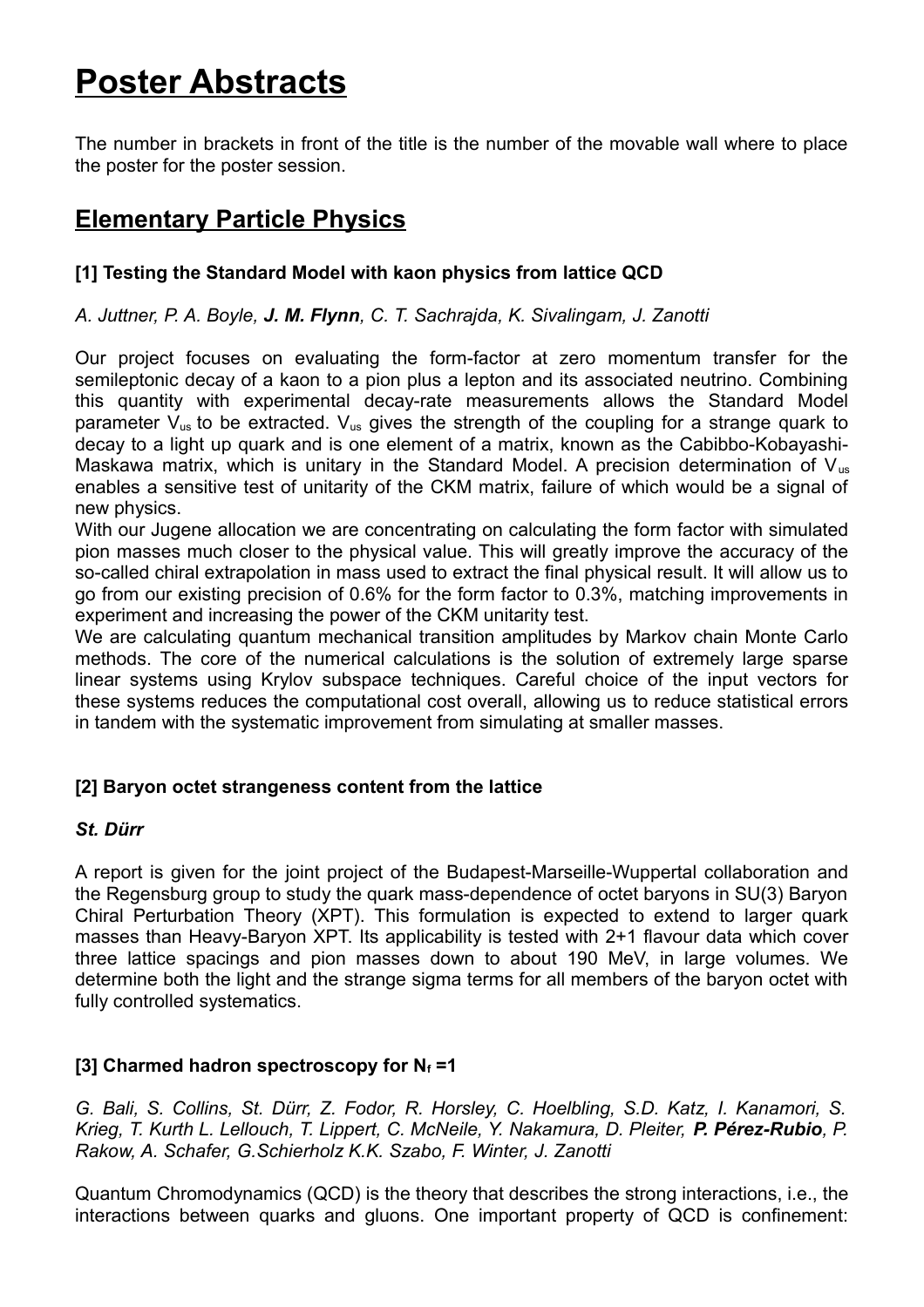# Poster Abstracts

The number in brackets in front of the title is the number of the movable wall where to place the poster for the poster session.

## Elementary Particle Physics

### [1] Testing the Standard Model with kaon physics from lattice QCD

*A. Juttner, P. A. Boyle, **J. M. Flynn**, C. T. Sachrajda, K. Sivalingam, J. Zanotti*

Our project focuses on evaluating the form-factor at zero momentum transfer for the semileptonic decay of a kaon to a pion plus a lepton and its associated neutrino. Combining this quantity with experimental decay-rate measurements allows the Standard Model parameter $V_{us}$ to be extracted. $V_{us}$ gives the strength of the coupling for a strange quark to decay to a light up quark and is one element of a matrix, known as the Cabibbo-Kobayashi-Maskawa matrix, which is unitary in the Standard Model. A precision determination of $V_{us}$ enables a sensitive test of unitarity of the CKM matrix, failure of which would be a signal of new physics.

With our Jugene allocation we are concentrating on calculating the form factor with simulated pion masses much closer to the physical value. This will greatly improve the accuracy of the so-called chiral extrapolation in mass used to extract the final physical result. It will allow us to go from our existing precision of 0.6% for the form factor to 0.3%, matching improvements in experiment and increasing the power of the CKM unitarity test.

We are calculating quantum mechanical transition amplitudes by Markov chain Monte Carlo methods. The core of the numerical calculations is the solution of extremely large sparse linear systems using Krylov subspace techniques. Careful choice of the input vectors for these systems reduces the computational cost overall, allowing us to reduce statistical errors in tandem with the systematic improvement from simulating at smaller masses.

### [2] Baryon octet strangeness content from the lattice

***St. Dürr***

A report is given for the joint project of the Budapest-Marseille-Wuppertal collaboration and the Regensburg group to study the quark mass-dependence of octet baryons in SU(3) Baryon Chiral Perturbation Theory (XPT). This formulation is expected to extend to larger quark masses than Heavy-Baryon XPT. Its applicability is tested with 2+1 flavour data which cover three lattice spacings and pion masses down to about 190 MeV, in large volumes. We determine both the light and the strange sigma terms for all members of the baryon octet with fully controlled systematics.

### [3] Charmed hadron spectroscopy for $N_f$ =1

*G. Bali, S. Collins, St. Dürr, Z. Fodor, R. Horsley, C. Hoelbling, S.D. Katz, I. Kanamori, S. Krieg, T. Kurth L. Lellouch, T. Lippert, C. McNeile, Y. Nakamura, D. Pleiter, **P. Pérez-Rubio**, P. Rakow, A. Schafer, G.Schierholz K.K. Szabo, F. Winter, J. Zanotti*

Quantum Chromodynamics (QCD) is the theory that describes the strong interactions, i.e., the interactions between quarks and gluons. One important property of QCD is confinement: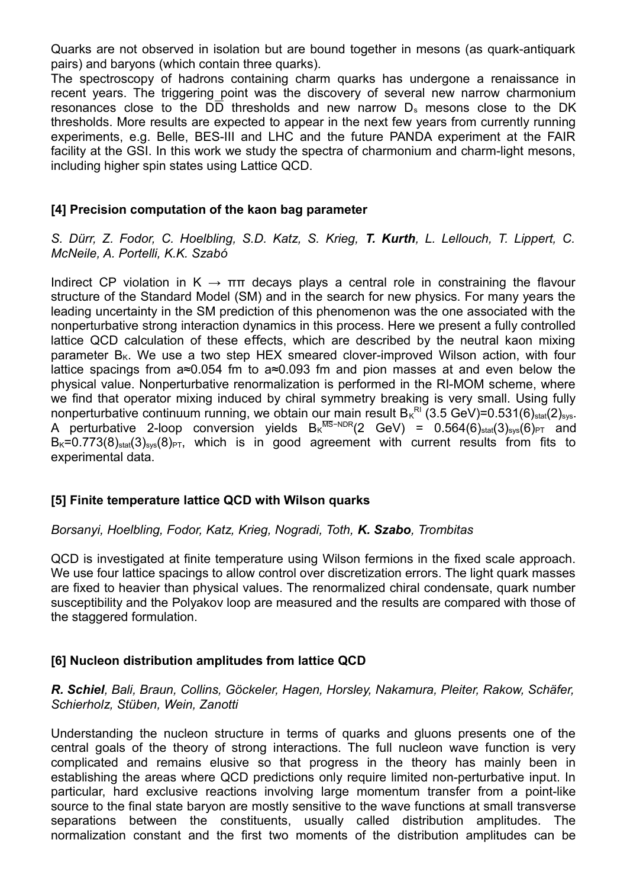Quarks are not observed in isolation but are bound together in mesons (as quark-antiquark pairs) and baryons (which contain three quarks).

The spectroscopy of hadrons containing charm quarks has undergone a renaissance in recent years. The triggering point was the discovery of several new narrow charmonium resonances close to the $D\overline{D}$ thresholds and new narrow $D_s$ mesons close to the DK thresholds. More results are expected to appear in the next few years from currently running experiments, e.g. Belle, BES-III and LHC and the future PANDA experiment at the FAIR facility at the GSI. In this work we study the spectra of charmonium and charm-light mesons, including higher spin states using Lattice QCD.

### [4] Precision computation of the kaon bag parameter

*S. Dürr, Z. Fodor, C. Hoelbling, S.D. Katz, S. Krieg,* ***T. Kurth****, L. Lellouch, T. Lippert, C. McNeile, A. Portelli, K.K. Szabó*

Indirect CP violation in $K \rightarrow \pi\pi$ decays plays a central role in constraining the flavour structure of the Standard Model (SM) and in the search for new physics. For many years the leading uncertainty in the SM prediction of this phenomenon was the one associated with the nonperturbative strong interaction dynamics in this process. Here we present a fully controlled lattice QCD calculation of these effects, which are described by the neutral kaon mixing parameter $B_K$. We use a two step HEX smeared clover-improved Wilson action, with four lattice spacings from a≈0.054 fm to a≈0.093 fm and pion masses at and even below the physical value. Nonperturbative renormalization is performed in the RI-MOM scheme, where we find that operator mixing induced by chiral symmetry breaking is very small. Using fully nonperturbative continuum running, we obtain our main result $B_K^{RI}(3.5\text{ GeV})=0.531(6)_{stat}(2)_{sys}$. A perturbative 2-loop conversion yields $B_K^{\overline{MS}-NDR}(2\text{ GeV}) = 0.564(6)_{stat}(3)_{sys}(6)_{PT}$ and $B_K=0.773(8)_{stat}(3)_{sys}(8)_{PT}$, which is in good agreement with current results from fits to experimental data.

### [5] Finite temperature lattice QCD with Wilson quarks

*Borsanyi, Hoelbling, Fodor, Katz, Krieg, Nogradi, Toth,* ***K. Szabo****, Trombitas*

QCD is investigated at finite temperature using Wilson fermions in the fixed scale approach. We use four lattice spacings to allow control over discretization errors. The light quark masses are fixed to heavier than physical values. The renormalized chiral condensate, quark number susceptibility and the Polyakov loop are measured and the results are compared with those of the staggered formulation.

### [6] Nucleon distribution amplitudes from lattice QCD

***R. Schiel****, Bali, Braun, Collins, Göckeler, Hagen, Horsley, Nakamura, Pleiter, Rakow, Schäfer, Schierholz, Stüben, Wein, Zanotti*

Understanding the nucleon structure in terms of quarks and gluons presents one of the central goals of the theory of strong interactions. The full nucleon wave function is very complicated and remains elusive so that progress in the theory has mainly been in establishing the areas where QCD predictions only require limited non-perturbative input. In particular, hard exclusive reactions involving large momentum transfer from a point-like source to the final state baryon are mostly sensitive to the wave functions at small transverse separations between the constituents, usually called distribution amplitudes. The normalization constant and the first two moments of the distribution amplitudes can be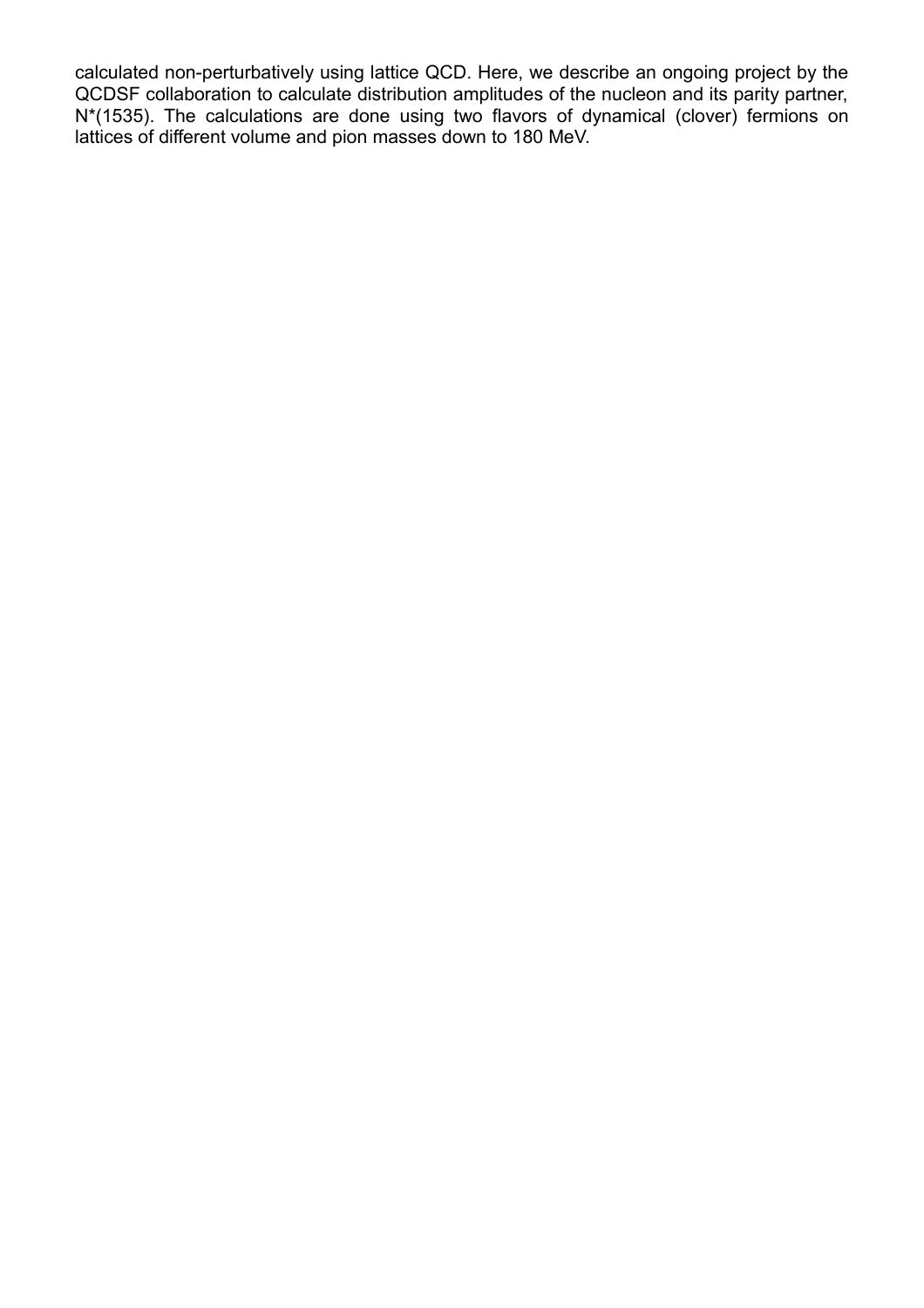calculated non-perturbatively using lattice QCD. Here, we describe an ongoing project by the QCDSF collaboration to calculate distribution amplitudes of the nucleon and its parity partner, N*(1535). The calculations are done using two flavors of dynamical (clover) fermions on lattices of different volume and pion masses down to 180 MeV.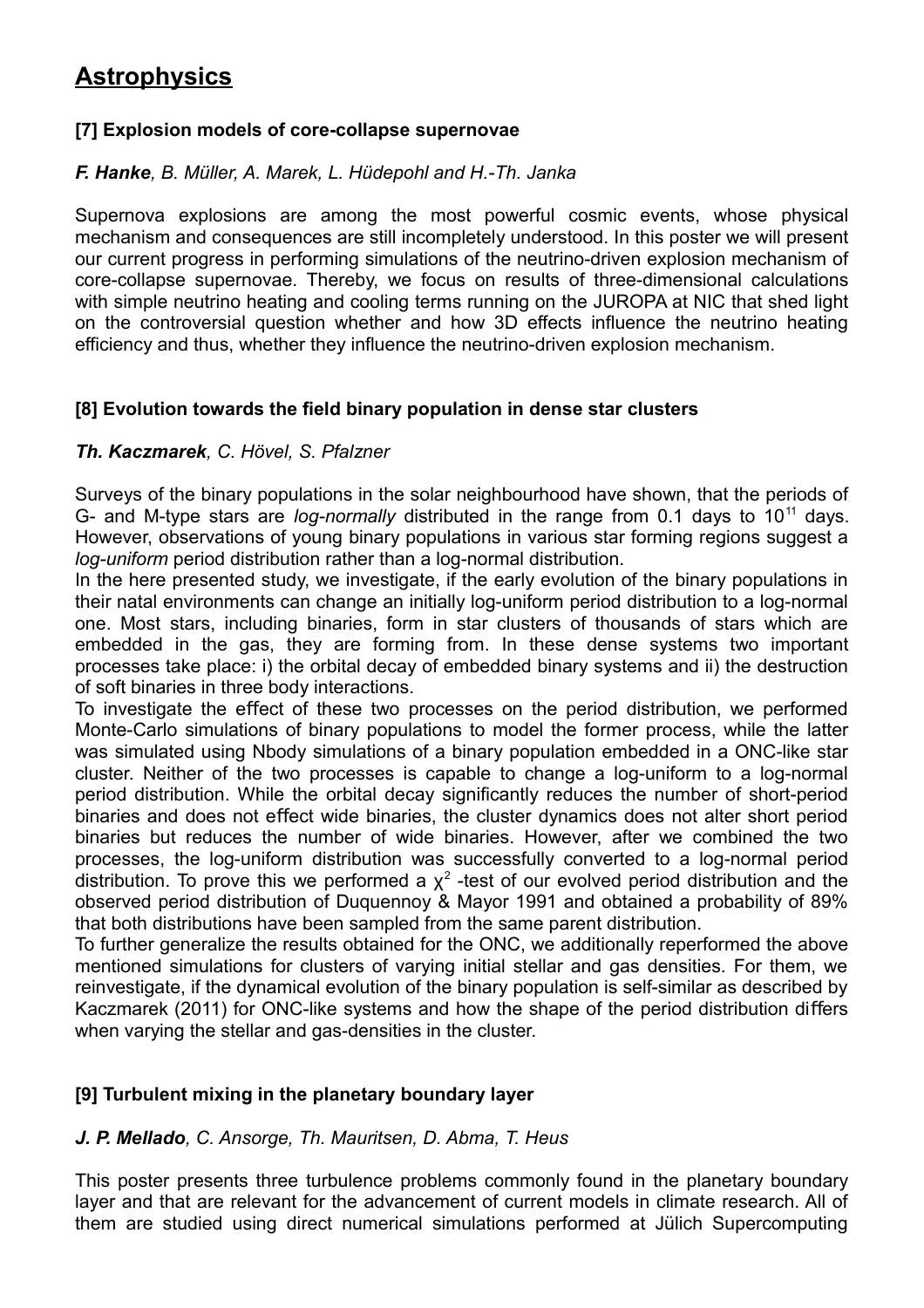# Astrophysics

### [7] Explosion models of core-collapse supernovae

***F. Hanke**, B. Müller, A. Marek, L. Hüdepohl and H.-Th. Janka*

Supernova explosions are among the most powerful cosmic events, whose physical mechanism and consequences are still incompletely understood. In this poster we will present our current progress in performing simulations of the neutrino-driven explosion mechanism of core-collapse supernovae. Thereby, we focus on results of three-dimensional calculations with simple neutrino heating and cooling terms running on the JUROPA at NIC that shed light on the controversial question whether and how 3D effects influence the neutrino heating efficiency and thus, whether they influence the neutrino-driven explosion mechanism.

### [8] Evolution towards the field binary population in dense star clusters

***Th. Kaczmarek**, C. Hövel, S. Pfalzner*

Surveys of the binary populations in the solar neighbourhood have shown, that the periods of G- and M-type stars are *log-normally* distributed in the range from 0.1 days to $10^{11}$ days. However, observations of young binary populations in various star forming regions suggest a *log-uniform* period distribution rather than a log-normal distribution.

In the here presented study, we investigate, if the early evolution of the binary populations in their natal environments can change an initially log-uniform period distribution to a log-normal one. Most stars, including binaries, form in star clusters of thousands of stars which are embedded in the gas, they are forming from. In these dense systems two important processes take place: i) the orbital decay of embedded binary systems and ii) the destruction of soft binaries in three body interactions.

To investigate the effect of these two processes on the period distribution, we performed Monte-Carlo simulations of binary populations to model the former process, while the latter was simulated using Nbody simulations of a binary population embedded in a ONC-like star cluster. Neither of the two processes is capable to change a log-uniform to a log-normal period distribution. While the orbital decay significantly reduces the number of short-period binaries and does not effect wide binaries, the cluster dynamics does not alter short period binaries but reduces the number of wide binaries. However, after we combined the two processes, the log-uniform distribution was successfully converted to a log-normal period distribution. To prove this we performed a $\chi^2$ -test of our evolved period distribution and the observed period distribution of Duquennoy & Mayor 1991 and obtained a probability of 89% that both distributions have been sampled from the same parent distribution.

To further generalize the results obtained for the ONC, we additionally reperformed the above mentioned simulations for clusters of varying initial stellar and gas densities. For them, we reinvestigate, if the dynamical evolution of the binary population is self-similar as described by Kaczmarek (2011) for ONC-like systems and how the shape of the period distribution differs when varying the stellar and gas-densities in the cluster.

### [9] Turbulent mixing in the planetary boundary layer

***J. P. Mellado**, C. Ansorge, Th. Mauritsen, D. Abma, T. Heus*

This poster presents three turbulence problems commonly found in the planetary boundary layer and that are relevant for the advancement of current models in climate research. All of them are studied using direct numerical simulations performed at Jülich Supercomputing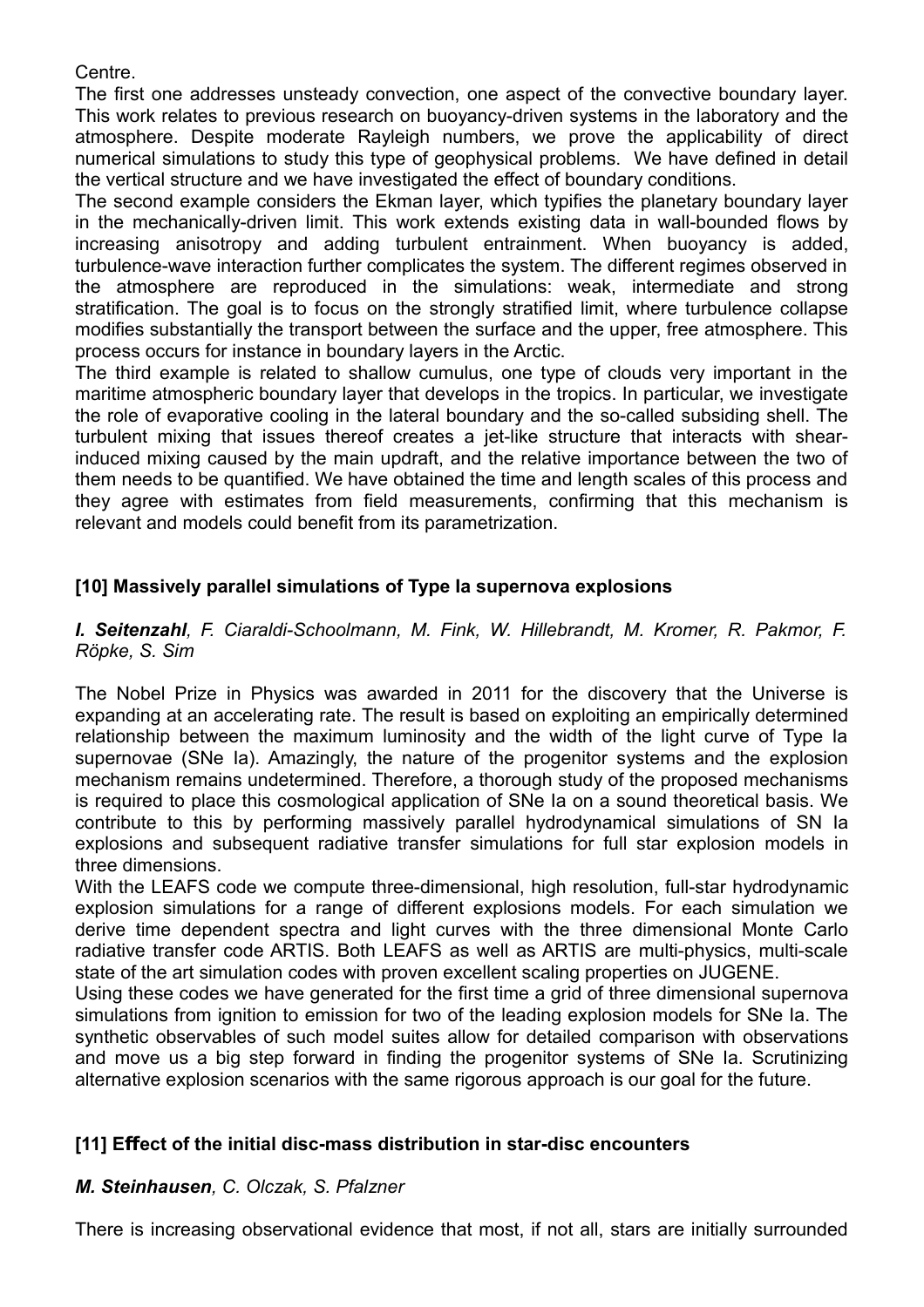Centre.

The first one addresses unsteady convection, one aspect of the convective boundary layer. This work relates to previous research on buoyancy-driven systems in the laboratory and the atmosphere. Despite moderate Rayleigh numbers, we prove the applicability of direct numerical simulations to study this type of geophysical problems. We have defined in detail the vertical structure and we have investigated the effect of boundary conditions.

The second example considers the Ekman layer, which typifies the planetary boundary layer in the mechanically-driven limit. This work extends existing data in wall-bounded flows by increasing anisotropy and adding turbulent entrainment. When buoyancy is added, turbulence-wave interaction further complicates the system. The different regimes observed in the atmosphere are reproduced in the simulations: weak, intermediate and strong stratification. The goal is to focus on the strongly stratified limit, where turbulence collapse modifies substantially the transport between the surface and the upper, free atmosphere. This process occurs for instance in boundary layers in the Arctic.

The third example is related to shallow cumulus, one type of clouds very important in the maritime atmospheric boundary layer that develops in the tropics. In particular, we investigate the role of evaporative cooling in the lateral boundary and the so-called subsiding shell. The turbulent mixing that issues thereof creates a jet-like structure that interacts with shear-induced mixing caused by the main updraft, and the relative importance between the two of them needs to be quantified. We have obtained the time and length scales of this process and they agree with estimates from field measurements, confirming that this mechanism is relevant and models could benefit from its parametrization.

### [10] Massively parallel simulations of Type Ia supernova explosions

***I. Seitenzahl**, F. Ciaraldi-Schoolmann, M. Fink, W. Hillebrandt, M. Kromer, R. Pakmor, F. Röpke, S. Sim*

The Nobel Prize in Physics was awarded in 2011 for the discovery that the Universe is expanding at an accelerating rate. The result is based on exploiting an empirically determined relationship between the maximum luminosity and the width of the light curve of Type Ia supernovae (SNe Ia). Amazingly, the nature of the progenitor systems and the explosion mechanism remains undetermined. Therefore, a thorough study of the proposed mechanisms is required to place this cosmological application of SNe Ia on a sound theoretical basis. We contribute to this by performing massively parallel hydrodynamical simulations of SN Ia explosions and subsequent radiative transfer simulations for full star explosion models in three dimensions.

With the LEAFS code we compute three-dimensional, high resolution, full-star hydrodynamic explosion simulations for a range of different explosions models. For each simulation we derive time dependent spectra and light curves with the three dimensional Monte Carlo radiative transfer code ARTIS. Both LEAFS as well as ARTIS are multi-physics, multi-scale state of the art simulation codes with proven excellent scaling properties on JUGENE.

Using these codes we have generated for the first time a grid of three dimensional supernova simulations from ignition to emission for two of the leading explosion models for SNe Ia. The synthetic observables of such model suites allow for detailed comparison with observations and move us a big step forward in finding the progenitor systems of SNe Ia. Scrutinizing alternative explosion scenarios with the same rigorous approach is our goal for the future.

### [11] Effect of the initial disc-mass distribution in star-disc encounters

***M. Steinhausen**, C. Olczak, S. Pfalzner*

There is increasing observational evidence that most, if not all, stars are initially surrounded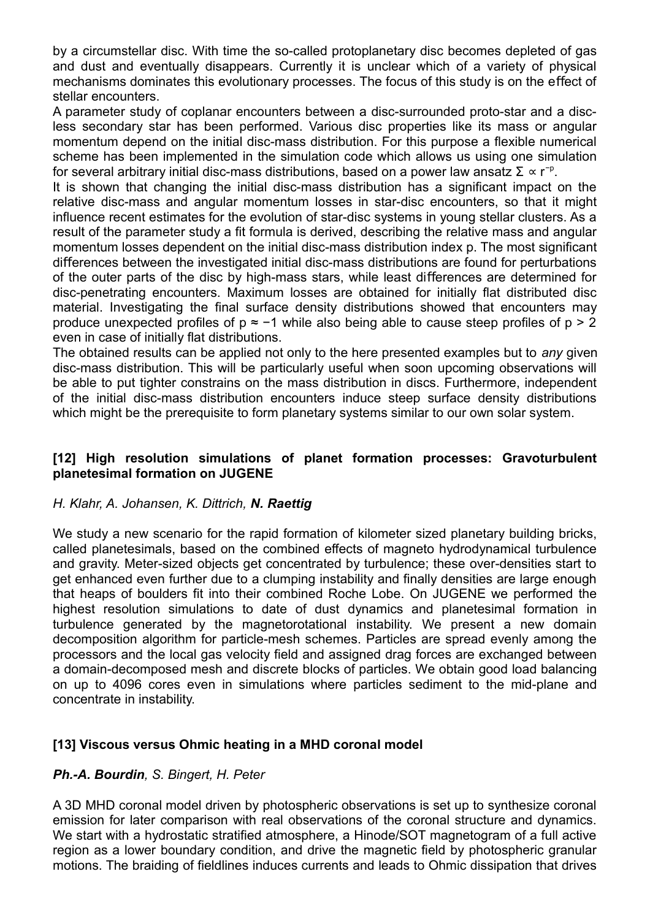by a circumstellar disc. With time the so-called protoplanetary disc becomes depleted of gas and dust and eventually disappears. Currently it is unclear which of a variety of physical mechanisms dominates this evolutionary processes. The focus of this study is on the effect of stellar encounters.

A parameter study of coplanar encounters between a disc-surrounded proto-star and a disc-less secondary star has been performed. Various disc properties like its mass or angular momentum depend on the initial disc-mass distribution. For this purpose a flexible numerical scheme has been implemented in the simulation code which allows us using one simulation for several arbitrary initial disc-mass distributions, based on a power law ansatz $\Sigma \propto r^{-p}$.

It is shown that changing the initial disc-mass distribution has a significant impact on the relative disc-mass and angular momentum losses in star-disc encounters, so that it might influence recent estimates for the evolution of star-disc systems in young stellar clusters. As a result of the parameter study a fit formula is derived, describing the relative mass and angular momentum losses dependent on the initial disc-mass distribution index p. The most significant differences between the investigated initial disc-mass distributions are found for perturbations of the outer parts of the disc by high-mass stars, while least differences are determined for disc-penetrating encounters. Maximum losses are obtained for initially flat distributed disc material. Investigating the final surface density distributions showed that encounters may produce unexpected profiles of $p \approx -1$ while also being able to cause steep profiles of $p > 2$ even in case of initially flat distributions.

The obtained results can be applied not only to the here presented examples but to *any* given disc-mass distribution. This will be particularly useful when soon upcoming observations will be able to put tighter constrains on the mass distribution in discs. Furthermore, independent of the initial disc-mass distribution encounters induce steep surface density distributions which might be the prerequisite to form planetary systems similar to our own solar system.

### [12] High resolution simulations of planet formation processes: Gravoturbulent planetesimal formation on JUGENE

*H. Klahr, A. Johansen, K. Dittrich, **N. Raettig***

We study a new scenario for the rapid formation of kilometer sized planetary building bricks, called planetesimals, based on the combined effects of magneto hydrodynamical turbulence and gravity. Meter-sized objects get concentrated by turbulence; these over-densities start to get enhanced even further due to a clumping instability and finally densities are large enough that heaps of boulders fit into their combined Roche Lobe. On JUGENE we performed the highest resolution simulations to date of dust dynamics and planetesimal formation in turbulence generated by the magnetorotational instability. We present a new domain decomposition algorithm for particle-mesh schemes. Particles are spread evenly among the processors and the local gas velocity field and assigned drag forces are exchanged between a domain-decomposed mesh and discrete blocks of particles. We obtain good load balancing on up to 4096 cores even in simulations where particles sediment to the mid-plane and concentrate in instability.

### [13] Viscous versus Ohmic heating in a MHD coronal model

***Ph.-A. Bourdin**, S. Bingert, H. Peter*

A 3D MHD coronal model driven by photospheric observations is set up to synthesize coronal emission for later comparison with real observations of the coronal structure and dynamics. We start with a hydrostatic stratified atmosphere, a Hinode/SOT magnetogram of a full active region as a lower boundary condition, and drive the magnetic field by photospheric granular motions. The braiding of fieldlines induces currents and leads to Ohmic dissipation that drives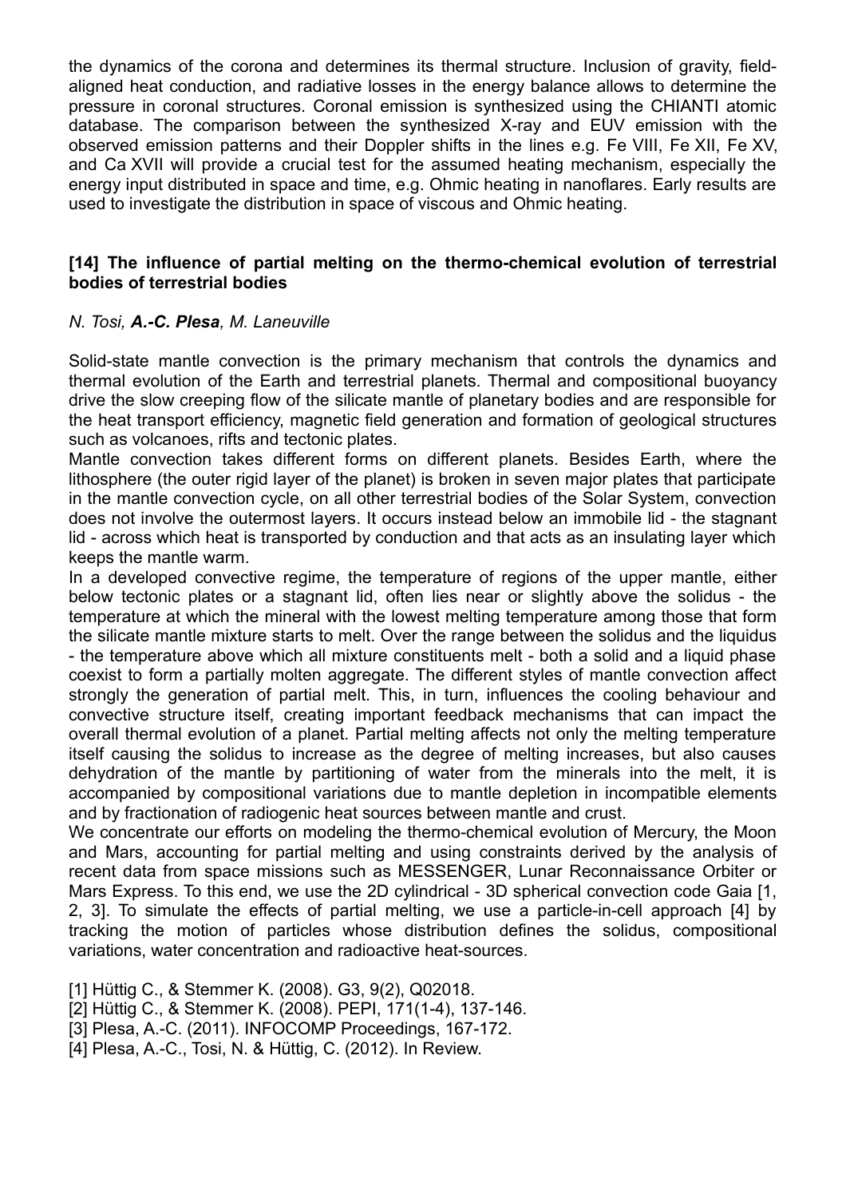the dynamics of the corona and determines its thermal structure. Inclusion of gravity, field-aligned heat conduction, and radiative losses in the energy balance allows to determine the pressure in coronal structures. Coronal emission is synthesized using the CHIANTI atomic database. The comparison between the synthesized X-ray and EUV emission with the observed emission patterns and their Doppler shifts in the lines e.g. Fe VIII, Fe XII, Fe XV, and Ca XVII will provide a crucial test for the assumed heating mechanism, especially the energy input distributed in space and time, e.g. Ohmic heating in nanoflares. Early results are used to investigate the distribution in space of viscous and Ohmic heating.

### [14] The influence of partial melting on the thermo-chemical evolution of terrestrial bodies of terrestrial bodies

*N. Tosi, **A.-C. Plesa**, M. Laneuville*

Solid-state mantle convection is the primary mechanism that controls the dynamics and thermal evolution of the Earth and terrestrial planets. Thermal and compositional buoyancy drive the slow creeping flow of the silicate mantle of planetary bodies and are responsible for the heat transport efficiency, magnetic field generation and formation of geological structures such as volcanoes, rifts and tectonic plates.

Mantle convection takes different forms on different planets. Besides Earth, where the lithosphere (the outer rigid layer of the planet) is broken in seven major plates that participate in the mantle convection cycle, on all other terrestrial bodies of the Solar System, convection does not involve the outermost layers. It occurs instead below an immobile lid - the stagnant lid - across which heat is transported by conduction and that acts as an insulating layer which keeps the mantle warm.

In a developed convective regime, the temperature of regions of the upper mantle, either below tectonic plates or a stagnant lid, often lies near or slightly above the solidus - the temperature at which the mineral with the lowest melting temperature among those that form the silicate mantle mixture starts to melt. Over the range between the solidus and the liquidus - the temperature above which all mixture constituents melt - both a solid and a liquid phase coexist to form a partially molten aggregate. The different styles of mantle convection affect strongly the generation of partial melt. This, in turn, influences the cooling behaviour and convective structure itself, creating important feedback mechanisms that can impact the overall thermal evolution of a planet. Partial melting affects not only the melting temperature itself causing the solidus to increase as the degree of melting increases, but also causes dehydration of the mantle by partitioning of water from the minerals into the melt, it is accompanied by compositional variations due to mantle depletion in incompatible elements and by fractionation of radiogenic heat sources between mantle and crust.

We concentrate our efforts on modeling the thermo-chemical evolution of Mercury, the Moon and Mars, accounting for partial melting and using constraints derived by the analysis of recent data from space missions such as MESSENGER, Lunar Reconnaissance Orbiter or Mars Express. To this end, we use the 2D cylindrical - 3D spherical convection code Gaia [1, 2, 3]. To simulate the effects of partial melting, we use a particle-in-cell approach [4] by tracking the motion of particles whose distribution defines the solidus, compositional variations, water concentration and radioactive heat-sources.

[1] Hüttig C., & Stemmer K. (2008). G3, 9(2), Q02018.
[2] Hüttig C., & Stemmer K. (2008). PEPI, 171(1-4), 137-146.
[3] Plesa, A.-C. (2011). INFOCOMP Proceedings, 167-172.
[4] Plesa, A.-C., Tosi, N. & Hüttig, C. (2012). In Review.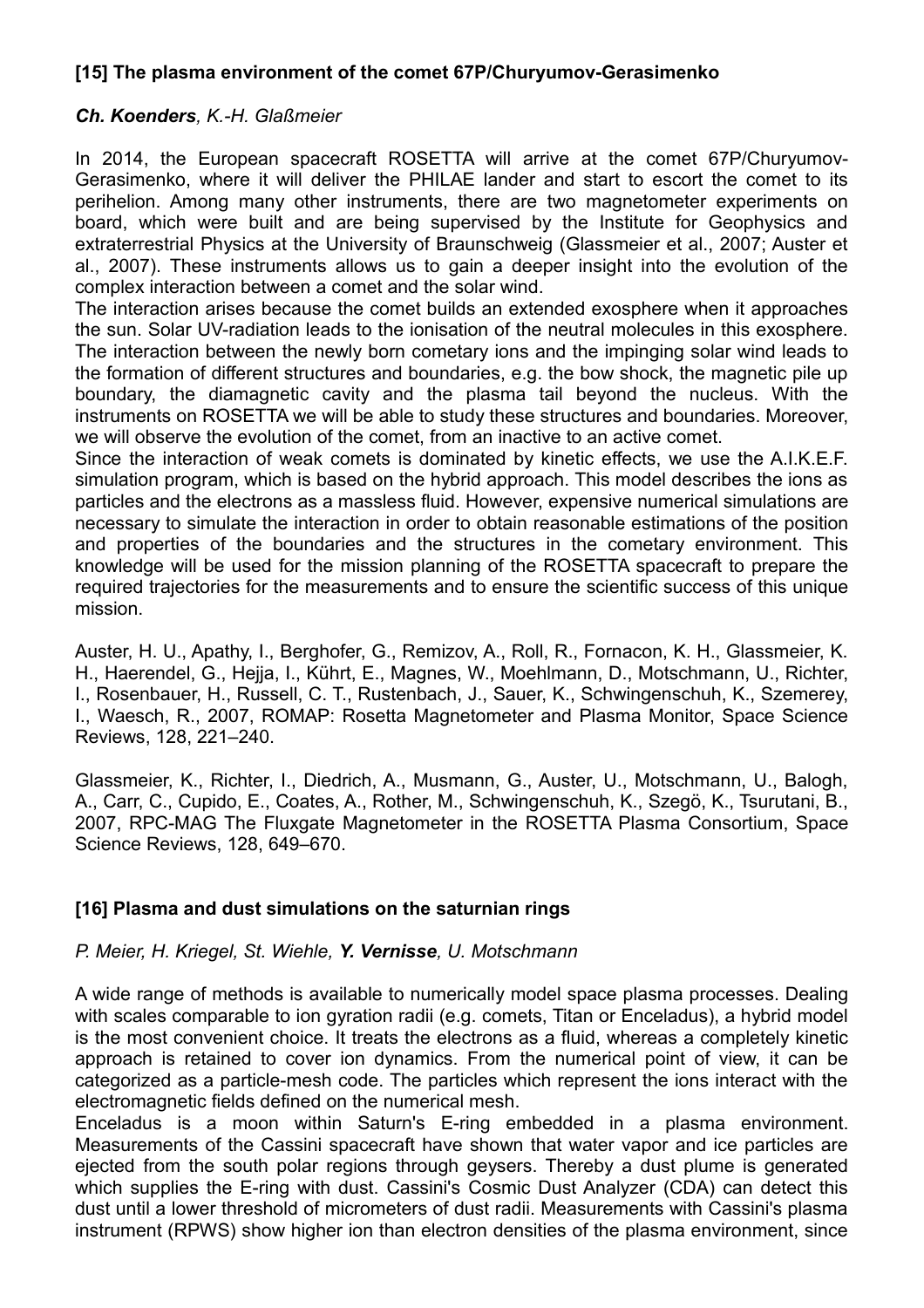### [15] The plasma environment of the comet 67P/Churyumov-Gerasimenko

***Ch. Koenders**, K.-H. Glaßmeier*

In 2014, the European spacecraft ROSETTA will arrive at the comet 67P/Churyumov-Gerasimenko, where it will deliver the PHILAE lander and start to escort the comet to its perihelion. Among many other instruments, there are two magnetometer experiments on board, which were built and are being supervised by the Institute for Geophysics and extraterrestrial Physics at the University of Braunschweig (Glassmeier et al., 2007; Auster et al., 2007). These instruments allows us to gain a deeper insight into the evolution of the complex interaction between a comet and the solar wind.

The interaction arises because the comet builds an extended exosphere when it approaches the sun. Solar UV-radiation leads to the ionisation of the neutral molecules in this exosphere. The interaction between the newly born cometary ions and the impinging solar wind leads to the formation of different structures and boundaries, e.g. the bow shock, the magnetic pile up boundary, the diamagnetic cavity and the plasma tail beyond the nucleus. With the instruments on ROSETTA we will be able to study these structures and boundaries. Moreover, we will observe the evolution of the comet, from an inactive to an active comet.

Since the interaction of weak comets is dominated by kinetic effects, we use the A.I.K.E.F. simulation program, which is based on the hybrid approach. This model describes the ions as particles and the electrons as a massless fluid. However, expensive numerical simulations are necessary to simulate the interaction in order to obtain reasonable estimations of the position and properties of the boundaries and the structures in the cometary environment. This knowledge will be used for the mission planning of the ROSETTA spacecraft to prepare the required trajectories for the measurements and to ensure the scientific success of this unique mission.

Auster, H. U., Apathy, I., Berghofer, G., Remizov, A., Roll, R., Fornacon, K. H., Glassmeier, K. H., Haerendel, G., Hejja, I., Kührt, E., Magnes, W., Moehlmann, D., Motschmann, U., Richter, I., Rosenbauer, H., Russell, C. T., Rustenbach, J., Sauer, K., Schwingenschuh, K., Szemerey, I., Waesch, R., 2007, ROMAP: Rosetta Magnetometer and Plasma Monitor, Space Science Reviews, 128, 221–240.

Glassmeier, K., Richter, I., Diedrich, A., Musmann, G., Auster, U., Motschmann, U., Balogh, A., Carr, C., Cupido, E., Coates, A., Rother, M., Schwingenschuh, K., Szegö, K., Tsurutani, B., 2007, RPC-MAG The Fluxgate Magnetometer in the ROSETTA Plasma Consortium, Space Science Reviews, 128, 649–670.

### [16] Plasma and dust simulations on the saturnian rings

*P. Meier, H. Kriegel, St. Wiehle, **Y. Vernisse**, U. Motschmann*

A wide range of methods is available to numerically model space plasma processes. Dealing with scales comparable to ion gyration radii (e.g. comets, Titan or Enceladus), a hybrid model is the most convenient choice. It treats the electrons as a fluid, whereas a completely kinetic approach is retained to cover ion dynamics. From the numerical point of view, it can be categorized as a particle-mesh code. The particles which represent the ions interact with the electromagnetic fields defined on the numerical mesh.

Enceladus is a moon within Saturn's E-ring embedded in a plasma environment. Measurements of the Cassini spacecraft have shown that water vapor and ice particles are ejected from the south polar regions through geysers. Thereby a dust plume is generated which supplies the E-ring with dust. Cassini's Cosmic Dust Analyzer (CDA) can detect this dust until a lower threshold of micrometers of dust radii. Measurements with Cassini's plasma instrument (RPWS) show higher ion than electron densities of the plasma environment, since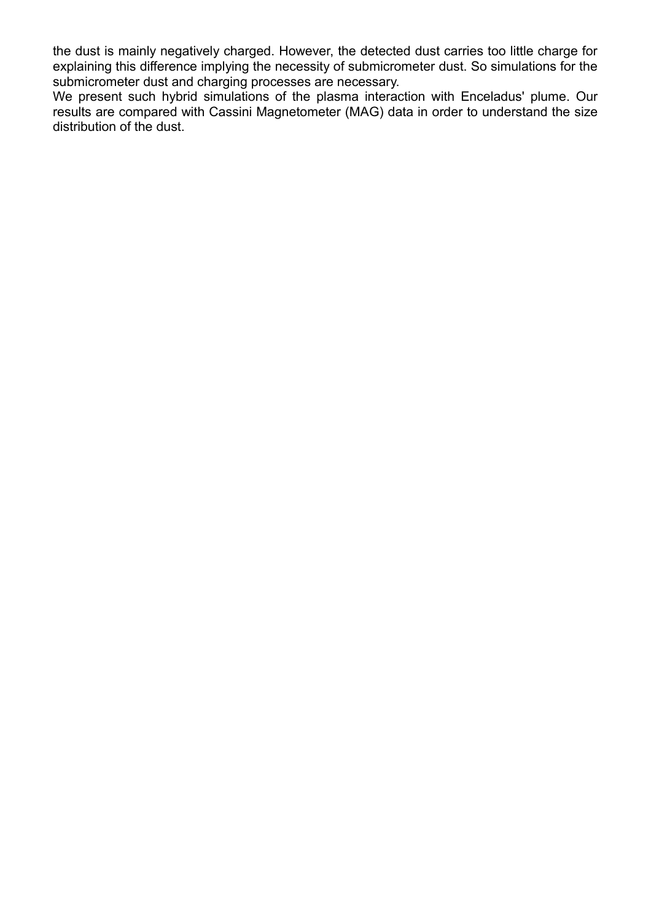the dust is mainly negatively charged. However, the detected dust carries too little charge for explaining this difference implying the necessity of submicrometer dust. So simulations for the submicrometer dust and charging processes are necessary.

We present such hybrid simulations of the plasma interaction with Enceladus' plume. Our results are compared with Cassini Magnetometer (MAG) data in order to understand the size distribution of the dust.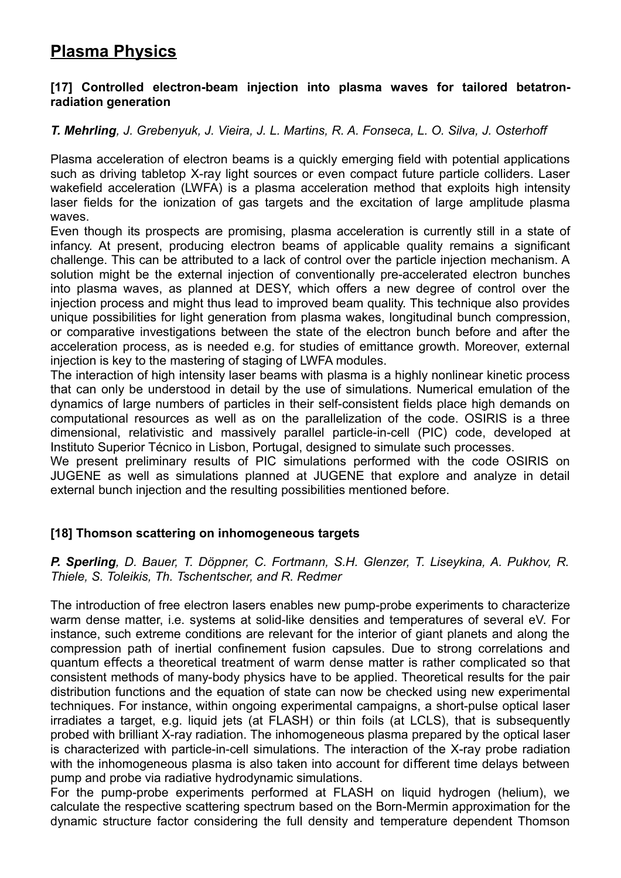# Plasma Physics

### [17] Controlled electron-beam injection into plasma waves for tailored betatron-radiation generation

***T. Mehrling**, J. Grebenyuk, J. Vieira, J. L. Martins, R. A. Fonseca, L. O. Silva, J. Osterhoff*

Plasma acceleration of electron beams is a quickly emerging field with potential applications such as driving tabletop X-ray light sources or even compact future particle colliders. Laser wakefield acceleration (LWFA) is a plasma acceleration method that exploits high intensity laser fields for the ionization of gas targets and the excitation of large amplitude plasma waves.

Even though its prospects are promising, plasma acceleration is currently still in a state of infancy. At present, producing electron beams of applicable quality remains a significant challenge. This can be attributed to a lack of control over the particle injection mechanism. A solution might be the external injection of conventionally pre-accelerated electron bunches into plasma waves, as planned at DESY, which offers a new degree of control over the injection process and might thus lead to improved beam quality. This technique also provides unique possibilities for light generation from plasma wakes, longitudinal bunch compression, or comparative investigations between the state of the electron bunch before and after the acceleration process, as is needed e.g. for studies of emittance growth. Moreover, external injection is key to the mastering of staging of LWFA modules.

The interaction of high intensity laser beams with plasma is a highly nonlinear kinetic process that can only be understood in detail by the use of simulations. Numerical emulation of the dynamics of large numbers of particles in their self-consistent fields place high demands on computational resources as well as on the parallelization of the code. OSIRIS is a three dimensional, relativistic and massively parallel particle-in-cell (PIC) code, developed at Instituto Superior Técnico in Lisbon, Portugal, designed to simulate such processes.

We present preliminary results of PIC simulations performed with the code OSIRIS on JUGENE as well as simulations planned at JUGENE that explore and analyze in detail external bunch injection and the resulting possibilities mentioned before.

### [18] Thomson scattering on inhomogeneous targets

***P. Sperling**, D. Bauer, T. Döppner, C. Fortmann, S.H. Glenzer, T. Liseykina, A. Pukhov, R. Thiele, S. Toleikis, Th. Tschentscher, and R. Redmer*

The introduction of free electron lasers enables new pump-probe experiments to characterize warm dense matter, i.e. systems at solid-like densities and temperatures of several eV. For instance, such extreme conditions are relevant for the interior of giant planets and along the compression path of inertial confinement fusion capsules. Due to strong correlations and quantum effects a theoretical treatment of warm dense matter is rather complicated so that consistent methods of many-body physics have to be applied. Theoretical results for the pair distribution functions and the equation of state can now be checked using new experimental techniques. For instance, within ongoing experimental campaigns, a short-pulse optical laser irradiates a target, e.g. liquid jets (at FLASH) or thin foils (at LCLS), that is subsequently probed with brilliant X-ray radiation. The inhomogeneous plasma prepared by the optical laser is characterized with particle-in-cell simulations. The interaction of the X-ray probe radiation with the inhomogeneous plasma is also taken into account for different time delays between pump and probe via radiative hydrodynamic simulations.

For the pump-probe experiments performed at FLASH on liquid hydrogen (helium), we calculate the respective scattering spectrum based on the Born-Mermin approximation for the dynamic structure factor considering the full density and temperature dependent Thomson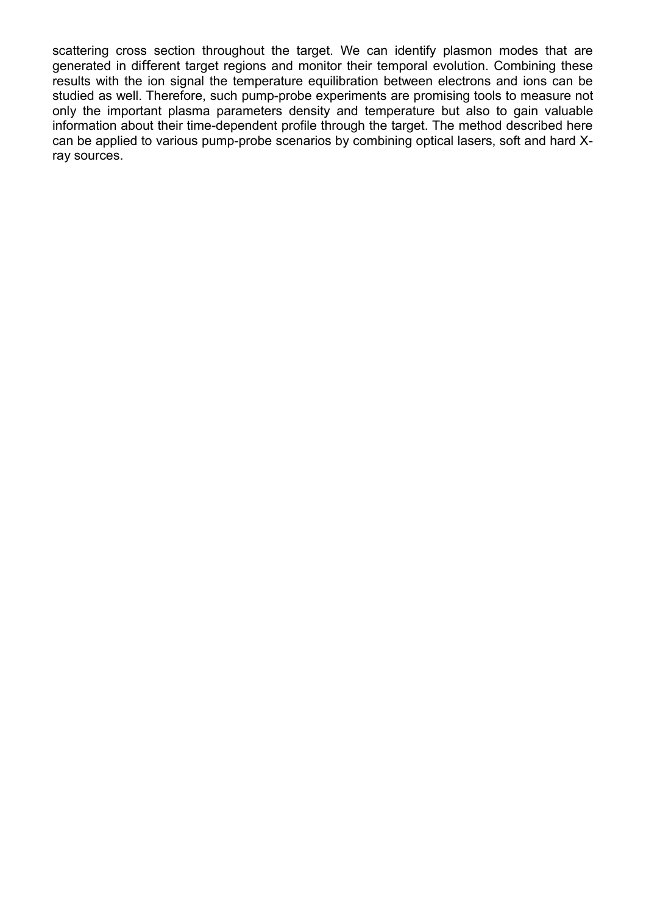scattering cross section throughout the target. We can identify plasmon modes that are generated in different target regions and monitor their temporal evolution. Combining these results with the ion signal the temperature equilibration between electrons and ions can be studied as well. Therefore, such pump-probe experiments are promising tools to measure not only the important plasma parameters density and temperature but also to gain valuable information about their time-dependent profile through the target. The method described here can be applied to various pump-probe scenarios by combining optical lasers, soft and hard X-ray sources.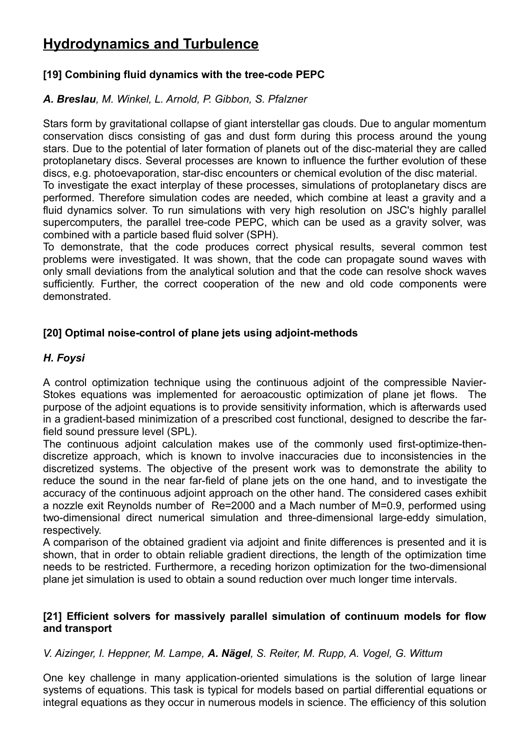# Hydrodynamics and Turbulence

### [19] Combining fluid dynamics with the tree-code PEPC

***A. Breslau**, M. Winkel, L. Arnold, P. Gibbon, S. Pfalzner*

Stars form by gravitational collapse of giant interstellar gas clouds. Due to angular momentum conservation discs consisting of gas and dust form during this process around the young stars. Due to the potential of later formation of planets out of the disc-material they are called protoplanetary discs. Several processes are known to influence the further evolution of these discs, e.g. photoevaporation, star-disc encounters or chemical evolution of the disc material.
To investigate the exact interplay of these processes, simulations of protoplanetary discs are performed. Therefore simulation codes are needed, which combine at least a gravity and a fluid dynamics solver. To run simulations with very high resolution on JSC's highly parallel supercomputers, the parallel tree-code PEPC, which can be used as a gravity solver, was combined with a particle based fluid solver (SPH).
To demonstrate, that the code produces correct physical results, several common test problems were investigated. It was shown, that the code can propagate sound waves with only small deviations from the analytical solution and that the code can resolve shock waves sufficiently. Further, the correct cooperation of the new and old code components were demonstrated.

### [20] Optimal noise-control of plane jets using adjoint-methods

***H. Foysi***

A control optimization technique using the continuous adjoint of the compressible Navier-Stokes equations was implemented for aeroacoustic optimization of plane jet flows. The purpose of the adjoint equations is to provide sensitivity information, which is afterwards used in a gradient-based minimization of a prescribed cost functional, designed to describe the far-field sound pressure level (SPL).
The continuous adjoint calculation makes use of the commonly used first-optimize-then-discretize approach, which is known to involve inaccuracies due to inconsistencies in the discretized systems. The objective of the present work was to demonstrate the ability to reduce the sound in the near far-field of plane jets on the one hand, and to investigate the accuracy of the continuous adjoint approach on the other hand. The considered cases exhibit a nozzle exit Reynolds number of $Re=2000$ and a Mach number of $M=0.9$, performed using two-dimensional direct numerical simulation and three-dimensional large-eddy simulation, respectively.
A comparison of the obtained gradient via adjoint and finite differences is presented and it is shown, that in order to obtain reliable gradient directions, the length of the optimization time needs to be restricted. Furthermore, a receding horizon optimization for the two-dimensional plane jet simulation is used to obtain a sound reduction over much longer time intervals.

### [21] Efficient solvers for massively parallel simulation of continuum models for flow and transport

*V. Aizinger, I. Heppner, M. Lampe, **A. Nägel**, S. Reiter, M. Rupp, A. Vogel, G. Wittum*

One key challenge in many application-oriented simulations is the solution of large linear systems of equations. This task is typical for models based on partial differential equations or integral equations as they occur in numerous models in science. The efficiency of this solution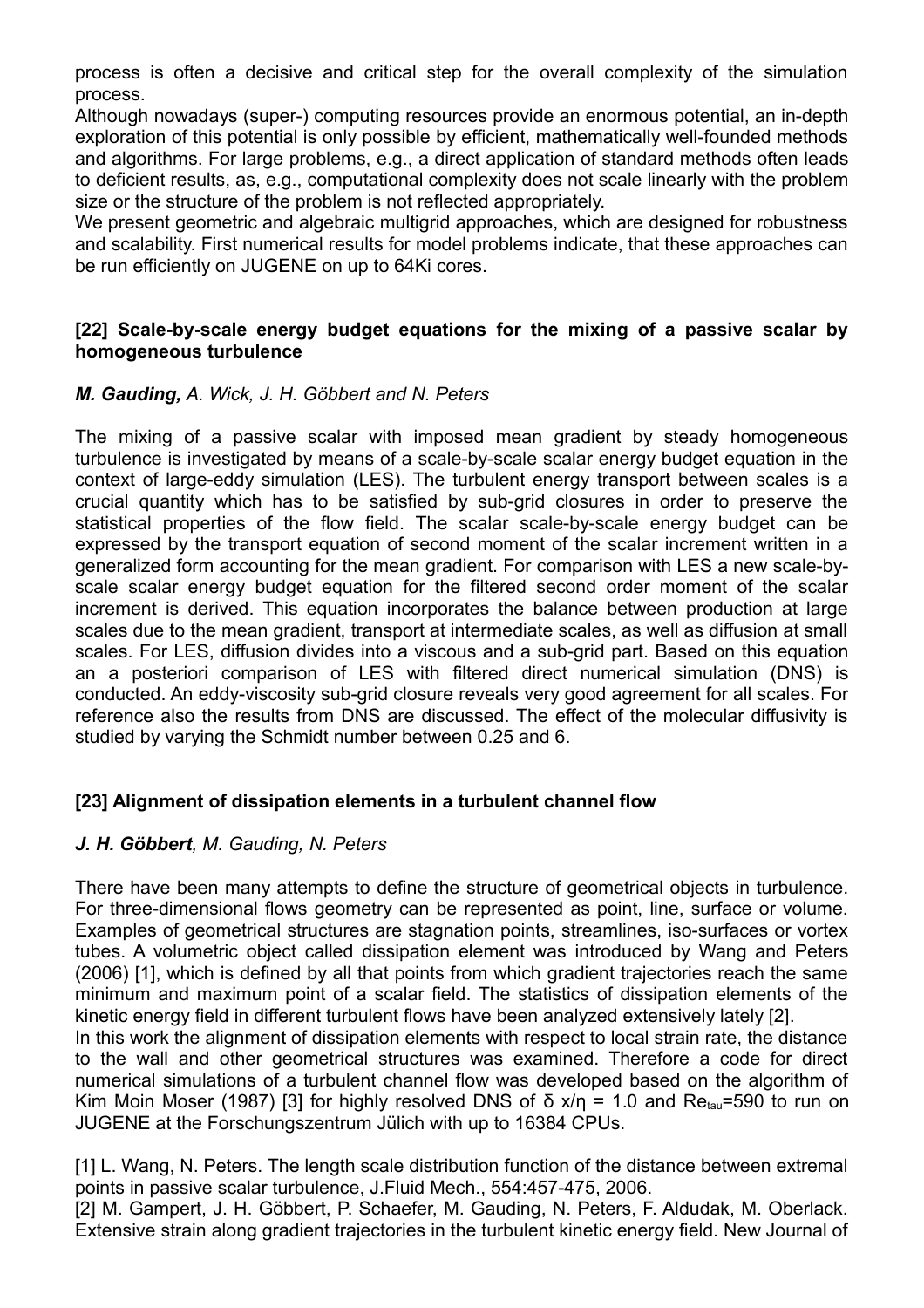process is often a decisive and critical step for the overall complexity of the simulation process.

Although nowadays (super-) computing resources provide an enormous potential, an in-depth exploration of this potential is only possible by efficient, mathematically well-founded methods and algorithms. For large problems, e.g., a direct application of standard methods often leads to deficient results, as, e.g., computational complexity does not scale linearly with the problem size or the structure of the problem is not reflected appropriately.

We present geometric and algebraic multigrid approaches, which are designed for robustness and scalability. First numerical results for model problems indicate, that these approaches can be run efficiently on JUGENE on up to 64Ki cores.

### [22] Scale-by-scale energy budget equations for the mixing of a passive scalar by homogeneous turbulence

***M. Gauding,*** *A. Wick, J. H. Göbbert and N. Peters*

The mixing of a passive scalar with imposed mean gradient by steady homogeneous turbulence is investigated by means of a scale-by-scale scalar energy budget equation in the context of large-eddy simulation (LES). The turbulent energy transport between scales is a crucial quantity which has to be satisfied by sub-grid closures in order to preserve the statistical properties of the flow field. The scalar scale-by-scale energy budget can be expressed by the transport equation of second moment of the scalar increment written in a generalized form accounting for the mean gradient. For comparison with LES a new scale-by-scale scalar energy budget equation for the filtered second order moment of the scalar increment is derived. This equation incorporates the balance between production at large scales due to the mean gradient, transport at intermediate scales, as well as diffusion at small scales. For LES, diffusion divides into a viscous and a sub-grid part. Based on this equation an a posteriori comparison of LES with filtered direct numerical simulation (DNS) is conducted. An eddy-viscosity sub-grid closure reveals very good agreement for all scales. For reference also the results from DNS are discussed. The effect of the molecular diffusivity is studied by varying the Schmidt number between 0.25 and 6.

### [23] Alignment of dissipation elements in a turbulent channel flow

***J. H. Göbbert****, M. Gauding, N. Peters*

There have been many attempts to define the structure of geometrical objects in turbulence. For three-dimensional flows geometry can be represented as point, line, surface or volume. Examples of geometrical structures are stagnation points, streamlines, iso-surfaces or vortex tubes. A volumetric object called dissipation element was introduced by Wang and Peters (2006) [1], which is defined by all that points from which gradient trajectories reach the same minimum and maximum point of a scalar field. The statistics of dissipation elements of the kinetic energy field in different turbulent flows have been analyzed extensively lately [2].

In this work the alignment of dissipation elements with respect to local strain rate, the distance to the wall and other geometrical structures was examined. Therefore a code for direct numerical simulations of a turbulent channel flow was developed based on the algorithm of Kim Moin Moser (1987) [3] for highly resolved DNS of $\delta x/\eta = 1.0$ and $Re_{tau}=590$ to run on JUGENE at the Forschungszentrum Jülich with up to 16384 CPUs.

[1] L. Wang, N. Peters. The length scale distribution function of the distance between extremal points in passive scalar turbulence, J.Fluid Mech., 554:457-475, 2006.

[2] M. Gampert, J. H. Göbbert, P. Schaefer, M. Gauding, N. Peters, F. Aldudak, M. Oberlack. Extensive strain along gradient trajectories in the turbulent kinetic energy field. New Journal of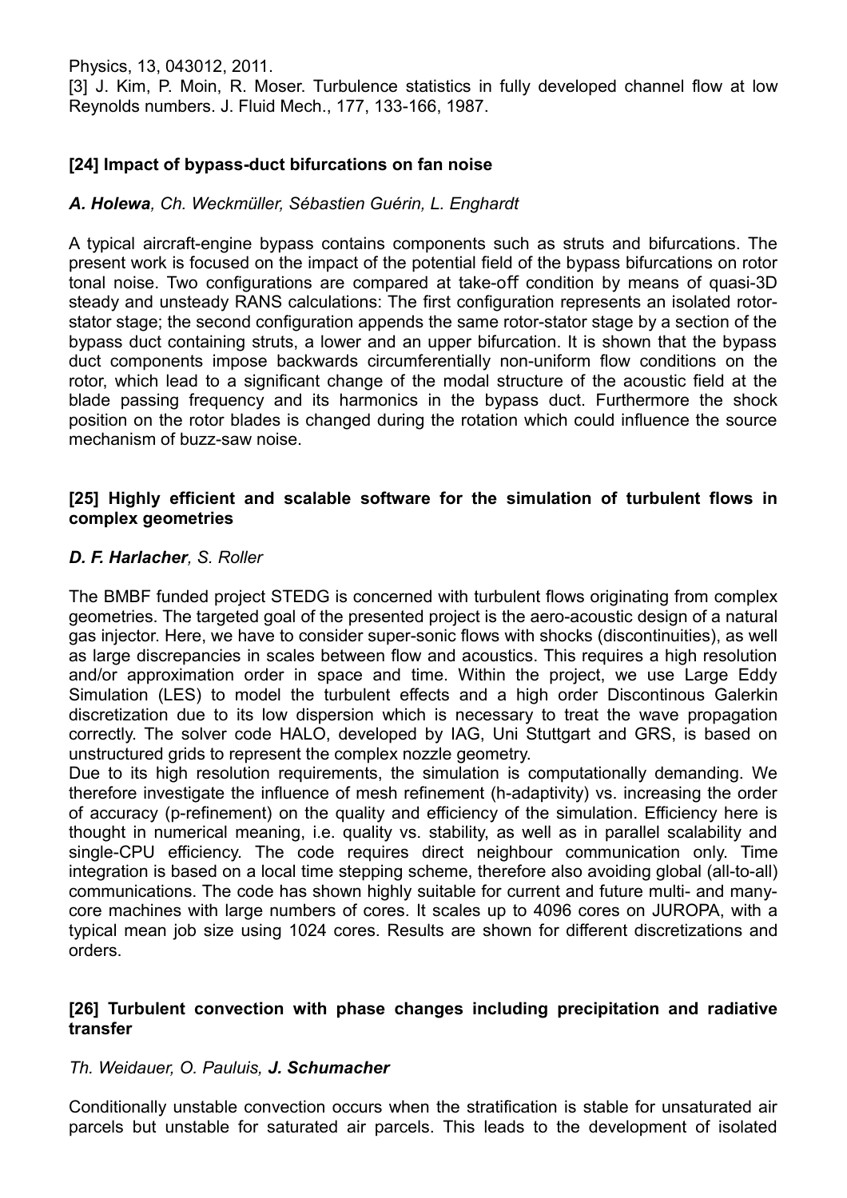Physics, 13, 043012, 2011.

[3] J. Kim, P. Moin, R. Moser. Turbulence statistics in fully developed channel flow at low Reynolds numbers. J. Fluid Mech., 177, 133-166, 1987.

### [24] Impact of bypass-duct bifurcations on fan noise

***A. Holewa**, Ch. Weckmüller, Sébastien Guérin, L. Enghardt*

A typical aircraft-engine bypass contains components such as struts and bifurcations. The present work is focused on the impact of the potential field of the bypass bifurcations on rotor tonal noise. Two configurations are compared at take-off condition by means of quasi-3D steady and unsteady RANS calculations: The first configuration represents an isolated rotor-stator stage; the second configuration appends the same rotor-stator stage by a section of the bypass duct containing struts, a lower and an upper bifurcation. It is shown that the bypass duct components impose backwards circumferentially non-uniform flow conditions on the rotor, which lead to a significant change of the modal structure of the acoustic field at the blade passing frequency and its harmonics in the bypass duct. Furthermore the shock position on the rotor blades is changed during the rotation which could influence the source mechanism of buzz-saw noise.

### [25] Highly efficient and scalable software for the simulation of turbulent flows in complex geometries

***D. F. Harlacher**, S. Roller*

The BMBF funded project STEDG is concerned with turbulent flows originating from complex geometries. The targeted goal of the presented project is the aero-acoustic design of a natural gas injector. Here, we have to consider super-sonic flows with shocks (discontinuities), as well as large discrepancies in scales between flow and acoustics. This requires a high resolution and/or approximation order in space and time. Within the project, we use Large Eddy Simulation (LES) to model the turbulent effects and a high order Discontinous Galerkin discretization due to its low dispersion which is necessary to treat the wave propagation correctly. The solver code HALO, developed by IAG, Uni Stuttgart and GRS, is based on unstructured grids to represent the complex nozzle geometry.

Due to its high resolution requirements, the simulation is computationally demanding. We therefore investigate the influence of mesh refinement (h-adaptivity) vs. increasing the order of accuracy (p-refinement) on the quality and efficiency of the simulation. Efficiency here is thought in numerical meaning, i.e. quality vs. stability, as well as in parallel scalability and single-CPU efficiency. The code requires direct neighbour communication only. Time integration is based on a local time stepping scheme, therefore also avoiding global (all-to-all) communications. The code has shown highly suitable for current and future multi- and many-core machines with large numbers of cores. It scales up to 4096 cores on JUROPA, with a typical mean job size using 1024 cores. Results are shown for different discretizations and orders.

### [26] Turbulent convection with phase changes including precipitation and radiative transfer

*Th. Weidauer, O. Pauluis, **J. Schumacher***

Conditionally unstable convection occurs when the stratification is stable for unsaturated air parcels but unstable for saturated air parcels. This leads to the development of isolated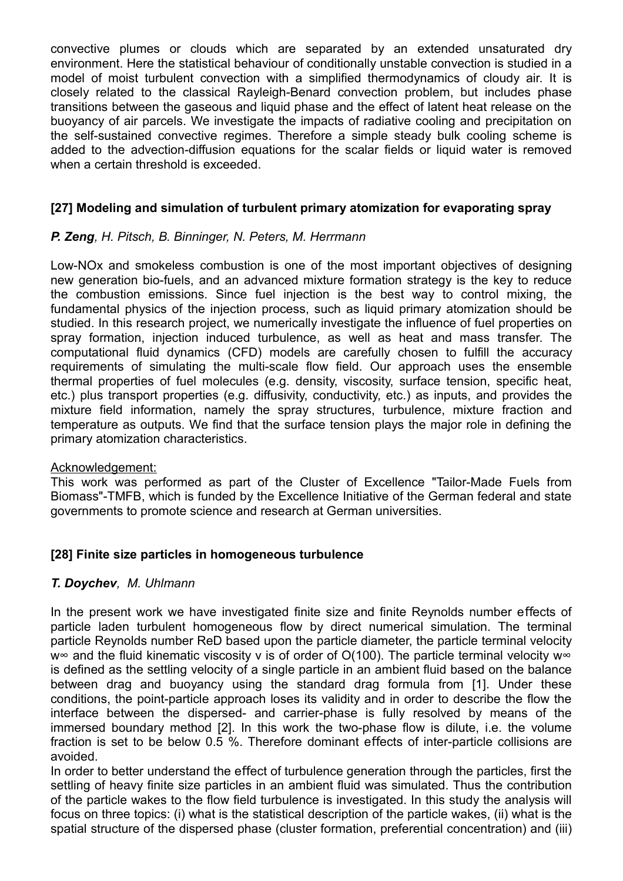convective plumes or clouds which are separated by an extended unsaturated dry environment. Here the statistical behaviour of conditionally unstable convection is studied in a model of moist turbulent convection with a simplified thermodynamics of cloudy air. It is closely related to the classical Rayleigh-Benard convection problem, but includes phase transitions between the gaseous and liquid phase and the effect of latent heat release on the buoyancy of air parcels. We investigate the impacts of radiative cooling and precipitation on the self-sustained convective regimes. Therefore a simple steady bulk cooling scheme is added to the advection-diffusion equations for the scalar fields or liquid water is removed when a certain threshold is exceeded.

### [27] Modeling and simulation of turbulent primary atomization for evaporating spray

***P. Zeng**, H. Pitsch, B. Binninger, N. Peters, M. Herrmann*

Low-NOx and smokeless combustion is one of the most important objectives of designing new generation bio-fuels, and an advanced mixture formation strategy is the key to reduce the combustion emissions. Since fuel injection is the best way to control mixing, the fundamental physics of the injection process, such as liquid primary atomization should be studied. In this research project, we numerically investigate the influence of fuel properties on spray formation, injection induced turbulence, as well as heat and mass transfer. The computational fluid dynamics (CFD) models are carefully chosen to fulfill the accuracy requirements of simulating the multi-scale flow field. Our approach uses the ensemble thermal properties of fuel molecules (e.g. density, viscosity, surface tension, specific heat, etc.) plus transport properties (e.g. diffusivity, conductivity, etc.) as inputs, and provides the mixture field information, namely the spray structures, turbulence, mixture fraction and temperature as outputs. We find that the surface tension plays the major role in defining the primary atomization characteristics.

Acknowledgement:
This work was performed as part of the Cluster of Excellence "Tailor-Made Fuels from Biomass"-TMFB, which is funded by the Excellence Initiative of the German federal and state governments to promote science and research at German universities.

### [28] Finite size particles in homogeneous turbulence

***T. Doychev**, M. Uhlmann*

In the present work we have investigated finite size and finite Reynolds number effects of particle laden turbulent homogeneous flow by direct numerical simulation. The terminal particle Reynolds number $Re_D$ based upon the particle diameter, the particle terminal velocity $w_\infty$ and the fluid kinematic viscosity $\nu$ is of order of O(100). The particle terminal velocity $w_\infty$ is defined as the settling velocity of a single particle in an ambient fluid based on the balance between drag and buoyancy using the standard drag formula from [1]. Under these conditions, the point-particle approach loses its validity and in order to describe the flow the interface between the dispersed- and carrier-phase is fully resolved by means of the immersed boundary method [2]. In this work the two-phase flow is dilute, i.e. the volume fraction is set to be below 0.5 %. Therefore dominant effects of inter-particle collisions are avoided.
In order to better understand the effect of turbulence generation through the particles, first the settling of heavy finite size particles in an ambient fluid was simulated. Thus the contribution of the particle wakes to the flow field turbulence is investigated. In this study the analysis will focus on three topics: (i) what is the statistical description of the particle wakes, (ii) what is the spatial structure of the dispersed phase (cluster formation, preferential concentration) and (iii)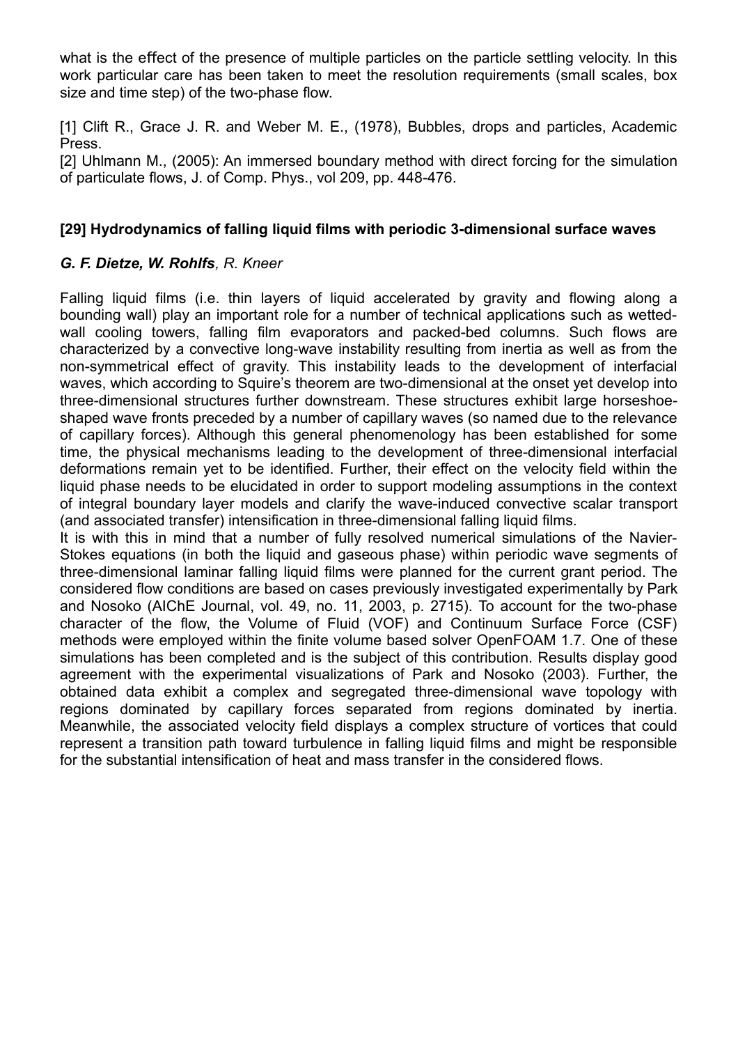what is the effect of the presence of multiple particles on the particle settling velocity. In this work particular care has been taken to meet the resolution requirements (small scales, box size and time step) of the two-phase flow.

[1] Clift R., Grace J. R. and Weber M. E., (1978), Bubbles, drops and particles, Academic Press.
[2] Uhlmann M., (2005): An immersed boundary method with direct forcing for the simulation of particulate flows, J. of Comp. Phys., vol 209, pp. 448-476.

### [29] Hydrodynamics of falling liquid films with periodic 3-dimensional surface waves

***G. F. Dietze, W. Rohlfs**, R. Kneer*

Falling liquid films (i.e. thin layers of liquid accelerated by gravity and flowing along a bounding wall) play an important role for a number of technical applications such as wetted-wall cooling towers, falling film evaporators and packed-bed columns. Such flows are characterized by a convective long-wave instability resulting from inertia as well as from the non-symmetrical effect of gravity. This instability leads to the development of interfacial waves, which according to Squire's theorem are two-dimensional at the onset yet develop into three-dimensional structures further downstream. These structures exhibit large horseshoe-shaped wave fronts preceded by a number of capillary waves (so named due to the relevance of capillary forces). Although this general phenomenology has been established for some time, the physical mechanisms leading to the development of three-dimensional interfacial deformations remain yet to be identified. Further, their effect on the velocity field within the liquid phase needs to be elucidated in order to support modeling assumptions in the context of integral boundary layer models and clarify the wave-induced convective scalar transport (and associated transfer) intensification in three-dimensional falling liquid films.
It is with this in mind that a number of fully resolved numerical simulations of the Navier-Stokes equations (in both the liquid and gaseous phase) within periodic wave segments of three-dimensional laminar falling liquid films were planned for the current grant period. The considered flow conditions are based on cases previously investigated experimentally by Park and Nosoko (AIChE Journal, vol. 49, no. 11, 2003, p. 2715). To account for the two-phase character of the flow, the Volume of Fluid (VOF) and Continuum Surface Force (CSF) methods were employed within the finite volume based solver OpenFOAM 1.7. One of these simulations has been completed and is the subject of this contribution. Results display good agreement with the experimental visualizations of Park and Nosoko (2003). Further, the obtained data exhibit a complex and segregated three-dimensional wave topology with regions dominated by capillary forces separated from regions dominated by inertia. Meanwhile, the associated velocity field displays a complex structure of vortices that could represent a transition path toward turbulence in falling liquid films and might be responsible for the substantial intensification of heat and mass transfer in the considered flows.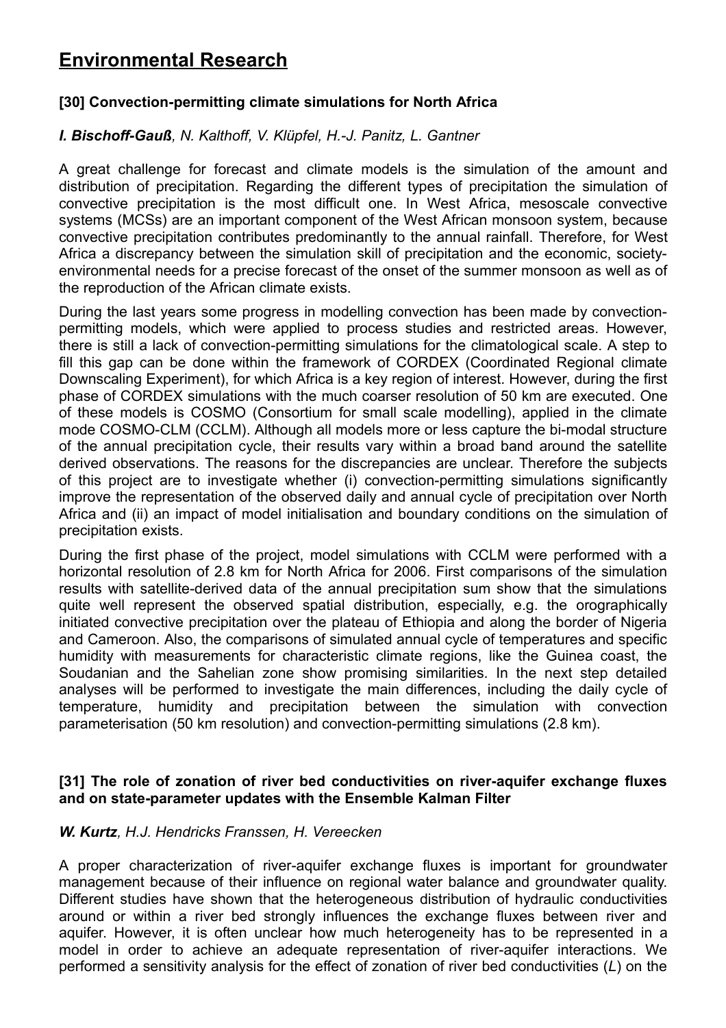# Environmental Research

### [30] Convection-permitting climate simulations for North Africa

***I. Bischoff-Gauß****, N. Kalthoff, V. Klüpfel, H.-J. Panitz, L. Gantner*

A great challenge for forecast and climate models is the simulation of the amount and distribution of precipitation. Regarding the different types of precipitation the simulation of convective precipitation is the most difficult one. In West Africa, mesoscale convective systems (MCSs) are an important component of the West African monsoon system, because convective precipitation contributes predominantly to the annual rainfall. Therefore, for West Africa a discrepancy between the simulation skill of precipitation and the economic, society-environmental needs for a precise forecast of the onset of the summer monsoon as well as of the reproduction of the African climate exists.

During the last years some progress in modelling convection has been made by convection-permitting models, which were applied to process studies and restricted areas. However, there is still a lack of convection-permitting simulations for the climatological scale. A step to fill this gap can be done within the framework of CORDEX (Coordinated Regional climate Downscaling Experiment), for which Africa is a key region of interest. However, during the first phase of CORDEX simulations with the much coarser resolution of 50 km are executed. One of these models is COSMO (Consortium for small scale modelling), applied in the climate mode COSMO-CLM (CCLM). Although all models more or less capture the bi-modal structure of the annual precipitation cycle, their results vary within a broad band around the satellite derived observations. The reasons for the discrepancies are unclear. Therefore the subjects of this project are to investigate whether (i) convection-permitting simulations significantly improve the representation of the observed daily and annual cycle of precipitation over North Africa and (ii) an impact of model initialisation and boundary conditions on the simulation of precipitation exists.

During the first phase of the project, model simulations with CCLM were performed with a horizontal resolution of 2.8 km for North Africa for 2006. First comparisons of the simulation results with satellite-derived data of the annual precipitation sum show that the simulations quite well represent the observed spatial distribution, especially, e.g. the orographically initiated convective precipitation over the plateau of Ethiopia and along the border of Nigeria and Cameroon. Also, the comparisons of simulated annual cycle of temperatures and specific humidity with measurements for characteristic climate regions, like the Guinea coast, the Soudanian and the Sahelian zone show promising similarities. In the next step detailed analyses will be performed to investigate the main differences, including the daily cycle of temperature, humidity and precipitation between the simulation with convection parameterisation (50 km resolution) and convection-permitting simulations (2.8 km).

### [31] The role of zonation of river bed conductivities on river-aquifer exchange fluxes and on state-parameter updates with the Ensemble Kalman Filter

***W. Kurtz****, H.J. Hendricks Franssen, H. Vereecken*

A proper characterization of river-aquifer exchange fluxes is important for groundwater management because of their influence on regional water balance and groundwater quality. Different studies have shown that the heterogeneous distribution of hydraulic conductivities around or within a river bed strongly influences the exchange fluxes between river and aquifer. However, it is often unclear how much heterogeneity has to be represented in a model in order to achieve an adequate representation of river-aquifer interactions. We performed a sensitivity analysis for the effect of zonation of river bed conductivities ($L$) on the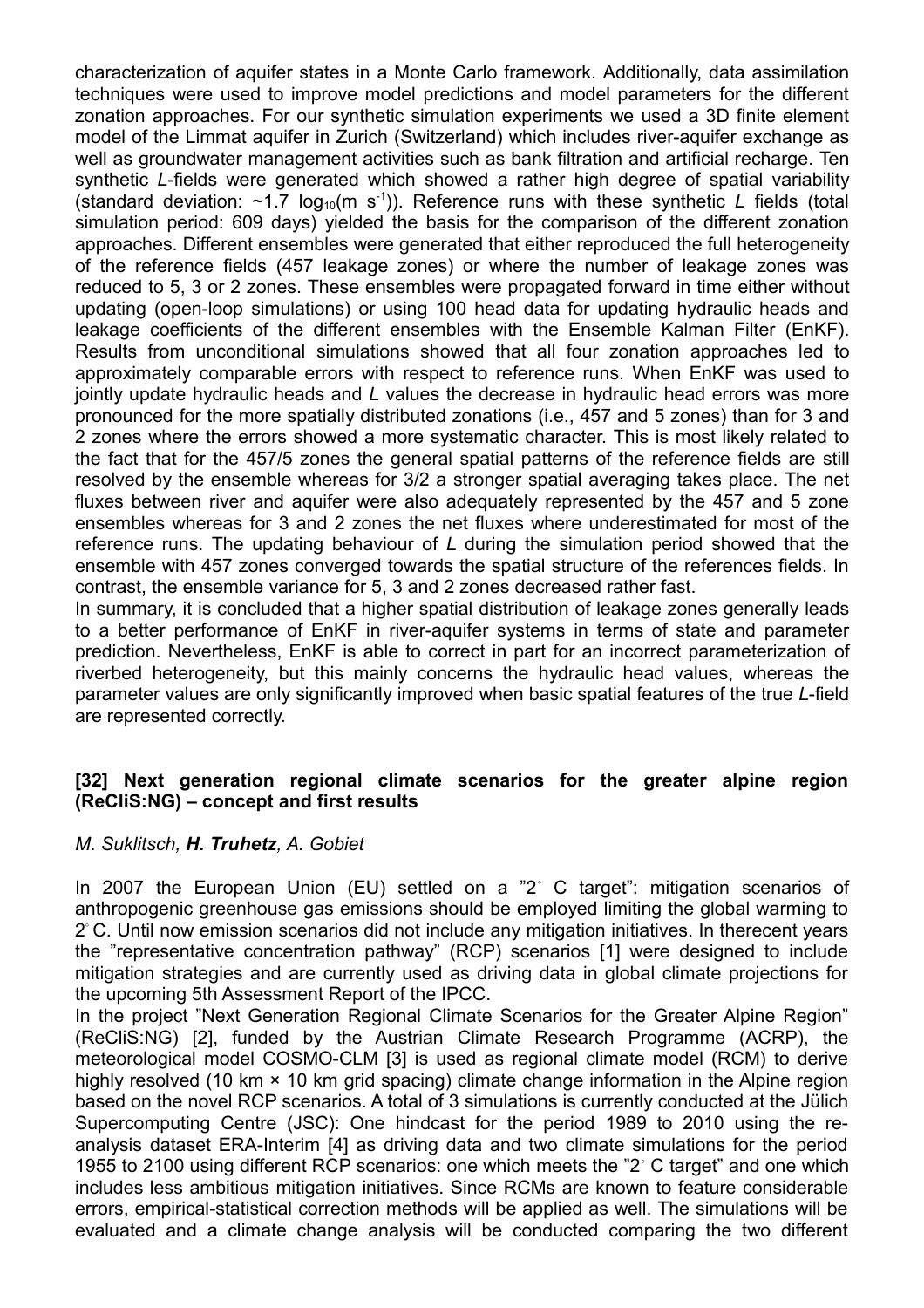characterization of aquifer states in a Monte Carlo framework. Additionally, data assimilation techniques were used to improve model predictions and model parameters for the different zonation approaches. For our synthetic simulation experiments we used a 3D finite element model of the Limmat aquifer in Zurich (Switzerland) which includes river-aquifer exchange as well as groundwater management activities such as bank filtration and artificial recharge. Ten synthetic *L*-fields were generated which showed a rather high degree of spatial variability (standard deviation: ~1.7 $\log_{10}(\mathrm{m\ s^{-1}})$). Reference runs with these synthetic *L* fields (total simulation period: 609 days) yielded the basis for the comparison of the different zonation approaches. Different ensembles were generated that either reproduced the full heterogeneity of the reference fields (457 leakage zones) or where the number of leakage zones was reduced to 5, 3 or 2 zones. These ensembles were propagated forward in time either without updating (open-loop simulations) or using 100 head data for updating hydraulic heads and leakage coefficients of the different ensembles with the Ensemble Kalman Filter (EnKF). Results from unconditional simulations showed that all four zonation approaches led to approximately comparable errors with respect to reference runs. When EnKF was used to jointly update hydraulic heads and *L* values the decrease in hydraulic head errors was more pronounced for the more spatially distributed zonations (i.e., 457 and 5 zones) than for 3 and 2 zones where the errors showed a more systematic character. This is most likely related to the fact that for the 457/5 zones the general spatial patterns of the reference fields are still resolved by the ensemble whereas for 3/2 a stronger spatial averaging takes place. The net fluxes between river and aquifer were also adequately represented by the 457 and 5 zone ensembles whereas for 3 and 2 zones the net fluxes where underestimated for most of the reference runs. The updating behaviour of *L* during the simulation period showed that the ensemble with 457 zones converged towards the spatial structure of the references fields. In contrast, the ensemble variance for 5, 3 and 2 zones decreased rather fast.

In summary, it is concluded that a higher spatial distribution of leakage zones generally leads to a better performance of EnKF in river-aquifer systems in terms of state and parameter prediction. Nevertheless, EnKF is able to correct in part for an incorrect parameterization of riverbed heterogeneity, but this mainly concerns the hydraulic head values, whereas the parameter values are only significantly improved when basic spatial features of the true *L*-field are represented correctly.

### [32] Next generation regional climate scenarios for the greater alpine region (ReCliS:NG) – concept and first results

*M. Suklitsch, **H. Truhetz**, A. Gobiet*

In 2007 the European Union (EU) settled on a "2°C target": mitigation scenarios of anthropogenic greenhouse gas emissions should be employed limiting the global warming to 2°C. Until now emission scenarios did not include any mitigation initiatives. In therecent years the "representative concentration pathway" (RCP) scenarios [1] were designed to include mitigation strategies and are currently used as driving data in global climate projections for the upcoming 5th Assessment Report of the IPCC.

In the project "Next Generation Regional Climate Scenarios for the Greater Alpine Region" (ReCliS:NG) [2], funded by the Austrian Climate Research Programme (ACRP), the meteorological model COSMO-CLM [3] is used as regional climate model (RCM) to derive highly resolved (10 km × 10 km grid spacing) climate change information in the Alpine region based on the novel RCP scenarios. A total of 3 simulations is currently conducted at the Jülich Supercomputing Centre (JSC): One hindcast for the period 1989 to 2010 using the re-analysis dataset ERA-Interim [4] as driving data and two climate simulations for the period 1955 to 2100 using different RCP scenarios: one which meets the "2°C target" and one which includes less ambitious mitigation initiatives. Since RCMs are known to feature considerable errors, empirical-statistical correction methods will be applied as well. The simulations will be evaluated and a climate change analysis will be conducted comparing the two different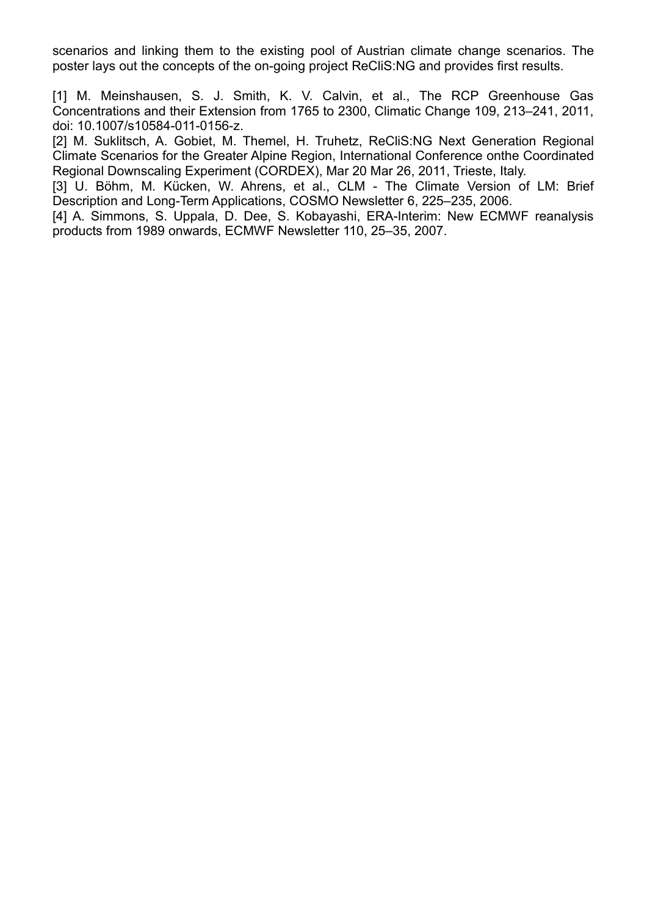scenarios and linking them to the existing pool of Austrian climate change scenarios. The poster lays out the concepts of the on-going project ReCliS:NG and provides first results.

[1] M. Meinshausen, S. J. Smith, K. V. Calvin, et al., The RCP Greenhouse Gas Concentrations and their Extension from 1765 to 2300, Climatic Change 109, 213–241, 2011, doi: 10.1007/s10584-011-0156-z.

[2] M. Suklitsch, A. Gobiet, M. Themel, H. Truhetz, ReCliS:NG Next Generation Regional Climate Scenarios for the Greater Alpine Region, International Conference onthe Coordinated Regional Downscaling Experiment (CORDEX), Mar 20 Mar 26, 2011, Trieste, Italy.

[3] U. Böhm, M. Kücken, W. Ahrens, et al., CLM - The Climate Version of LM: Brief Description and Long-Term Applications, COSMO Newsletter 6, 225–235, 2006.

[4] A. Simmons, S. Uppala, D. Dee, S. Kobayashi, ERA-Interim: New ECMWF reanalysis products from 1989 onwards, ECMWF Newsletter 110, 25–35, 2007.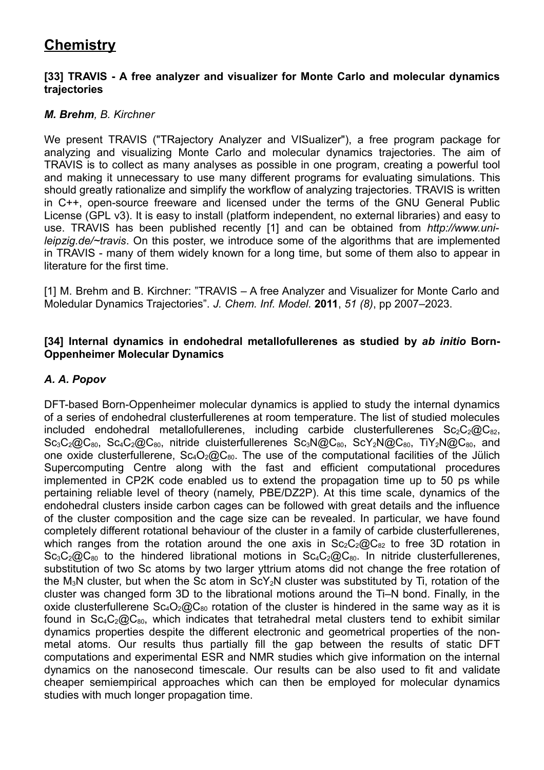# Chemistry

### [33] TRAVIS - A free analyzer and visualizer for Monte Carlo and molecular dynamics trajectories

***M. Brehm**, B. Kirchner*

We present TRAVIS ("TRajectory Analyzer and VISualizer"), a free program package for analyzing and visualizing Monte Carlo and molecular dynamics trajectories. The aim of TRAVIS is to collect as many analyses as possible in one program, creating a powerful tool and making it unnecessary to use many different programs for evaluating simulations. This should greatly rationalize and simplify the workflow of analyzing trajectories. TRAVIS is written in C++, open-source freeware and licensed under the terms of the GNU General Public License (GPL v3). It is easy to install (platform independent, no external libraries) and easy to use. TRAVIS has been published recently [1] and can be obtained from *http://www.uni-leipzig.de/~travis*. On this poster, we introduce some of the algorithms that are implemented in TRAVIS - many of them widely known for a long time, but some of them also to appear in literature for the first time.

[1] M. Brehm and B. Kirchner: "TRAVIS – A free Analyzer and Visualizer for Monte Carlo and Moledular Dynamics Trajectories". *J. Chem. Inf. Model.* **2011**, *51 (8)*, pp 2007–2023.

### [34] Internal dynamics in endohedral metallofullerenes as studied by *ab initio* Born-Oppenheimer Molecular Dynamics

***A. A. Popov***

DFT-based Born-Oppenheimer molecular dynamics is applied to study the internal dynamics of a series of endohedral clusterfullerenes at room temperature. The list of studied molecules included endohedral metallofullerenes, including carbide clusterfullerenes $Sc_2C_2@C_{82}$, $Sc_3C_2@C_{80}$, $Sc_4C_2@C_{80}$, nitride cluisterfullerenes $Sc_3N@C_{80}$, $ScY_2N@C_{80}$, $TiY_2N@C_{80}$, and one oxide clusterfullerene, $Sc_4O_2@C_{80}$. The use of the computational facilities of the Jülich Supercomputing Centre along with the fast and efficient computational procedures implemented in CP2K code enabled us to extend the propagation time up to 50 ps while pertaining reliable level of theory (namely, PBE/DZ2P). At this time scale, dynamics of the endohedral clusters inside carbon cages can be followed with great details and the influence of the cluster composition and the cage size can be revealed. In particular, we have found completely different rotational behaviour of the cluster in a family of carbide clusterfullerenes, which ranges from the rotation around the one axis in $Sc_2C_2@C_{82}$ to free 3D rotation in $Sc_3C_2@C_{80}$ to the hindered librational motions in $Sc_4C_2@C_{80}$. In nitride clusterfullerenes, substitution of two Sc atoms by two larger yttrium atoms did not change the free rotation of the $M_3N$ cluster, but when the Sc atom in $ScY_2N$ cluster was substituted by Ti, rotation of the cluster was changed form 3D to the librational motions around the Ti–N bond. Finally, in the oxide clusterfullerene $Sc_4O_2@C_{80}$ rotation of the cluster is hindered in the same way as it is found in $Sc_4C_2@C_{80}$, which indicates that tetrahedral metal clusters tend to exhibit similar dynamics properties despite the different electronic and geometrical properties of the non-metal atoms. Our results thus partially fill the gap between the results of static DFT computations and experimental ESR and NMR studies which give information on the internal dynamics on the nanosecond timescale. Our results can be also used to fit and validate cheaper semiempirical approaches which can then be employed for molecular dynamics studies with much longer propagation time.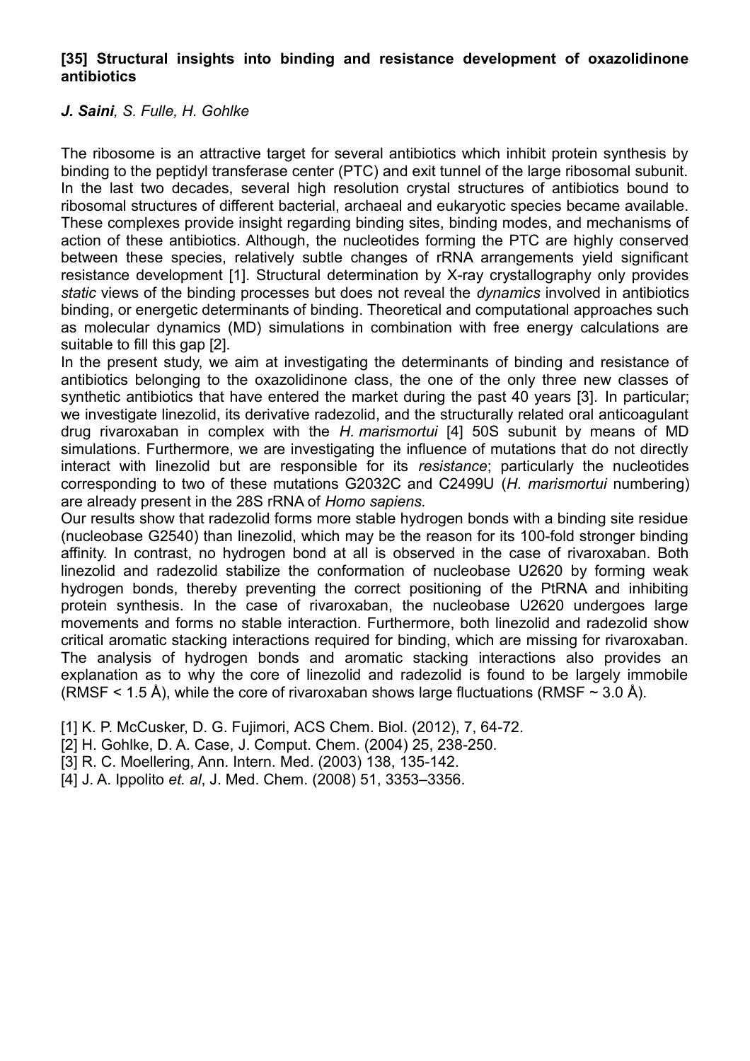### [35] Structural insights into binding and resistance development of oxazolidinone antibiotics

***J. Saini**, S. Fulle, H. Gohlke*

The ribosome is an attractive target for several antibiotics which inhibit protein synthesis by binding to the peptidyl transferase center (PTC) and exit tunnel of the large ribosomal subunit. In the last two decades, several high resolution crystal structures of antibiotics bound to ribosomal structures of different bacterial, archaeal and eukaryotic species became available. These complexes provide insight regarding binding sites, binding modes, and mechanisms of action of these antibiotics. Although, the nucleotides forming the PTC are highly conserved between these species, relatively subtle changes of rRNA arrangements yield significant resistance development [1]. Structural determination by X-ray crystallography only provides *static* views of the binding processes but does not reveal the *dynamics* involved in antibiotics binding, or energetic determinants of binding. Theoretical and computational approaches such as molecular dynamics (MD) simulations in combination with free energy calculations are suitable to fill this gap [2].

In the present study, we aim at investigating the determinants of binding and resistance of antibiotics belonging to the oxazolidinone class, the one of the only three new classes of synthetic antibiotics that have entered the market during the past 40 years [3]. In particular; we investigate linezolid, its derivative radezolid, and the structurally related oral anticoagulant drug rivaroxaban in complex with the *H. marismortui* [4] 50S subunit by means of MD simulations. Furthermore, we are investigating the influence of mutations that do not directly interact with linezolid but are responsible for its *resistance*; particularly the nucleotides corresponding to two of these mutations G2032C and C2499U (*H. marismortui* numbering) are already present in the 28S rRNA of *Homo sapiens.*

Our results show that radezolid forms more stable hydrogen bonds with a binding site residue (nucleobase G2540) than linezolid, which may be the reason for its 100-fold stronger binding affinity. In contrast, no hydrogen bond at all is observed in the case of rivaroxaban. Both linezolid and radezolid stabilize the conformation of nucleobase U2620 by forming weak hydrogen bonds, thereby preventing the correct positioning of the PtRNA and inhibiting protein synthesis. In the case of rivaroxaban, the nucleobase U2620 undergoes large movements and forms no stable interaction. Furthermore, both linezolid and radezolid show critical aromatic stacking interactions required for binding, which are missing for rivaroxaban. The analysis of hydrogen bonds and aromatic stacking interactions also provides an explanation as to why the core of linezolid and radezolid is found to be largely immobile (RMSF < 1.5 Å), while the core of rivaroxaban shows large fluctuations (RMSF ~ 3.0 Å).

[1] K. P. McCusker, D. G. Fujimori, ACS Chem. Biol. (2012), 7, 64-72.
[2] H. Gohlke, D. A. Case, J. Comput. Chem. (2004) 25, 238-250.
[3] R. C. Moellering, Ann. Intern. Med. (2003) 138, 135-142.
[4] J. A. Ippolito *et. al*, J. Med. Chem. (2008) 51, 3353–3356.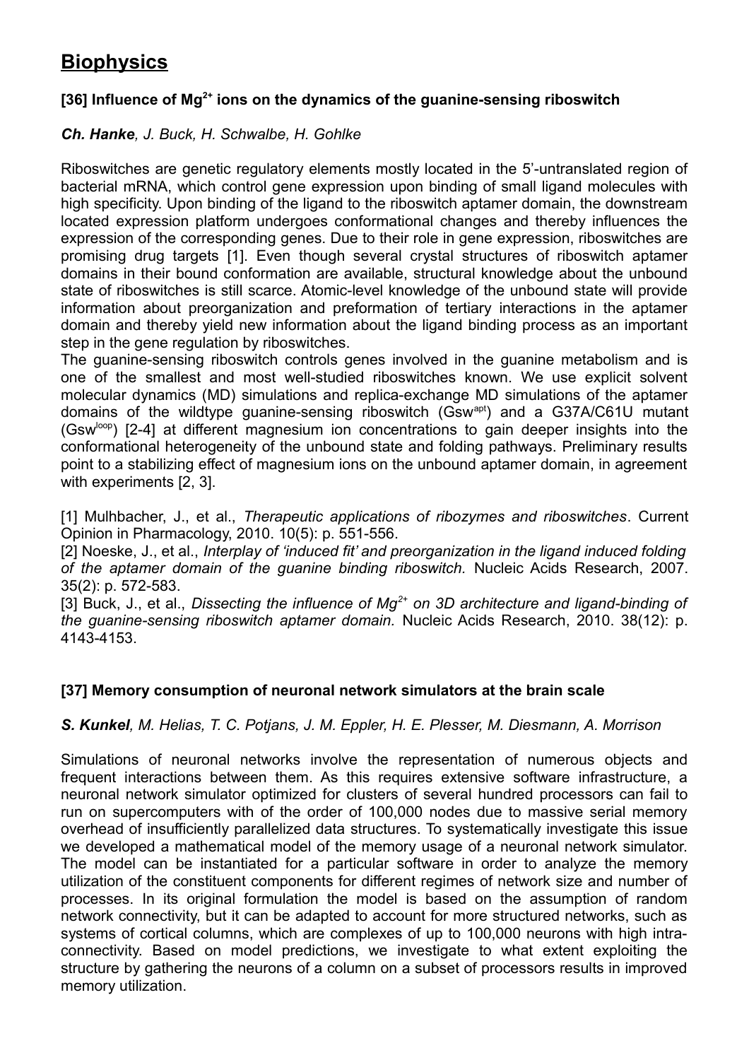# Biophysics

### [36] Influence of $Mg^{2+}$ ions on the dynamics of the guanine-sensing riboswitch

***Ch. Hanke**, J. Buck, H. Schwalbe, H. Gohlke*

Riboswitches are genetic regulatory elements mostly located in the 5'-untranslated region of bacterial mRNA, which control gene expression upon binding of small ligand molecules with high specificity. Upon binding of the ligand to the riboswitch aptamer domain, the downstream located expression platform undergoes conformational changes and thereby influences the expression of the corresponding genes. Due to their role in gene expression, riboswitches are promising drug targets [1]. Even though several crystal structures of riboswitch aptamer domains in their bound conformation are available, structural knowledge about the unbound state of riboswitches is still scarce. Atomic-level knowledge of the unbound state will provide information about preorganization and preformation of tertiary interactions in the aptamer domain and thereby yield new information about the ligand binding process as an important step in the gene regulation by riboswitches.

The guanine-sensing riboswitch controls genes involved in the guanine metabolism and is one of the smallest and most well-studied riboswitches known. We use explicit solvent molecular dynamics (MD) simulations and replica-exchange MD simulations of the aptamer domains of the wildtype guanine-sensing riboswitch ($Gsw^{apt}$) and a G37A/C61U mutant ($Gsw^{loop}$) [2-4] at different magnesium ion concentrations to gain deeper insights into the conformational heterogeneity of the unbound state and folding pathways. Preliminary results point to a stabilizing effect of magnesium ions on the unbound aptamer domain, in agreement with experiments [2, 3].

[1] Mulhbacher, J., et al., *Therapeutic applications of ribozymes and riboswitches*. Current Opinion in Pharmacology, 2010. 10(5): p. 551-556.

[2] Noeske, J., et al., *Interplay of 'induced fit' and preorganization in the ligand induced folding of the aptamer domain of the guanine binding riboswitch.* Nucleic Acids Research, 2007. 35(2): p. 572-583.

[3] Buck, J., et al., *Dissecting the influence of $Mg^{2+}$ on 3D architecture and ligand-binding of the guanine-sensing riboswitch aptamer domain.* Nucleic Acids Research, 2010. 38(12): p. 4143-4153.

### [37] Memory consumption of neuronal network simulators at the brain scale

***S. Kunkel**, M. Helias, T. C. Potjans, J. M. Eppler, H. E. Plesser, M. Diesmann, A. Morrison*

Simulations of neuronal networks involve the representation of numerous objects and frequent interactions between them. As this requires extensive software infrastructure, a neuronal network simulator optimized for clusters of several hundred processors can fail to run on supercomputers with of the order of 100,000 nodes due to massive serial memory overhead of insufficiently parallelized data structures. To systematically investigate this issue we developed a mathematical model of the memory usage of a neuronal network simulator. The model can be instantiated for a particular software in order to analyze the memory utilization of the constituent components for different regimes of network size and number of processes. In its original formulation the model is based on the assumption of random network connectivity, but it can be adapted to account for more structured networks, such as systems of cortical columns, which are complexes of up to 100,000 neurons with high intra-connectivity. Based on model predictions, we investigate to what extent exploiting the structure by gathering the neurons of a column on a subset of processors results in improved memory utilization.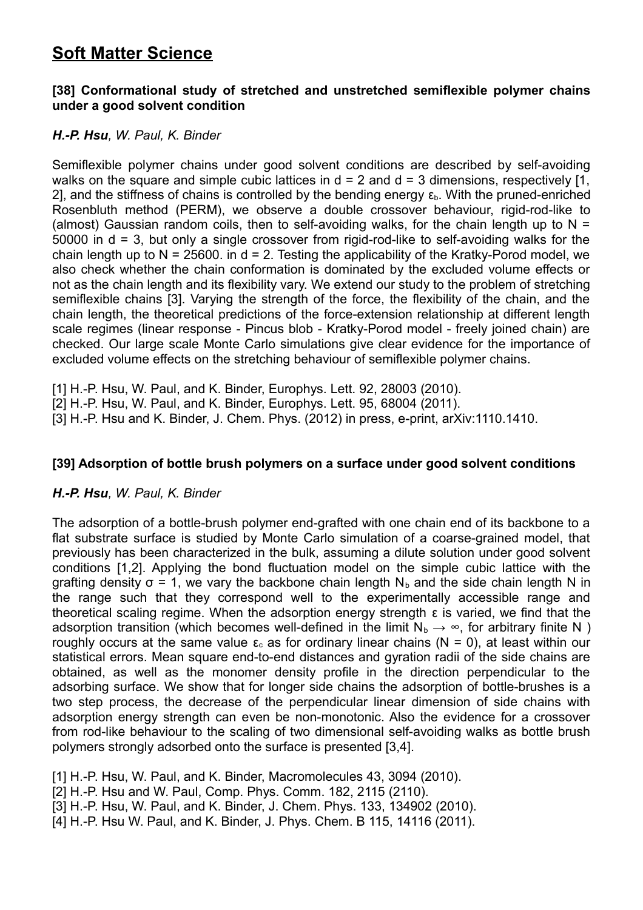# Soft Matter Science

### [38] Conformational study of stretched and unstretched semiflexible polymer chains under a good solvent condition

***H.-P. Hsu**, W. Paul, K. Binder*

Semiflexible polymer chains under good solvent conditions are described by self-avoiding walks on the square and simple cubic lattices in $d = 2$ and $d = 3$ dimensions, respectively [1, 2], and the stiffness of chains is controlled by the bending energy $\varepsilon_b$. With the pruned-enriched Rosenbluth method (PERM), we observe a double crossover behaviour, rigid-rod-like to (almost) Gaussian random coils, then to self-avoiding walks, for the chain length up to $N = 50000$ in $d = 3$, but only a single crossover from rigid-rod-like to self-avoiding walks for the chain length up to $N = 25600$. in $d = 2$. Testing the applicability of the Kratky-Porod model, we also check whether the chain conformation is dominated by the excluded volume effects or not as the chain length and its flexibility vary. We extend our study to the problem of stretching semiflexible chains [3]. Varying the strength of the force, the flexibility of the chain, and the chain length, the theoretical predictions of the force-extension relationship at different length scale regimes (linear response - Pincus blob - Kratky-Porod model - freely joined chain) are checked. Our large scale Monte Carlo simulations give clear evidence for the importance of excluded volume effects on the stretching behaviour of semiflexible polymer chains.

[1] H.-P. Hsu, W. Paul, and K. Binder, Europhys. Lett. 92, 28003 (2010).
[2] H.-P. Hsu, W. Paul, and K. Binder, Europhys. Lett. 95, 68004 (2011).
[3] H.-P. Hsu and K. Binder, J. Chem. Phys. (2012) in press, e-print, arXiv:1110.1410.

### [39] Adsorption of bottle brush polymers on a surface under good solvent conditions

***H.-P. Hsu**, W. Paul, K. Binder*

The adsorption of a bottle-brush polymer end-grafted with one chain end of its backbone to a flat substrate surface is studied by Monte Carlo simulation of a coarse-grained model, that previously has been characterized in the bulk, assuming a dilute solution under good solvent conditions [1,2]. Applying the bond fluctuation model on the simple cubic lattice with the grafting density $\sigma = 1$, we vary the backbone chain length $N_b$ and the side chain length $N$ in the range such that they correspond well to the experimentally accessible range and theoretical scaling regime. When the adsorption energy strength $\varepsilon$ is varied, we find that the adsorption transition (which becomes well-defined in the limit $N_b \rightarrow \infty$, for arbitrary finite $N$ ) roughly occurs at the same value $\varepsilon_c$ as for ordinary linear chains ($N = 0$), at least within our statistical errors. Mean square end-to-end distances and gyration radii of the side chains are obtained, as well as the monomer density profile in the direction perpendicular to the adsorbing surface. We show that for longer side chains the adsorption of bottle-brushes is a two step process, the decrease of the perpendicular linear dimension of side chains with adsorption energy strength can even be non-monotonic. Also the evidence for a crossover from rod-like behaviour to the scaling of two dimensional self-avoiding walks as bottle brush polymers strongly adsorbed onto the surface is presented [3,4].

[1] H.-P. Hsu, W. Paul, and K. Binder, Macromolecules 43, 3094 (2010).
[2] H.-P. Hsu and W. Paul, Comp. Phys. Comm. 182, 2115 (2110).
[3] H.-P. Hsu, W. Paul, and K. Binder, J. Chem. Phys. 133, 134902 (2010).
[4] H.-P. Hsu W. Paul, and K. Binder, J. Phys. Chem. B 115, 14116 (2011).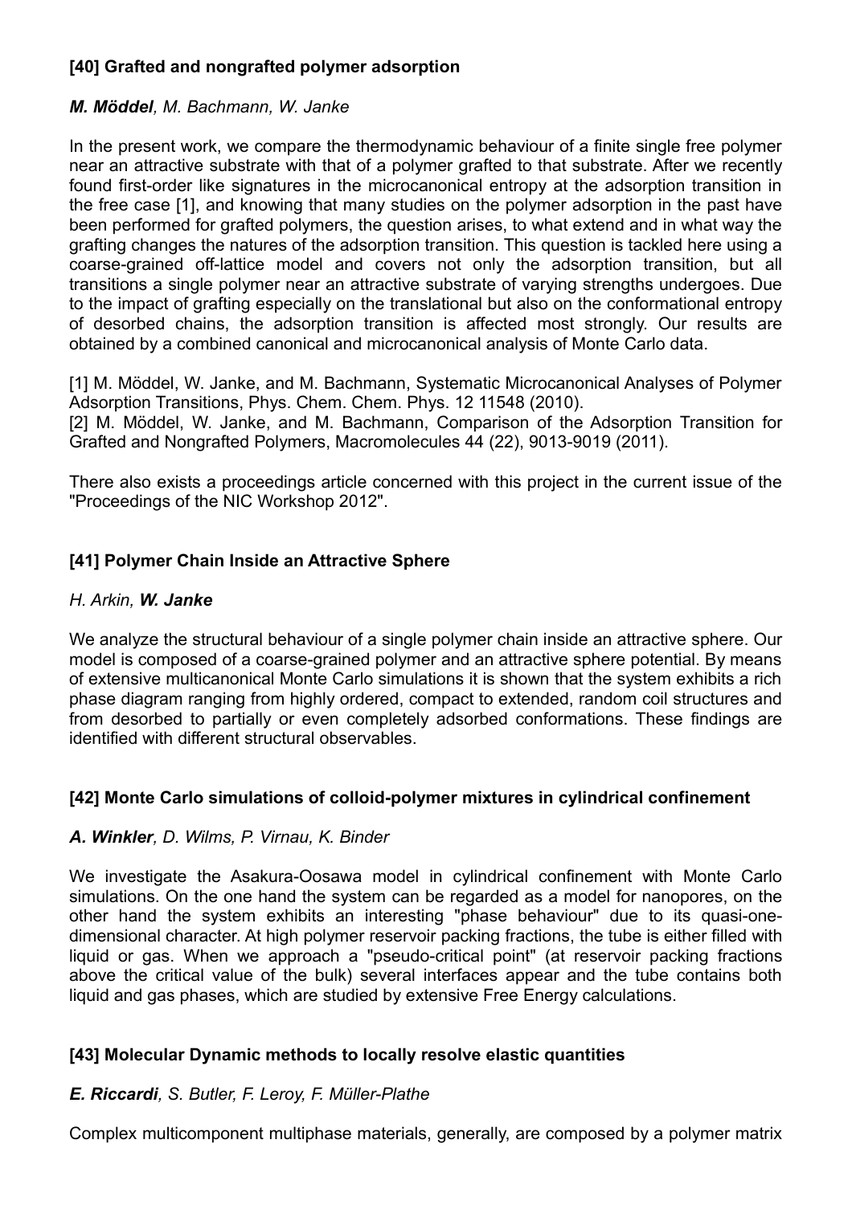### [40] Grafted and nongrafted polymer adsorption

***M. Möddel**, M. Bachmann, W. Janke*

In the present work, we compare the thermodynamic behaviour of a finite single free polymer near an attractive substrate with that of a polymer grafted to that substrate. After we recently found first-order like signatures in the microcanonical entropy at the adsorption transition in the free case [1], and knowing that many studies on the polymer adsorption in the past have been performed for grafted polymers, the question arises, to what extend and in what way the grafting changes the natures of the adsorption transition. This question is tackled here using a coarse-grained off-lattice model and covers not only the adsorption transition, but all transitions a single polymer near an attractive substrate of varying strengths undergoes. Due to the impact of grafting especially on the translational but also on the conformational entropy of desorbed chains, the adsorption transition is affected most strongly. Our results are obtained by a combined canonical and microcanonical analysis of Monte Carlo data.

[1] M. Möddel, W. Janke, and M. Bachmann, Systematic Microcanonical Analyses of Polymer Adsorption Transitions, Phys. Chem. Chem. Phys. 12 11548 (2010).
[2] M. Möddel, W. Janke, and M. Bachmann, Comparison of the Adsorption Transition for Grafted and Nongrafted Polymers, Macromolecules 44 (22), 9013-9019 (2011).

There also exists a proceedings article concerned with this project in the current issue of the "Proceedings of the NIC Workshop 2012".

### [41] Polymer Chain Inside an Attractive Sphere

*H. Arkin, **W. Janke***

We analyze the structural behaviour of a single polymer chain inside an attractive sphere. Our model is composed of a coarse-grained polymer and an attractive sphere potential. By means of extensive multicanonical Monte Carlo simulations it is shown that the system exhibits a rich phase diagram ranging from highly ordered, compact to extended, random coil structures and from desorbed to partially or even completely adsorbed conformations. These findings are identified with different structural observables.

### [42] Monte Carlo simulations of colloid-polymer mixtures in cylindrical confinement

***A. Winkler**, D. Wilms, P. Virnau, K. Binder*

We investigate the Asakura-Oosawa model in cylindrical confinement with Monte Carlo simulations. On the one hand the system can be regarded as a model for nanopores, on the other hand the system exhibits an interesting "phase behaviour" due to its quasi-one-dimensional character. At high polymer reservoir packing fractions, the tube is either filled with liquid or gas. When we approach a "pseudo-critical point" (at reservoir packing fractions above the critical value of the bulk) several interfaces appear and the tube contains both liquid and gas phases, which are studied by extensive Free Energy calculations.

### [43] Molecular Dynamic methods to locally resolve elastic quantities

***E. Riccardi**, S. Butler, F. Leroy, F. Müller-Plathe*

Complex multicomponent multiphase materials, generally, are composed by a polymer matrix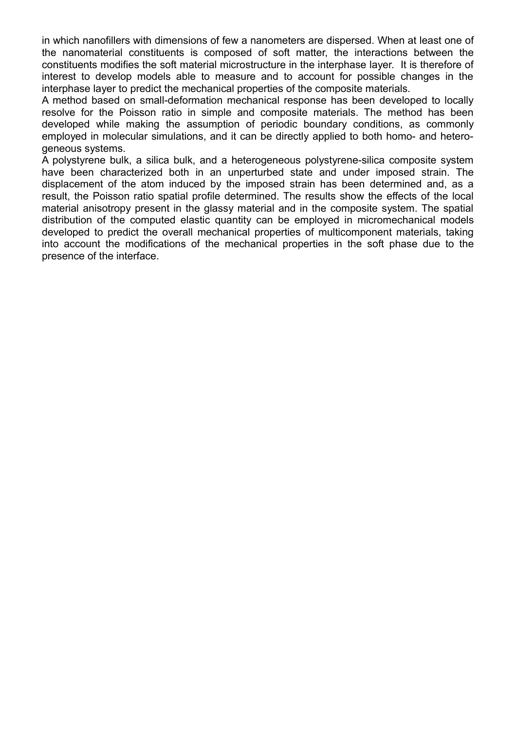in which nanofillers with dimensions of few a nanometers are dispersed. When at least one of the nanomaterial constituents is composed of soft matter, the interactions between the constituents modifies the soft material microstructure in the interphase layer. It is therefore of interest to develop models able to measure and to account for possible changes in the interphase layer to predict the mechanical properties of the composite materials.

A method based on small-deformation mechanical response has been developed to locally resolve for the Poisson ratio in simple and composite materials. The method has been developed while making the assumption of periodic boundary conditions, as commonly employed in molecular simulations, and it can be directly applied to both homo- and heterogeneous systems.

A polystyrene bulk, a silica bulk, and a heterogeneous polystyrene-silica composite system have been characterized both in an unperturbed state and under imposed strain. The displacement of the atom induced by the imposed strain has been determined and, as a result, the Poisson ratio spatial profile determined. The results show the effects of the local material anisotropy present in the glassy material and in the composite system. The spatial distribution of the computed elastic quantity can be employed in micromechanical models developed to predict the overall mechanical properties of multicomponent materials, taking into account the modifications of the mechanical properties in the soft phase due to the presence of the interface.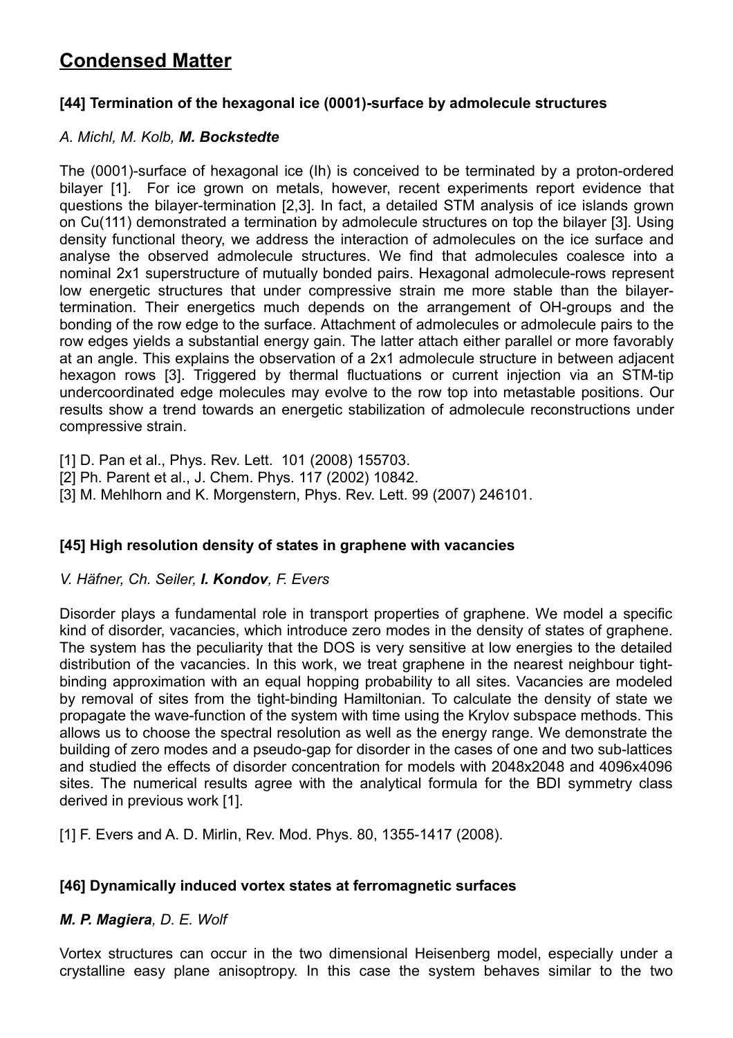# Condensed Matter

### [44] Termination of the hexagonal ice (0001)-surface by admolecule structures

*A. Michl, M. Kolb, **M. Bockstedte***

The (0001)-surface of hexagonal ice (Ih) is conceived to be terminated by a proton-ordered bilayer [1]. For ice grown on metals, however, recent experiments report evidence that questions the bilayer-termination [2,3]. In fact, a detailed STM analysis of ice islands grown on Cu(111) demonstrated a termination by admolecule structures on top the bilayer [3]. Using density functional theory, we address the interaction of admolecules on the ice surface and analyse the observed admolecule structures. We find that admolecules coalesce into a nominal 2x1 superstructure of mutually bonded pairs. Hexagonal admolecule-rows represent low energetic structures that under compressive strain me more stable than the bilayer-termination. Their energetics much depends on the arrangement of OH-groups and the bonding of the row edge to the surface. Attachment of admolecules or admolecule pairs to the row edges yields a substantial energy gain. The latter attach either parallel or more favorably at an angle. This explains the observation of a 2x1 admolecule structure in between adjacent hexagon rows [3]. Triggered by thermal fluctuations or current injection via an STM-tip undercoordinated edge molecules may evolve to the row top into metastable positions. Our results show a trend towards an energetic stabilization of admolecule reconstructions under compressive strain.

[1] D. Pan et al., Phys. Rev. Lett. 101 (2008) 155703.
[2] Ph. Parent et al., J. Chem. Phys. 117 (2002) 10842.
[3] M. Mehlhorn and K. Morgenstern, Phys. Rev. Lett. 99 (2007) 246101.

### [45] High resolution density of states in graphene with vacancies

*V. Häfner, Ch. Seiler, **I. Kondov**, F. Evers*

Disorder plays a fundamental role in transport properties of graphene. We model a specific kind of disorder, vacancies, which introduce zero modes in the density of states of graphene. The system has the peculiarity that the DOS is very sensitive at low energies to the detailed distribution of the vacancies. In this work, we treat graphene in the nearest neighbour tight-binding approximation with an equal hopping probability to all sites. Vacancies are modeled by removal of sites from the tight-binding Hamiltonian. To calculate the density of state we propagate the wave-function of the system with time using the Krylov subspace methods. This allows us to choose the spectral resolution as well as the energy range. We demonstrate the building of zero modes and a pseudo-gap for disorder in the cases of one and two sub-lattices and studied the effects of disorder concentration for models with 2048x2048 and 4096x4096 sites. The numerical results agree with the analytical formula for the BDI symmetry class derived in previous work [1].

[1] F. Evers and A. D. Mirlin, Rev. Mod. Phys. 80, 1355-1417 (2008).

### [46] Dynamically induced vortex states at ferromagnetic surfaces

***M. P. Magiera**, D. E. Wolf*

Vortex structures can occur in the two dimensional Heisenberg model, especially under a crystalline easy plane anisoptropy. In this case the system behaves similar to the two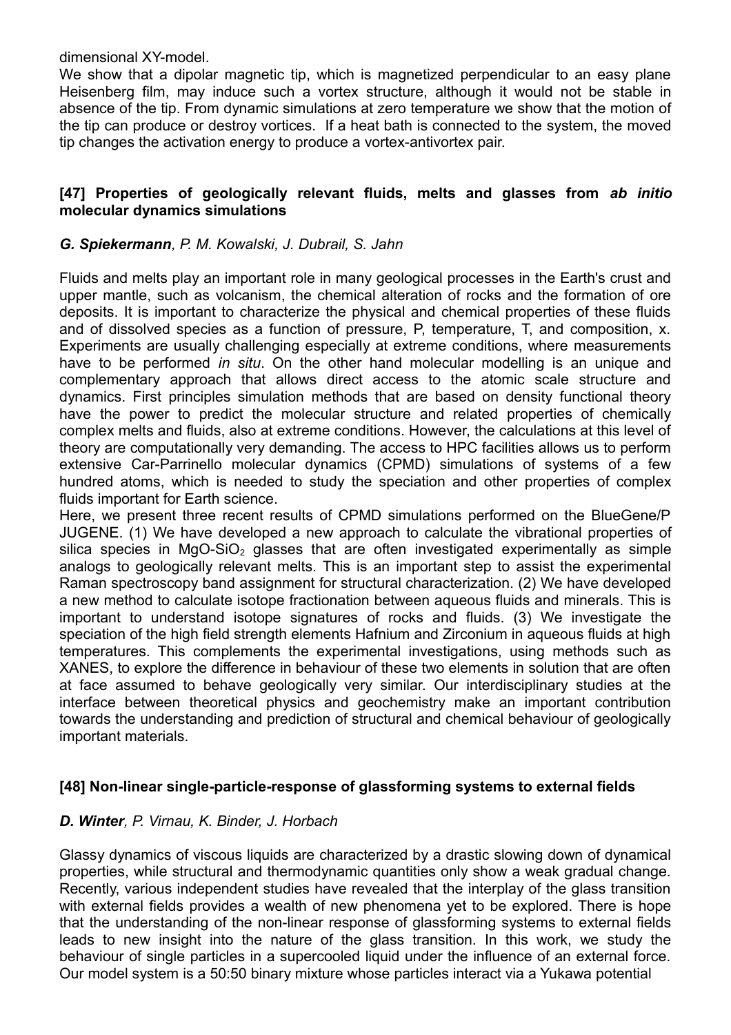dimensional XY-model.

We show that a dipolar magnetic tip, which is magnetized perpendicular to an easy plane Heisenberg film, may induce such a vortex structure, although it would not be stable in absence of the tip. From dynamic simulations at zero temperature we show that the motion of the tip can produce or destroy vortices. If a heat bath is connected to the system, the moved tip changes the activation energy to produce a vortex-antivortex pair.

### [47] Properties of geologically relevant fluids, melts and glasses from *ab initio* molecular dynamics simulations

***G. Spiekermann**, P. M. Kowalski, J. Dubrail, S. Jahn*

Fluids and melts play an important role in many geological processes in the Earth's crust and upper mantle, such as volcanism, the chemical alteration of rocks and the formation of ore deposits. It is important to characterize the physical and chemical properties of these fluids and of dissolved species as a function of pressure, P, temperature, T, and composition, x. Experiments are usually challenging especially at extreme conditions, where measurements have to be performed *in situ*. On the other hand molecular modelling is an unique and complementary approach that allows direct access to the atomic scale structure and dynamics. First principles simulation methods that are based on density functional theory have the power to predict the molecular structure and related properties of chemically complex melts and fluids, also at extreme conditions. However, the calculations at this level of theory are computationally very demanding. The access to HPC facilities allows us to perform extensive Car-Parrinello molecular dynamics (CPMD) simulations of systems of a few hundred atoms, which is needed to study the speciation and other properties of complex fluids important for Earth science.

Here, we present three recent results of CPMD simulations performed on the BlueGene/P JUGENE. (1) We have developed a new approach to calculate the vibrational properties of silica species in MgO-$SiO_2$ glasses that are often investigated experimentally as simple analogs to geologically relevant melts. This is an important step to assist the experimental Raman spectroscopy band assignment for structural characterization. (2) We have developed a new method to calculate isotope fractionation between aqueous fluids and minerals. This is important to understand isotope signatures of rocks and fluids. (3) We investigate the speciation of the high field strength elements Hafnium and Zirconium in aqueous fluids at high temperatures. This complements the experimental investigations, using methods such as XANES, to explore the difference in behaviour of these two elements in solution that are often at face assumed to behave geologically very similar. Our interdisciplinary studies at the interface between theoretical physics and geochemistry make an important contribution towards the understanding and prediction of structural and chemical behaviour of geologically important materials.

### [48] Non-linear single-particle-response of glassforming systems to external fields

***D. Winter**, P. Virnau, K. Binder, J. Horbach*

Glassy dynamics of viscous liquids are characterized by a drastic slowing down of dynamical properties, while structural and thermodynamic quantities only show a weak gradual change. Recently, various independent studies have revealed that the interplay of the glass transition with external fields provides a wealth of new phenomena yet to be explored. There is hope that the understanding of the non-linear response of glassforming systems to external fields leads to new insight into the nature of the glass transition. In this work, we study the behaviour of single particles in a supercooled liquid under the influence of an external force. Our model system is a 50:50 binary mixture whose particles interact via a Yukawa potential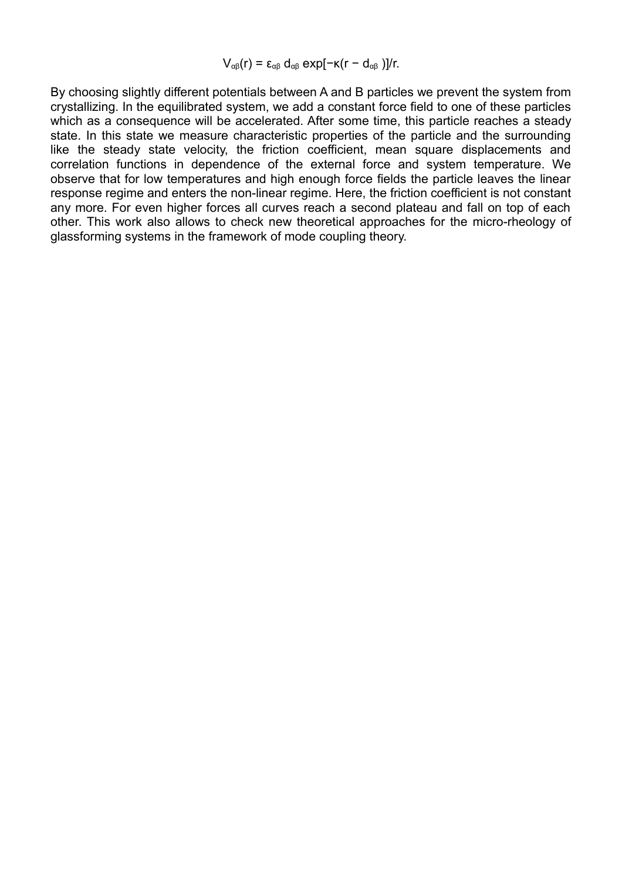$$V_{\alpha\beta}(r) = \varepsilon_{\alpha\beta}\, d_{\alpha\beta} \exp[-\kappa(r - d_{\alpha\beta})]/r.$$

By choosing slightly different potentials between A and B particles we prevent the system from crystallizing. In the equilibrated system, we add a constant force field to one of these particles which as a consequence will be accelerated. After some time, this particle reaches a steady state. In this state we measure characteristic properties of the particle and the surrounding like the steady state velocity, the friction coefficient, mean square displacements and correlation functions in dependence of the external force and system temperature. We observe that for low temperatures and high enough force fields the particle leaves the linear response regime and enters the non-linear regime. Here, the friction coefficient is not constant any more. For even higher forces all curves reach a second plateau and fall on top of each other. This work also allows to check new theoretical approaches for the micro-rheology of glassforming systems in the framework of mode coupling theory.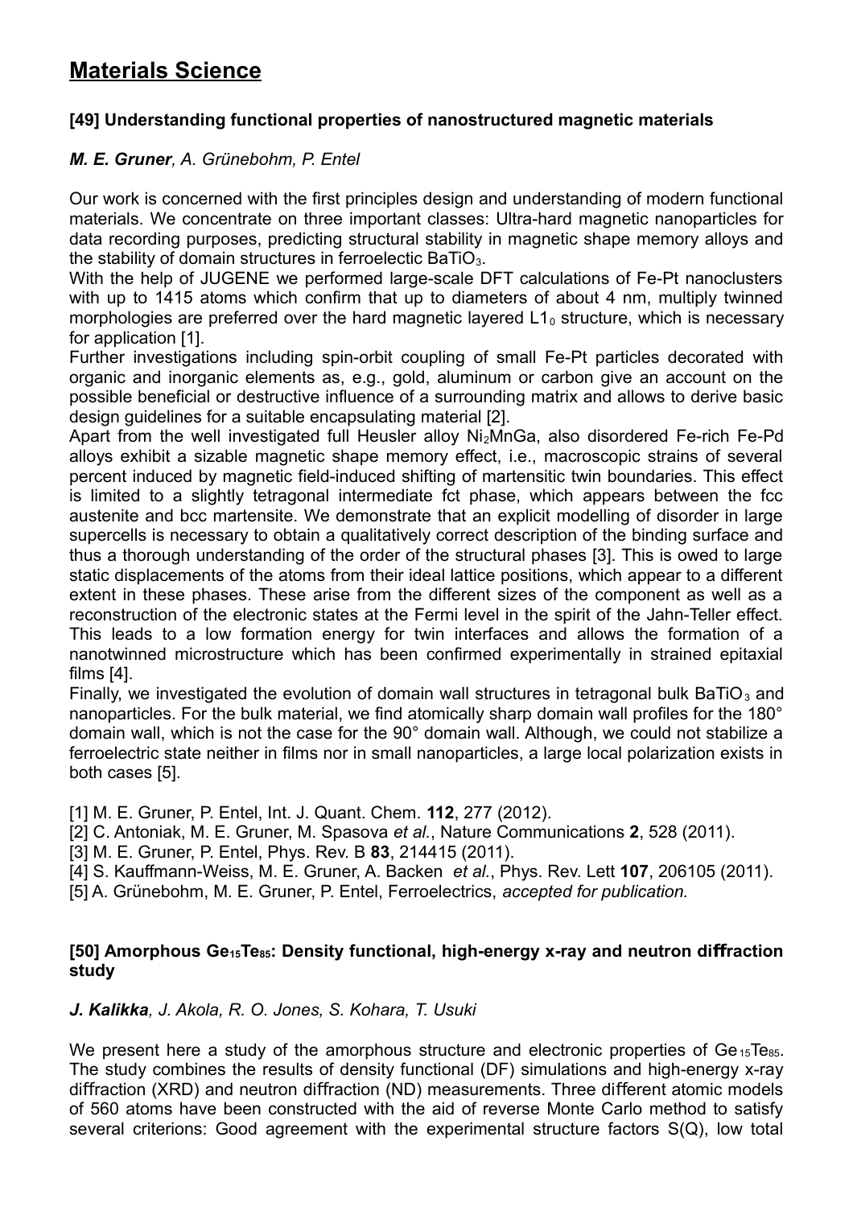# Materials Science

### [49] Understanding functional properties of nanostructured magnetic materials

***M. E. Gruner**, *A. Grünebohm, P. Entel*

Our work is concerned with the first principles design and understanding of modern functional materials. We concentrate on three important classes: Ultra-hard magnetic nanoparticles for data recording purposes, predicting structural stability in magnetic shape memory alloys and the stability of domain structures in ferroelectic $BaTiO_3$.

With the help of JUGENE we performed large-scale DFT calculations of Fe-Pt nanoclusters with up to 1415 atoms which confirm that up to diameters of about 4 nm, multiply twinned morphologies are preferred over the hard magnetic layered $L1_0$ structure, which is necessary for application [1].

Further investigations including spin-orbit coupling of small Fe-Pt particles decorated with organic and inorganic elements as, e.g., gold, aluminum or carbon give an account on the possible beneficial or destructive influence of a surrounding matrix and allows to derive basic design guidelines for a suitable encapsulating material [2].

Apart from the well investigated full Heusler alloy $Ni_2MnGa$, also disordered Fe-rich Fe-Pd alloys exhibit a sizable magnetic shape memory effect, i.e., macroscopic strains of several percent induced by magnetic field-induced shifting of martensitic twin boundaries. This effect is limited to a slightly tetragonal intermediate fct phase, which appears between the fcc austenite and bcc martensite. We demonstrate that an explicit modelling of disorder in large supercells is necessary to obtain a qualitatively correct description of the binding surface and thus a thorough understanding of the order of the structural phases [3]. This is owed to large static displacements of the atoms from their ideal lattice positions, which appear to a different extent in these phases. These arise from the different sizes of the component as well as a reconstruction of the electronic states at the Fermi level in the spirit of the Jahn-Teller effect. This leads to a low formation energy for twin interfaces and allows the formation of a nanotwinned microstructure which has been confirmed experimentally in strained epitaxial films [4].

Finally, we investigated the evolution of domain wall structures in tetragonal bulk $BaTiO_3$ and nanoparticles. For the bulk material, we find atomically sharp domain wall profiles for the 180° domain wall, which is not the case for the 90° domain wall. Although, we could not stabilize a ferroelectric state neither in films nor in small nanoparticles, a large local polarization exists in both cases [5].

[1] M. E. Gruner, P. Entel, Int. J. Quant. Chem. **112**, 277 (2012).
[2] C. Antoniak, M. E. Gruner, M. Spasova *et al.*, Nature Communications **2**, 528 (2011).
[3] M. E. Gruner, P. Entel, Phys. Rev. B **83**, 214415 (2011).
[4] S. Kauffmann-Weiss, M. E. Gruner, A. Backen *et al.*, Phys. Rev. Lett **107**, 206105 (2011).
[5] A. Grünebohm, M. E. Gruner, P. Entel, Ferroelectrics, *accepted for publication.*

### [50] Amorphous $Ge_{15}Te_{85}$: Density functional, high-energy x-ray and neutron diffraction study

***J. Kalikka**, J. Akola, R. O. Jones, S. Kohara, T. Usuki*

We present here a study of the amorphous structure and electronic properties of $Ge_{15}Te_{85}$. The study combines the results of density functional (DF) simulations and high-energy x-ray diffraction (XRD) and neutron diffraction (ND) measurements. Three different atomic models of 560 atoms have been constructed with the aid of reverse Monte Carlo method to satisfy several criterions: Good agreement with the experimental structure factors S(Q), low total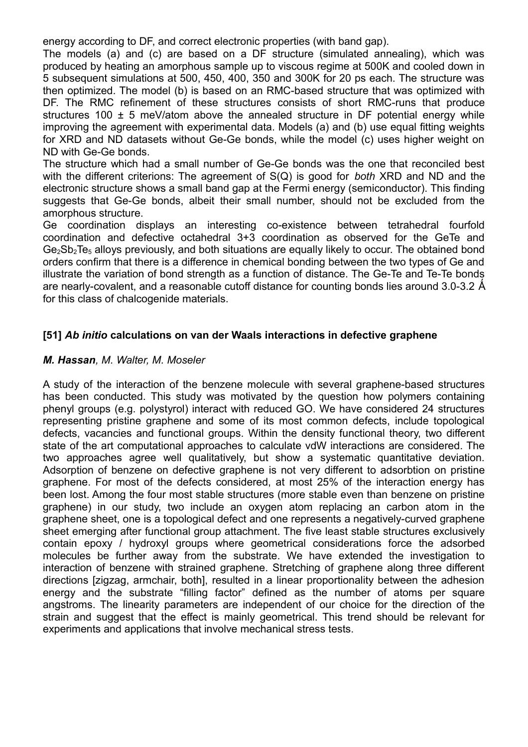energy according to DF, and correct electronic properties (with band gap).

The models (a) and (c) are based on a DF structure (simulated annealing), which was produced by heating an amorphous sample up to viscous regime at 500K and cooled down in 5 subsequent simulations at 500, 450, 400, 350 and 300K for 20 ps each. The structure was then optimized. The model (b) is based on an RMC-based structure that was optimized with DF. The RMC refinement of these structures consists of short RMC-runs that produce structures 100 ± 5 meV/atom above the annealed structure in DF potential energy while improving the agreement with experimental data. Models (a) and (b) use equal fitting weights for XRD and ND datasets without Ge-Ge bonds, while the model (c) uses higher weight on ND with Ge-Ge bonds.

The structure which had a small number of Ge-Ge bonds was the one that reconciled best with the different criterions: The agreement of S(Q) is good for *both* XRD and ND and the electronic structure shows a small band gap at the Fermi energy (semiconductor). This finding suggests that Ge-Ge bonds, albeit their small number, should not be excluded from the amorphous structure.

Ge coordination displays an interesting co-existence between tetrahedral fourfold coordination and defective octahedral 3+3 coordination as observed for the GeTe and $Ge_2Sb_2Te_5$ alloys previously, and both situations are equally likely to occur. The obtained bond orders confirm that there is a difference in chemical bonding between the two types of Ge and illustrate the variation of bond strength as a function of distance. The Ge-Te and Te-Te bonds are nearly-covalent, and a reasonable cutoff distance for counting bonds lies around 3.0-3.2 Å for this class of chalcogenide materials.

### [51] *Ab initio* calculations on van der Waals interactions in defective graphene

***M. Hassan****, M. Walter, M. Moseler*

A study of the interaction of the benzene molecule with several graphene-based structures has been conducted. This study was motivated by the question how polymers containing phenyl groups (e.g. polystyrol) interact with reduced GO. We have considered 24 structures representing pristine graphene and some of its most common defects, include topological defects, vacancies and functional groups. Within the density functional theory, two different state of the art computational approaches to calculate vdW interactions are considered. The two approaches agree well qualitatively, but show a systematic quantitative deviation. Adsorption of benzene on defective graphene is not very different to adsorbtion on pristine graphene. For most of the defects considered, at most 25% of the interaction energy has been lost. Among the four most stable structures (more stable even than benzene on pristine graphene) in our study, two include an oxygen atom replacing an carbon atom in the graphene sheet, one is a topological defect and one represents a negatively-curved graphene sheet emerging after functional group attachment. The five least stable structures exclusively contain epoxy / hydroxyl groups where geometrical considerations force the adsorbed molecules be further away from the substrate. We have extended the investigation to interaction of benzene with strained graphene. Stretching of graphene along three different directions [zigzag, armchair, both], resulted in a linear proportionality between the adhesion energy and the substrate "filling factor" defined as the number of atoms per square angstroms. The linearity parameters are independent of our choice for the direction of the strain and suggest that the effect is mainly geometrical. This trend should be relevant for experiments and applications that involve mechanical stress tests.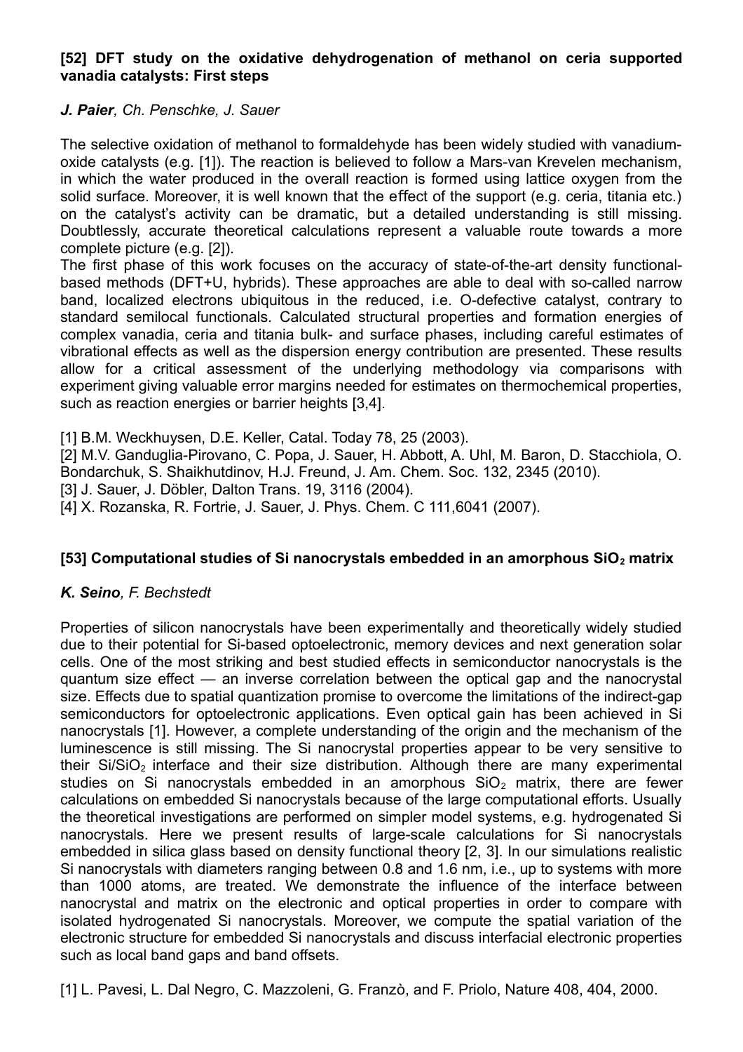### [52] DFT study on the oxidative dehydrogenation of methanol on ceria supported vanadia catalysts: First steps

***J. Paier**, Ch. Penschke, J. Sauer*

The selective oxidation of methanol to formaldehyde has been widely studied with vanadium-oxide catalysts (e.g. [1]). The reaction is believed to follow a Mars-van Krevelen mechanism, in which the water produced in the overall reaction is formed using lattice oxygen from the solid surface. Moreover, it is well known that the effect of the support (e.g. ceria, titania etc.) on the catalyst's activity can be dramatic, but a detailed understanding is still missing. Doubtlessly, accurate theoretical calculations represent a valuable route towards a more complete picture (e.g. [2]).

The first phase of this work focuses on the accuracy of state-of-the-art density functional-based methods (DFT+U, hybrids). These approaches are able to deal with so-called narrow band, localized electrons ubiquitous in the reduced, i.e. O-defective catalyst, contrary to standard semilocal functionals. Calculated structural properties and formation energies of complex vanadia, ceria and titania bulk- and surface phases, including careful estimates of vibrational effects as well as the dispersion energy contribution are presented. These results allow for a critical assessment of the underlying methodology via comparisons with experiment giving valuable error margins needed for estimates on thermochemical properties, such as reaction energies or barrier heights [3,4].

[1] B.M. Weckhuysen, D.E. Keller, Catal. Today 78, 25 (2003).
[2] M.V. Ganduglia-Pirovano, C. Popa, J. Sauer, H. Abbott, A. Uhl, M. Baron, D. Stacchiola, O. Bondarchuk, S. Shaikhutdinov, H.J. Freund, J. Am. Chem. Soc. 132, 2345 (2010).
[3] J. Sauer, J. Döbler, Dalton Trans. 19, 3116 (2004).
[4] X. Rozanska, R. Fortrie, J. Sauer, J. Phys. Chem. C 111,6041 (2007).

### [53] Computational studies of Si nanocrystals embedded in an amorphous $SiO_2$ matrix

***K. Seino**, F. Bechstedt*

Properties of silicon nanocrystals have been experimentally and theoretically widely studied due to their potential for Si-based optoelectronic, memory devices and next generation solar cells. One of the most striking and best studied effects in semiconductor nanocrystals is the quantum size effect — an inverse correlation between the optical gap and the nanocrystal size. Effects due to spatial quantization promise to overcome the limitations of the indirect-gap semiconductors for optoelectronic applications. Even optical gain has been achieved in Si nanocrystals [1]. However, a complete understanding of the origin and the mechanism of the luminescence is still missing. The Si nanocrystal properties appear to be very sensitive to their $Si/SiO_2$ interface and their size distribution. Although there are many experimental studies on Si nanocrystals embedded in an amorphous $SiO_2$ matrix, there are fewer calculations on embedded Si nanocrystals because of the large computational efforts. Usually the theoretical investigations are performed on simpler model systems, e.g. hydrogenated Si nanocrystals. Here we present results of large-scale calculations for Si nanocrystals embedded in silica glass based on density functional theory [2, 3]. In our simulations realistic Si nanocrystals with diameters ranging between 0.8 and 1.6 nm, i.e., up to systems with more than 1000 atoms, are treated. We demonstrate the influence of the interface between nanocrystal and matrix on the electronic and optical properties in order to compare with isolated hydrogenated Si nanocrystals. Moreover, we compute the spatial variation of the electronic structure for embedded Si nanocrystals and discuss interfacial electronic properties such as local band gaps and band offsets.

[1] L. Pavesi, L. Dal Negro, C. Mazzoleni, G. Franzò, and F. Priolo, Nature 408, 404, 2000.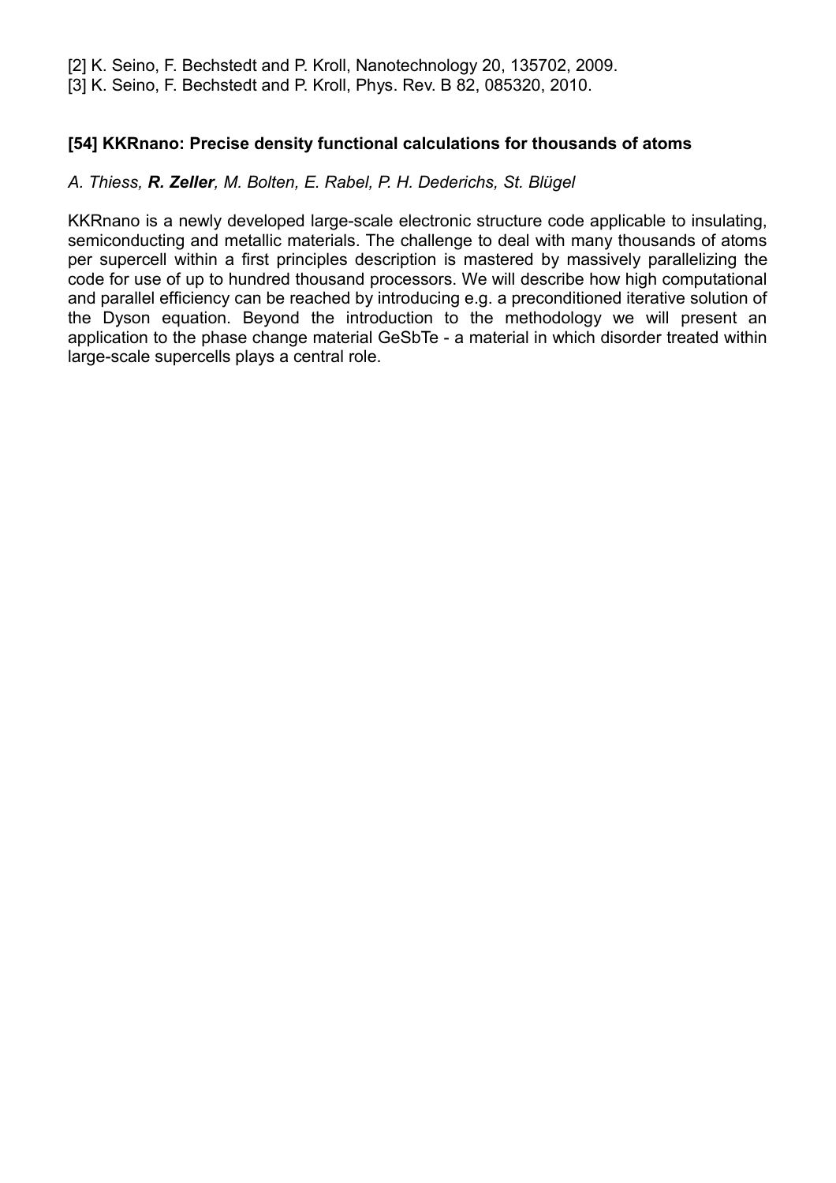[2] K. Seino, F. Bechstedt and P. Kroll, Nanotechnology 20, 135702, 2009.
[3] K. Seino, F. Bechstedt and P. Kroll, Phys. Rev. B 82, 085320, 2010.

### [54] KKRnano: Precise density functional calculations for thousands of atoms

*A. Thiess, **R. Zeller**, M. Bolten, E. Rabel, P. H. Dederichs, St. Blügel*

KKRnano is a newly developed large-scale electronic structure code applicable to insulating, semiconducting and metallic materials. The challenge to deal with many thousands of atoms per supercell within a first principles description is mastered by massively parallelizing the code for use of up to hundred thousand processors. We will describe how high computational and parallel efficiency can be reached by introducing e.g. a preconditioned iterative solution of the Dyson equation. Beyond the introduction to the methodology we will present an application to the phase change material GeSbTe - a material in which disorder treated within large-scale supercells plays a central role.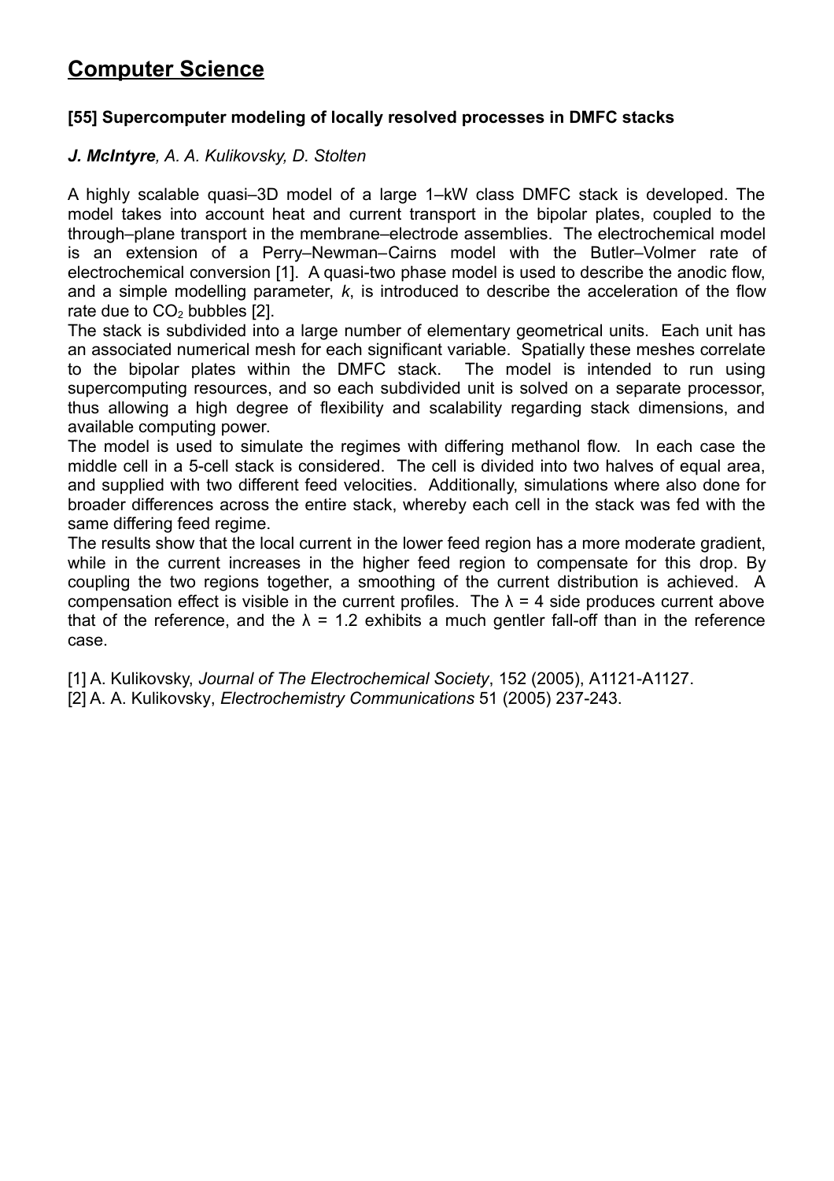# Computer Science

### [55] Supercomputer modeling of locally resolved processes in DMFC stacks

***J. McIntyre**, A. A. Kulikovsky, D. Stolten*

A highly scalable quasi–3D model of a large 1–kW class DMFC stack is developed. The model takes into account heat and current transport in the bipolar plates, coupled to the through–plane transport in the membrane–electrode assemblies. The electrochemical model is an extension of a Perry–Newman–Cairns model with the Butler–Volmer rate of electrochemical conversion [1]. A quasi-two phase model is used to describe the anodic flow, and a simple modelling parameter, *k*, is introduced to describe the acceleration of the flow rate due to $CO_2$ bubbles [2].
The stack is subdivided into a large number of elementary geometrical units. Each unit has an associated numerical mesh for each significant variable. Spatially these meshes correlate to the bipolar plates within the DMFC stack. The model is intended to run using supercomputing resources, and so each subdivided unit is solved on a separate processor, thus allowing a high degree of flexibility and scalability regarding stack dimensions, and available computing power.
The model is used to simulate the regimes with differing methanol flow. In each case the middle cell in a 5-cell stack is considered. The cell is divided into two halves of equal area, and supplied with two different feed velocities. Additionally, simulations where also done for broader differences across the entire stack, whereby each cell in the stack was fed with the same differing feed regime.
The results show that the local current in the lower feed region has a more moderate gradient, while in the current increases in the higher feed region to compensate for this drop. By coupling the two regions together, a smoothing of the current distribution is achieved. A compensation effect is visible in the current profiles. The $\lambda = 4$ side produces current above that of the reference, and the $\lambda = 1.2$ exhibits a much gentler fall-off than in the reference case.

[1] A. Kulikovsky, *Journal of The Electrochemical Society*, 152 (2005), A1121-A1127.
[2] A. A. Kulikovsky, *Electrochemistry Communications* 51 (2005) 237-243.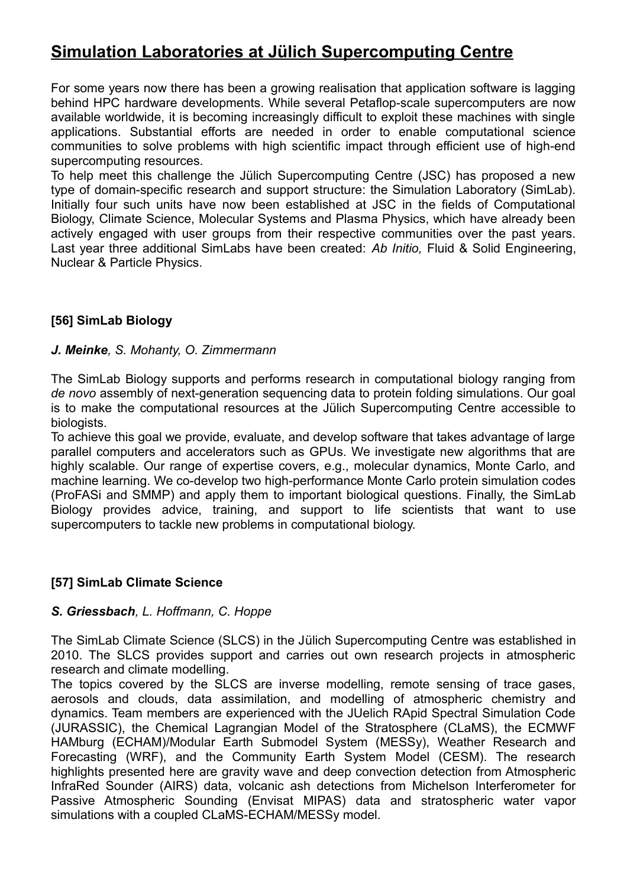# Simulation Laboratories at Jülich Supercomputing Centre

For some years now there has been a growing realisation that application software is lagging behind HPC hardware developments. While several Petaflop-scale supercomputers are now available worldwide, it is becoming increasingly difficult to exploit these machines with single applications. Substantial efforts are needed in order to enable computational science communities to solve problems with high scientific impact through efficient use of high-end supercomputing resources.

To help meet this challenge the Jülich Supercomputing Centre (JSC) has proposed a new type of domain-specific research and support structure: the Simulation Laboratory (SimLab). Initially four such units have now been established at JSC in the fields of Computational Biology, Climate Science, Molecular Systems and Plasma Physics, which have already been actively engaged with user groups from their respective communities over the past years. Last year three additional SimLabs have been created: *Ab Initio,* Fluid & Solid Engineering, Nuclear & Particle Physics.

### [56] SimLab Biology

***J. Meinke**, S. Mohanty, O. Zimmermann*

The SimLab Biology supports and performs research in computational biology ranging from *de novo* assembly of next-generation sequencing data to protein folding simulations. Our goal is to make the computational resources at the Jülich Supercomputing Centre accessible to biologists.

To achieve this goal we provide, evaluate, and develop software that takes advantage of large parallel computers and accelerators such as GPUs. We investigate new algorithms that are highly scalable. Our range of expertise covers, e.g., molecular dynamics, Monte Carlo, and machine learning. We co-develop two high-performance Monte Carlo protein simulation codes (ProFASi and SMMP) and apply them to important biological questions. Finally, the SimLab Biology provides advice, training, and support to life scientists that want to use supercomputers to tackle new problems in computational biology.

### [57] SimLab Climate Science

***S. Griessbach**, L. Hoffmann, C. Hoppe*

The SimLab Climate Science (SLCS) in the Jülich Supercomputing Centre was established in 2010. The SLCS provides support and carries out own research projects in atmospheric research and climate modelling.

The topics covered by the SLCS are inverse modelling, remote sensing of trace gases, aerosols and clouds, data assimilation, and modelling of atmospheric chemistry and dynamics. Team members are experienced with the JUelich RApid Spectral Simulation Code (JURASSIC), the Chemical Lagrangian Model of the Stratosphere (CLaMS), the ECMWF HAMburg (ECHAM)/Modular Earth Submodel System (MESSy), Weather Research and Forecasting (WRF), and the Community Earth System Model (CESM). The research highlights presented here are gravity wave and deep convection detection from Atmospheric InfraRed Sounder (AIRS) data, volcanic ash detections from Michelson Interferometer for Passive Atmospheric Sounding (Envisat MIPAS) data and stratospheric water vapor simulations with a coupled CLaMS-ECHAM/MESSy model.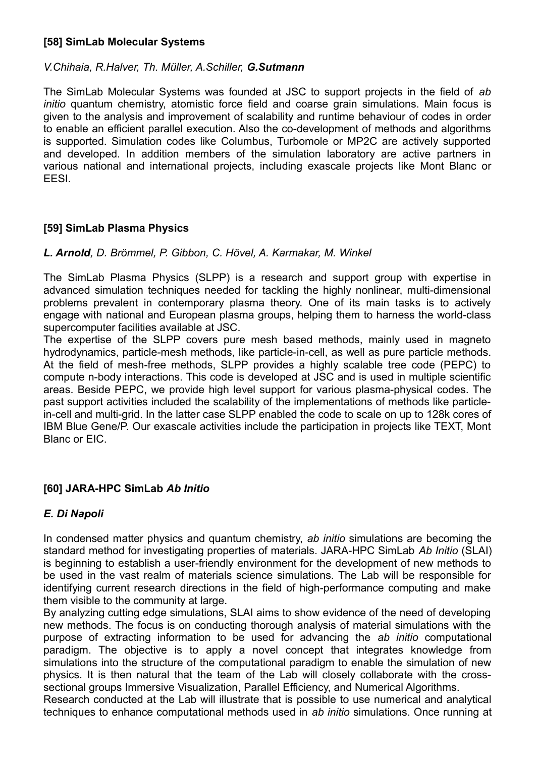### [58] SimLab Molecular Systems

*V.Chihaia, R.Halver, Th. Müller, A.Schiller, **G.Sutmann***

The SimLab Molecular Systems was founded at JSC to support projects in the field of *ab initio* quantum chemistry, atomistic force field and coarse grain simulations. Main focus is given to the analysis and improvement of scalability and runtime behaviour of codes in order to enable an efficient parallel execution. Also the co-development of methods and algorithms is supported. Simulation codes like Columbus, Turbomole or MP2C are actively supported and developed. In addition members of the simulation laboratory are active partners in various national and international projects, including exascale projects like Mont Blanc or EESI.

### [59] SimLab Plasma Physics

***L. Arnold**, D. Brömmel, P. Gibbon, C. Hövel, A. Karmakar, M. Winkel*

The SimLab Plasma Physics (SLPP) is a research and support group with expertise in advanced simulation techniques needed for tackling the highly nonlinear, multi-dimensional problems prevalent in contemporary plasma theory. One of its main tasks is to actively engage with national and European plasma groups, helping them to harness the world-class supercomputer facilities available at JSC.

The expertise of the SLPP covers pure mesh based methods, mainly used in magneto hydrodynamics, particle-mesh methods, like particle-in-cell, as well as pure particle methods. At the field of mesh-free methods, SLPP provides a highly scalable tree code (PEPC) to compute n-body interactions. This code is developed at JSC and is used in multiple scientific areas. Beside PEPC, we provide high level support for various plasma-physical codes. The past support activities included the scalability of the implementations of methods like particle-in-cell and multi-grid. In the latter case SLPP enabled the code to scale on up to 128k cores of IBM Blue Gene/P. Our exascale activities include the participation in projects like TEXT, Mont Blanc or EIC.

### [60] JARA-HPC SimLab *Ab Initio*

***E. Di Napoli***

In condensed matter physics and quantum chemistry, *ab initio* simulations are becoming the standard method for investigating properties of materials. JARA-HPC SimLab *Ab Initio* (SLAI) is beginning to establish a user-friendly environment for the development of new methods to be used in the vast realm of materials science simulations. The Lab will be responsible for identifying current research directions in the field of high-performance computing and make them visible to the community at large.

By analyzing cutting edge simulations, SLAI aims to show evidence of the need of developing new methods. The focus is on conducting thorough analysis of material simulations with the purpose of extracting information to be used for advancing the *ab initio* computational paradigm. The objective is to apply a novel concept that integrates knowledge from simulations into the structure of the computational paradigm to enable the simulation of new physics. It is then natural that the team of the Lab will closely collaborate with the cross-sectional groups Immersive Visualization, Parallel Efficiency, and Numerical Algorithms.

Research conducted at the Lab will illustrate that is possible to use numerical and analytical techniques to enhance computational methods used in *ab initio* simulations. Once running at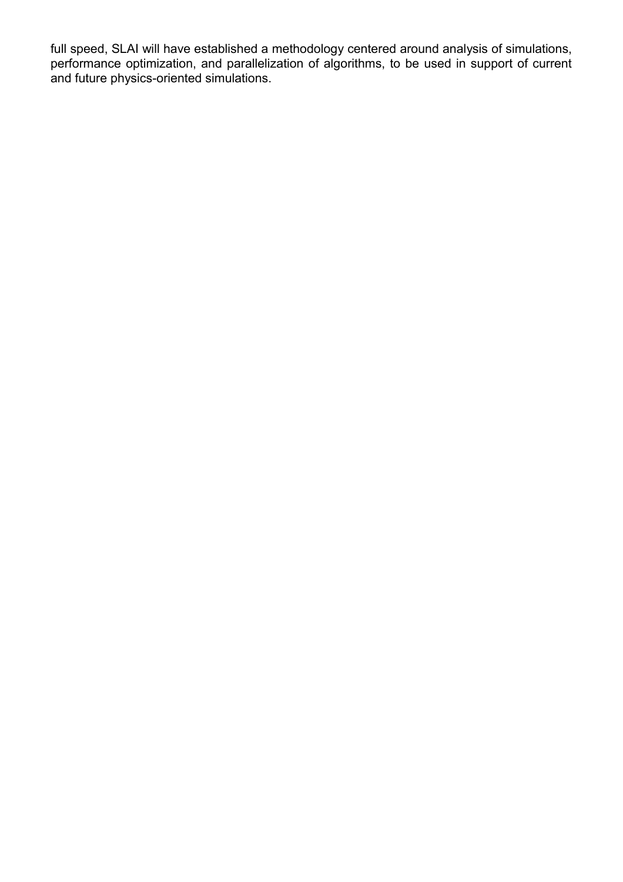full speed, SLAI will have established a methodology centered around analysis of simulations, performance optimization, and parallelization of algorithms, to be used in support of current and future physics-oriented simulations.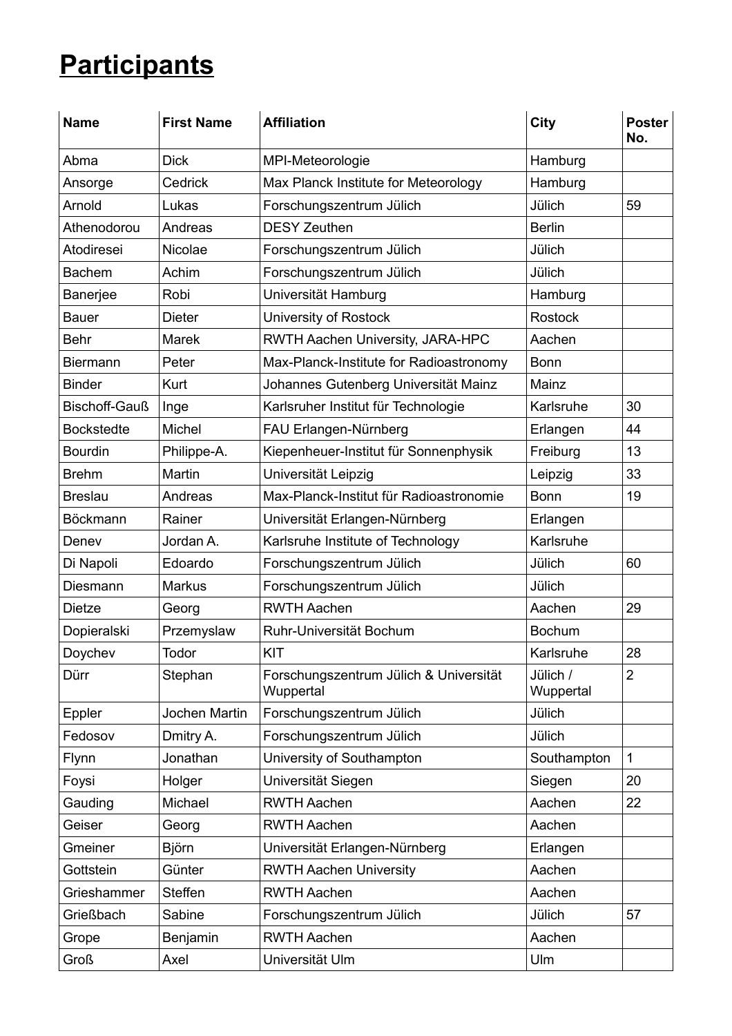# Participants

| Name | First Name | Affiliation | City | Poster No. |
|---|---|---|---|---|
| Abma | Dick | MPI-Meteorologie | Hamburg | |
| Ansorge | Cedrick | Max Planck Institute for Meteorology | Hamburg | |
| Arnold | Lukas | Forschungszentrum Jülich | Jülich | 59 |
| Athenodorou | Andreas | DESY Zeuthen | Berlin | |
| Atodiresei | Nicolae | Forschungszentrum Jülich | Jülich | |
| Bachem | Achim | Forschungszentrum Jülich | Jülich | |
| Banerjee | Robi | Universität Hamburg | Hamburg | |
| Bauer | Dieter | University of Rostock | Rostock | |
| Behr | Marek | RWTH Aachen University, JARA-HPC | Aachen | |
| Biermann | Peter | Max-Planck-Institute for Radioastronomy | Bonn | |
| Binder | Kurt | Johannes Gutenberg Universität Mainz | Mainz | |
| Bischoff-Gauß | Inge | Karlsruher Institut für Technologie | Karlsruhe | 30 |
| Bockstedte | Michel | FAU Erlangen-Nürnberg | Erlangen | 44 |
| Bourdin | Philippe-A. | Kiepenheuer-Institut für Sonnenphysik | Freiburg | 13 |
| Brehm | Martin | Universität Leipzig | Leipzig | 33 |
| Breslau | Andreas | Max-Planck-Institut für Radioastronomie | Bonn | 19 |
| Böckmann | Rainer | Universität Erlangen-Nürnberg | Erlangen | |
| Denev | Jordan A. | Karlsruhe Institute of Technology | Karlsruhe | |
| Di Napoli | Edoardo | Forschungszentrum Jülich | Jülich | 60 |
| Diesmann | Markus | Forschungszentrum Jülich | Jülich | |
| Dietze | Georg | RWTH Aachen | Aachen | 29 |
| Dopieralski | Przemyslaw | Ruhr-Universität Bochum | Bochum | |
| Doychev | Todor | KIT | Karlsruhe | 28 |
| Dürr | Stephan | Forschungszentrum Jülich & Universität Wuppertal | Jülich / Wuppertal | 2 |
| Eppler | Jochen Martin | Forschungszentrum Jülich | Jülich | |
| Fedosov | Dmitry A. | Forschungszentrum Jülich | Jülich | |
| Flynn | Jonathan | University of Southampton | Southampton | 1 |
| Foysi | Holger | Universität Siegen | Siegen | 20 |
| Gauding | Michael | RWTH Aachen | Aachen | 22 |
| Geiser | Georg | RWTH Aachen | Aachen | |
| Gmeiner | Björn | Universität Erlangen-Nürnberg | Erlangen | |
| Gottstein | Günter | RWTH Aachen University | Aachen | |
| Grieshammer | Steffen | RWTH Aachen | Aachen | |
| Grießbach | Sabine | Forschungszentrum Jülich | Jülich | 57 |
| Grope | Benjamin | RWTH Aachen | Aachen | |
| Groß | Axel | Universität Ulm | Ulm | |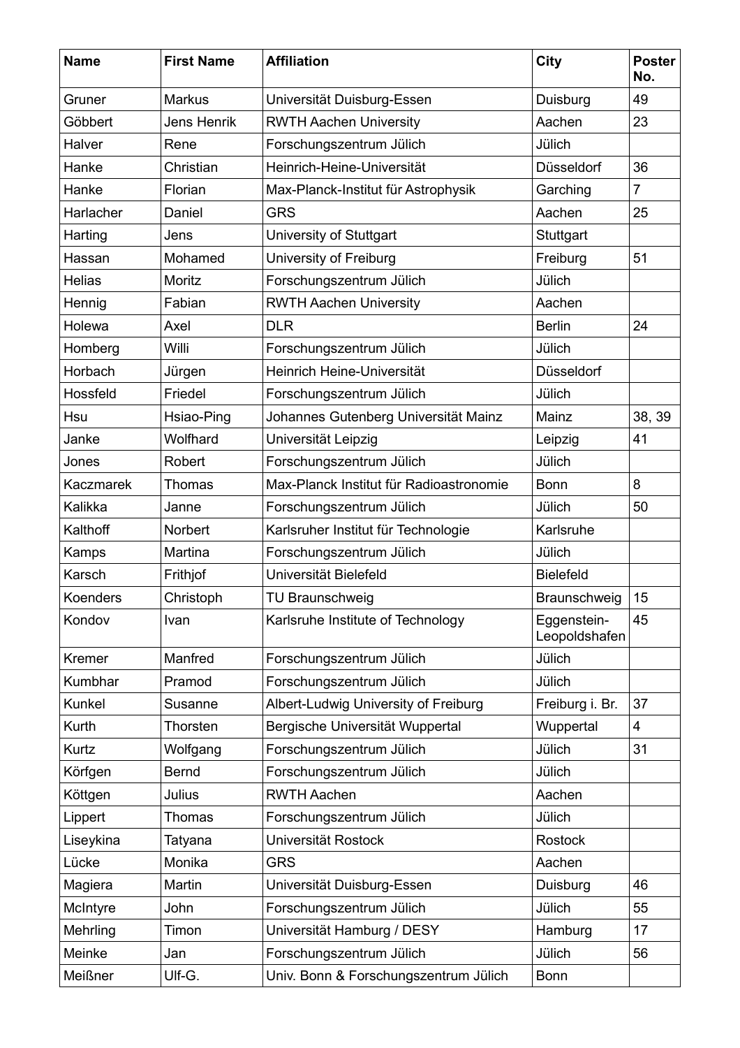| Name | First Name | Affiliation | City | Poster No. |
|---|---|---|---|---|
| Gruner | Markus | Universität Duisburg-Essen | Duisburg | 49 |
| Göbbert | Jens Henrik | RWTH Aachen University | Aachen | 23 |
| Halver | Rene | Forschungszentrum Jülich | Jülich | |
| Hanke | Christian | Heinrich-Heine-Universität | Düsseldorf | 36 |
| Hanke | Florian | Max-Planck-Institut für Astrophysik | Garching | 7 |
| Harlacher | Daniel | GRS | Aachen | 25 |
| Harting | Jens | University of Stuttgart | Stuttgart | |
| Hassan | Mohamed | University of Freiburg | Freiburg | 51 |
| Helias | Moritz | Forschungszentrum Jülich | Jülich | |
| Hennig | Fabian | RWTH Aachen University | Aachen | |
| Holewa | Axel | DLR | Berlin | 24 |
| Homberg | Willi | Forschungszentrum Jülich | Jülich | |
| Horbach | Jürgen | Heinrich Heine-Universität | Düsseldorf | |
| Hossfeld | Friedel | Forschungszentrum Jülich | Jülich | |
| Hsu | Hsiao-Ping | Johannes Gutenberg Universität Mainz | Mainz | 38, 39 |
| Janke | Wolfhard | Universität Leipzig | Leipzig | 41 |
| Jones | Robert | Forschungszentrum Jülich | Jülich | |
| Kaczmarek | Thomas | Max-Planck Institut für Radioastronomie | Bonn | 8 |
| Kalikka | Janne | Forschungszentrum Jülich | Jülich | 50 |
| Kalthoff | Norbert | Karlsruher Institut für Technologie | Karlsruhe | |
| Kamps | Martina | Forschungszentrum Jülich | Jülich | |
| Karsch | Frithjof | Universität Bielefeld | Bielefeld | |
| Koenders | Christoph | TU Braunschweig | Braunschweig | 15 |
| Kondov | Ivan | Karlsruhe Institute of Technology | Eggenstein-Leopoldshafen | 45 |
| Kremer | Manfred | Forschungszentrum Jülich | Jülich | |
| Kumbhar | Pramod | Forschungszentrum Jülich | Jülich | |
| Kunkel | Susanne | Albert-Ludwig University of Freiburg | Freiburg i. Br. | 37 |
| Kurth | Thorsten | Bergische Universität Wuppertal | Wuppertal | 4 |
| Kurtz | Wolfgang | Forschungszentrum Jülich | Jülich | 31 |
| Körfgen | Bernd | Forschungszentrum Jülich | Jülich | |
| Köttgen | Julius | RWTH Aachen | Aachen | |
| Lippert | Thomas | Forschungszentrum Jülich | Jülich | |
| Liseykina | Tatyana | Universität Rostock | Rostock | |
| Lücke | Monika | GRS | Aachen | |
| Magiera | Martin | Universität Duisburg-Essen | Duisburg | 46 |
| McIntyre | John | Forschungszentrum Jülich | Jülich | 55 |
| Mehrling | Timon | Universität Hamburg / DESY | Hamburg | 17 |
| Meinke | Jan | Forschungszentrum Jülich | Jülich | 56 |
| Meißner | Ulf-G. | Univ. Bonn & Forschungszentrum Jülich | Bonn | |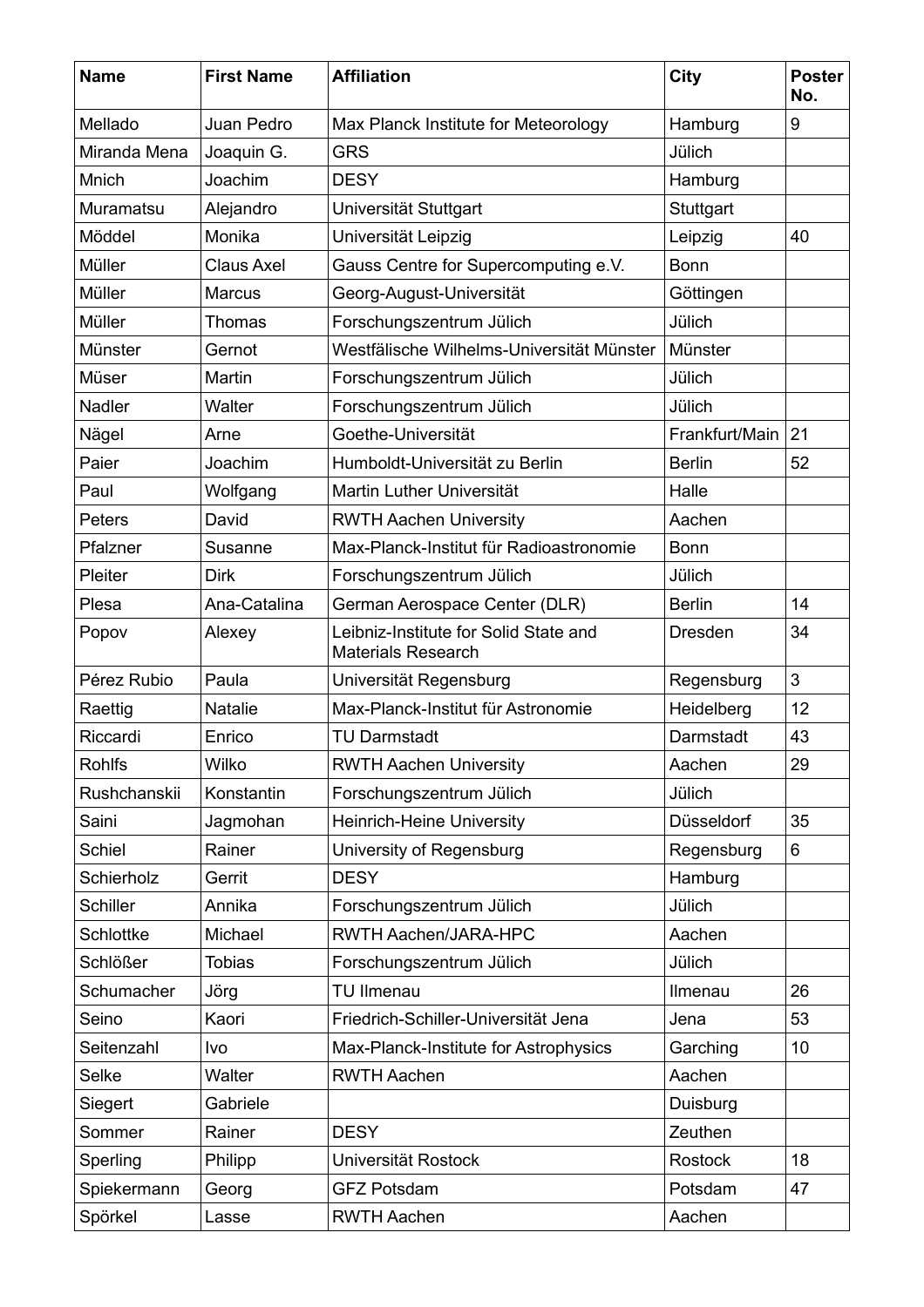| Name | First Name | Affiliation | City | Poster No. |
| --- | --- | --- | --- | --- |
| Mellado | Juan Pedro | Max Planck Institute for Meteorology | Hamburg | 9 |
| Miranda Mena | Joaquin G. | GRS | Jülich | |
| Mnich | Joachim | DESY | Hamburg | |
| Muramatsu | Alejandro | Universität Stuttgart | Stuttgart | |
| Möddel | Monika | Universität Leipzig | Leipzig | 40 |
| Müller | Claus Axel | Gauss Centre for Supercomputing e.V. | Bonn | |
| Müller | Marcus | Georg-August-Universität | Göttingen | |
| Müller | Thomas | Forschungszentrum Jülich | Jülich | |
| Münster | Gernot | Westfälische Wilhelms-Universität Münster | Münster | |
| Müser | Martin | Forschungszentrum Jülich | Jülich | |
| Nadler | Walter | Forschungszentrum Jülich | Jülich | |
| Nägel | Arne | Goethe-Universität | Frankfurt/Main | 21 |
| Paier | Joachim | Humboldt-Universität zu Berlin | Berlin | 52 |
| Paul | Wolfgang | Martin Luther Universität | Halle | |
| Peters | David | RWTH Aachen University | Aachen | |
| Pfalzner | Susanne | Max-Planck-Institut für Radioastronomie | Bonn | |
| Pleiter | Dirk | Forschungszentrum Jülich | Jülich | |
| Plesa | Ana-Catalina | German Aerospace Center (DLR) | Berlin | 14 |
| Popov | Alexey | Leibniz-Institute for Solid State and Materials Research | Dresden | 34 |
| Pérez Rubio | Paula | Universität Regensburg | Regensburg | 3 |
| Raettig | Natalie | Max-Planck-Institut für Astronomie | Heidelberg | 12 |
| Riccardi | Enrico | TU Darmstadt | Darmstadt | 43 |
| Rohlfs | Wilko | RWTH Aachen University | Aachen | 29 |
| Rushchanskii | Konstantin | Forschungszentrum Jülich | Jülich | |
| Saini | Jagmohan | Heinrich-Heine University | Düsseldorf | 35 |
| Schiel | Rainer | University of Regensburg | Regensburg | 6 |
| Schierholz | Gerrit | DESY | Hamburg | |
| Schiller | Annika | Forschungszentrum Jülich | Jülich | |
| Schlottke | Michael | RWTH Aachen/JARA-HPC | Aachen | |
| Schlößer | Tobias | Forschungszentrum Jülich | Jülich | |
| Schumacher | Jörg | TU Ilmenau | Ilmenau | 26 |
| Seino | Kaori | Friedrich-Schiller-Universität Jena | Jena | 53 |
| Seitenzahl | Ivo | Max-Planck-Institute for Astrophysics | Garching | 10 |
| Selke | Walter | RWTH Aachen | Aachen | |
| Siegert | Gabriele | | Duisburg | |
| Sommer | Rainer | DESY | Zeuthen | |
| Sperling | Philipp | Universität Rostock | Rostock | 18 |
| Spiekermann | Georg | GFZ Potsdam | Potsdam | 47 |
| Spörkel | Lasse | RWTH Aachen | Aachen | |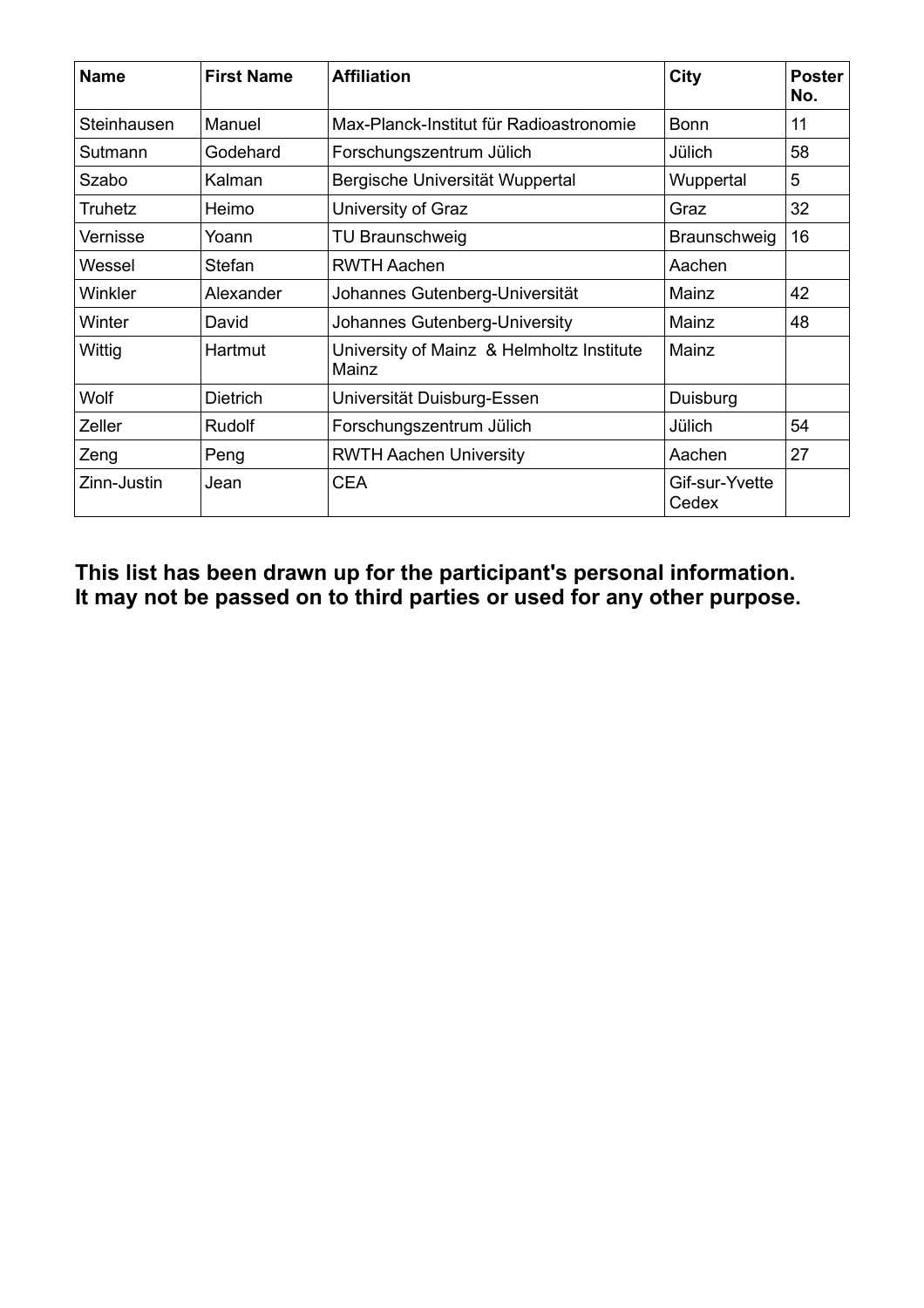| Name | First Name | Affiliation | City | Poster No. |
|---|---|---|---|---|
| Steinhausen | Manuel | Max-Planck-Institut für Radioastronomie | Bonn | 11 |
| Sutmann | Godehard | Forschungszentrum Jülich | Jülich | 58 |
| Szabo | Kalman | Bergische Universität Wuppertal | Wuppertal | 5 |
| Truhetz | Heimo | University of Graz | Graz | 32 |
| Vernisse | Yoann | TU Braunschweig | Braunschweig | 16 |
| Wessel | Stefan | RWTH Aachen | Aachen | |
| Winkler | Alexander | Johannes Gutenberg-Universität | Mainz | 42 |
| Winter | David | Johannes Gutenberg-University | Mainz | 48 |
| Wittig | Hartmut | University of Mainz & Helmholtz Institute Mainz | Mainz | |
| Wolf | Dietrich | Universität Duisburg-Essen | Duisburg | |
| Zeller | Rudolf | Forschungszentrum Jülich | Jülich | 54 |
| Zeng | Peng | RWTH Aachen University | Aachen | 27 |
| Zinn-Justin | Jean | CEA | Gif-sur-Yvette Cedex | |

**This list has been drawn up for the participant's personal information. It may not be passed on to third parties or used for any other purpose.**